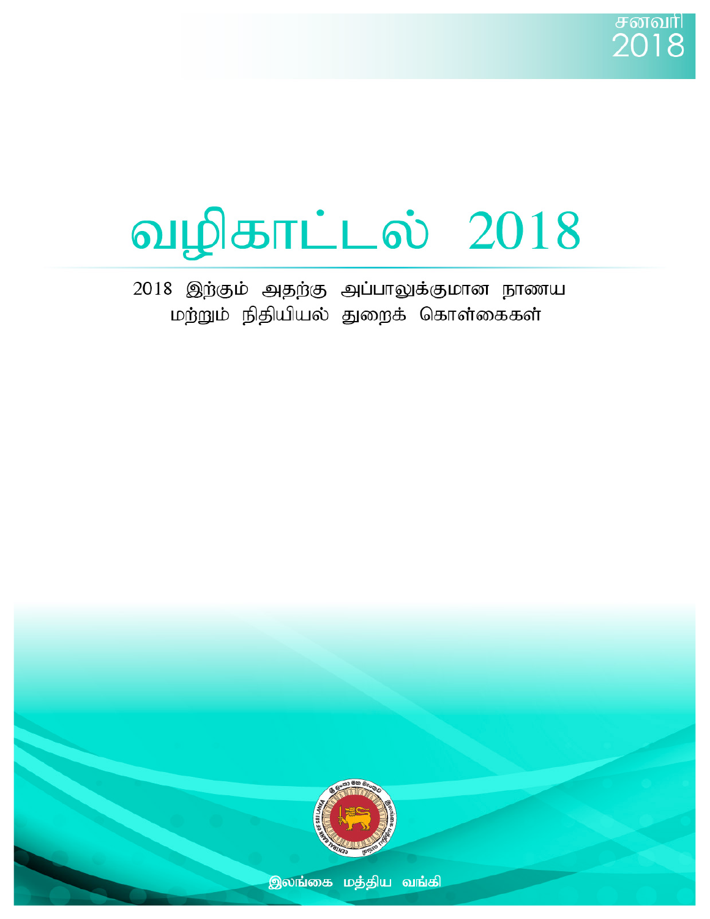சனவரி 2018

# வழிகாட்டல் 2018

2018 இற்கும் அதற்கு அப்பாலுக்குமான நாணய மற்றும் நிதியியல் துறைக் கொள்கைகள்

இலங்கை மத்திய வங்கி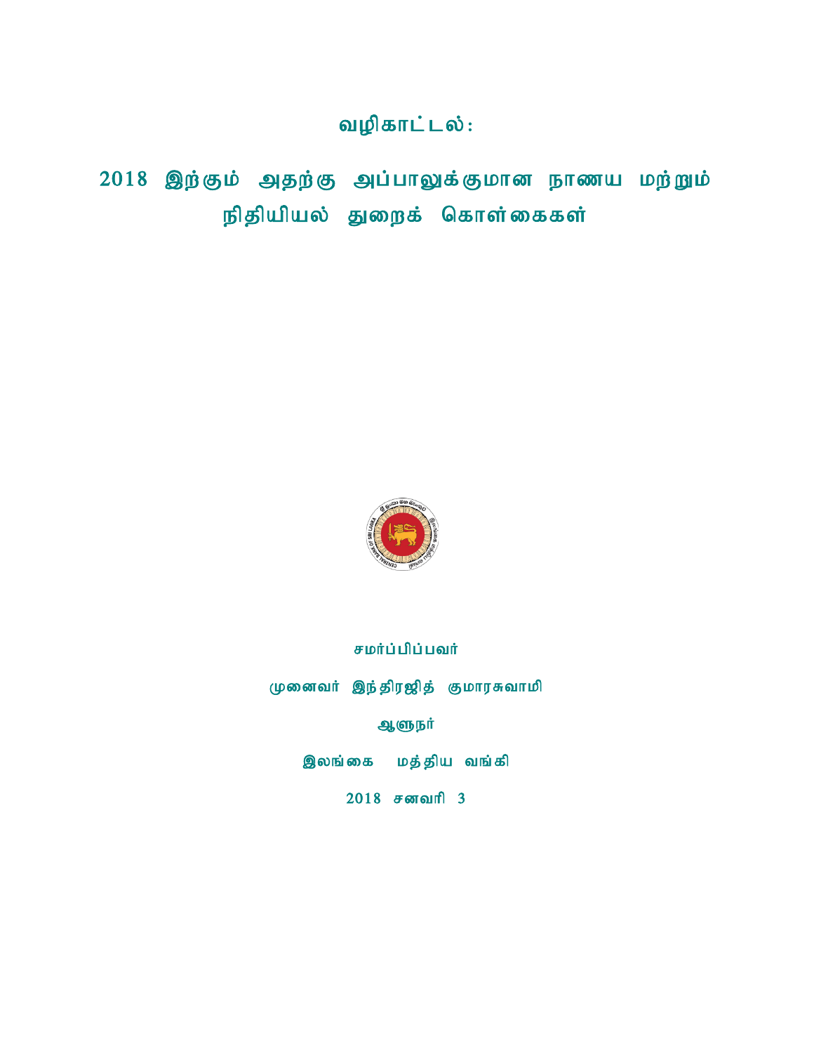# வழிகாட்டல்:

# 2018 இற்கும் அதற்கு அப்பாலுக்குமான நாணய மற்றும் நிதியியல் துறைக் கொள்கைகள்

சமர்ப்பிப்பவர்

முனைவர் இந்திரஜித் குமாரசுவாமி

ஆளுநர்

இலங்கை மத்திய வங்கி

2018 சனவரி 3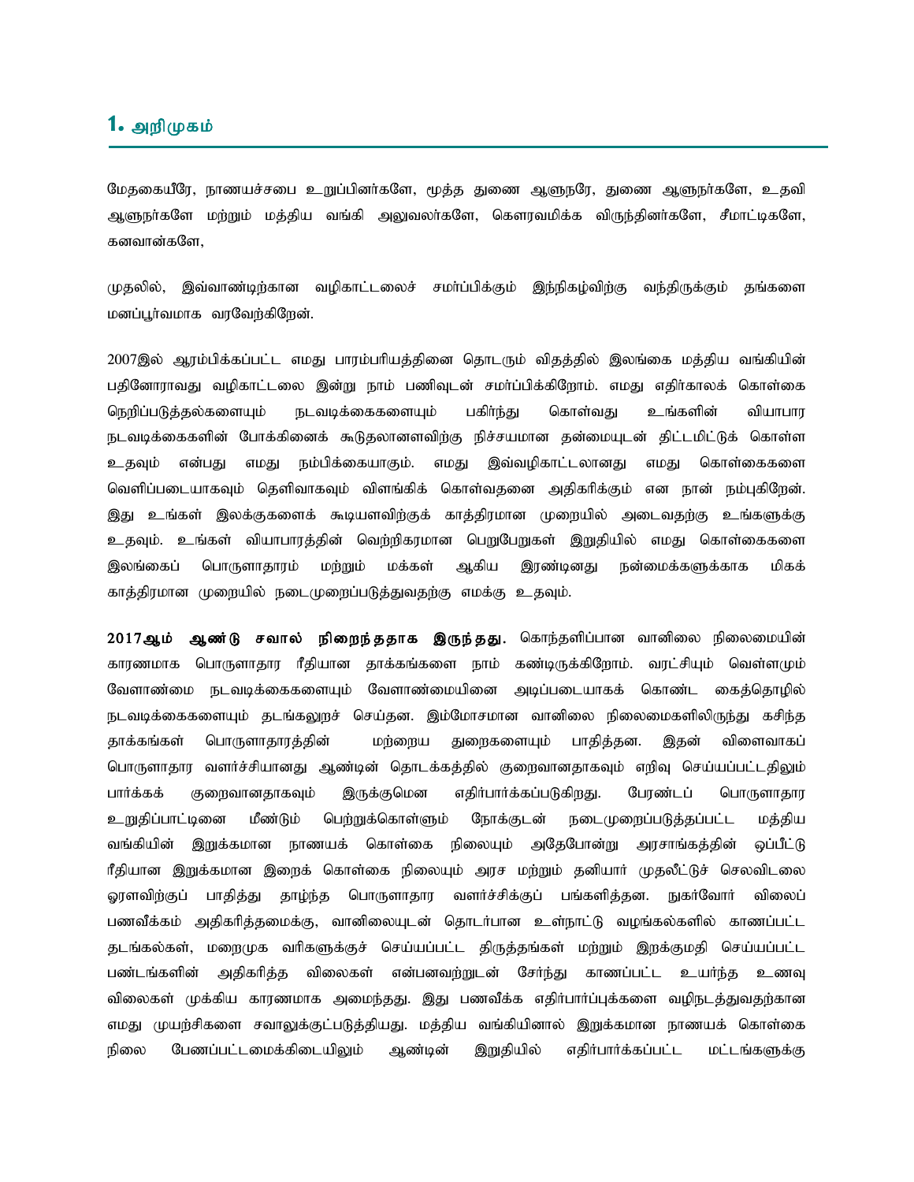# 1. அறிமுகம்

மேதகையீரே, நாணயச்சபை உறுப்பினர்களே, மூத்த துணை ஆளுநரே, துணை ஆளுநர்களே, உதவி ஆளுநர்களே மற்றும் மத்திய வங்கி அலுவலர்களே, கௌரவமிக்க விருந்தினர்களே, சீமாட்டிகளே, கனவான்களே,

முதலில், இவ்வாண்டிற்கான வழிகாட்டலைச் சமர்ப்பிக்கும் இந்நிகழ்விற்கு வந்திருக்கும் தங்களை மனப்பூர்வமாக வரவேற்கிறேன்.

2007இல் ஆரம்பிக்கப்பட்ட எமது பாரம்பரியத்தினை தொடரும் விதத்தில் இலங்கை மத்திய வங்கியின் பதினோராவது வழிகாட்டலை இன்று நாம் பணிவுடன் சமர்ப்பிக்கிறோம். எமது எதிர்காலக் கொள்கை நெறிப்படுத்தல்களையும் நடவடிக்கைகளையும் பகிர்ந்து கொள்வது உங்களின் வியாபார நடவடிக்கைகளின் போக்கினைக் கூடுதலானளவிற்கு நிச்சயமான தன்மையுடன் திட்டமிட்டுக் கொள்ள உதவும் என்பது எமது நம்பிக்கையாகும். எமது இவ்வழிகாட்டலானது எமது கொள்கைகளை வெளிப்படையாகவும் தெளிவாகவும் விளங்கிக் கொள்வதனை அதிகரிக்கும் என நான் நம்புகிறேன். இது உங்கள் இலக்குகளைக் கூடியளவிற்குக் காத்திரமான முறையில் அடைவதற்கு உங்களுக்கு உதவும். உங்கள் வியாபாரத்தின் வெற்றிகரமான பெறுபேறுகள் இறுதியில் எமது கொள்கைகளை இலங்கைப் பொருளாதாரம் மற்றும் மக்கள் ஆகிய இரண்டினது நன்மைக்களுக்காக மிகக் காத்திரமான முறையில் நடைமுறைப்படுத்துவதற்கு எமக்கு உதவும்.

**2017ஆம் ஆண்டு சவால் நிறைந்ததாக இருந்தது.** கொந்தளிப்பான வானிலை நிலைமையின் காரணமாக பொருளாதார ரீதியான தாக்கங்களை நாம் கண்டிருக்கிறோம். வரட்சியும் வெள்ளமும் வேளாண்மை நடவடிக்கைகளையும் வேளாண்மையினை அடிப்படையாகக் கொண்ட கைத்தொழில் நடவடிக்கைகளையும் தடங்கலுறச் செய்தன. இம்மோசமான வானிலை நிலைமைகளிலிருந்து கசிந்த தாக்கங்கள் பொருளாதாரத்தின் மற்றைய துறைகளையும் பாதித்தன. இதன் விளைவாகப் பொருளாதார வளர்ச்சியானது ஆண்டின் தொடக்கத்தில் குறைவானதாகவும் எறிவு செய்யப்பட்டதிலும் பார்க்கக் குறைவானதாகவும் இருக்குமென எதிர்பார்க்கப்படுகிறது. பேரண்டப் பொருளாதார உறுதிப்பாட்டினை மீண்டும் பெற்றுக்கொள்ளும் நோக்குடன் நடைமுறைப்படுத்தப்பட்ட மத்திய வங்கியின் இறுக்கமான நாணயக் கொள்கை நிலையும் அதேபோன்று அரசாங்கத்தின் ஒப்பீட்டு ரீதியான இறுக்கமான இறைக் கொள்கை நிலையும் அரச மற்றும் தனியார் முதலீட்டுச் செலவிடலை ஓரளவிற்குப் பாதித்து தாழ்ந்த பொருளாதார வளர்ச்சிக்குப் பங்களித்தன. நுகர்வோர் விலைப் பணவீக்கம் அதிகரித்தமைக்கு, வானிலையுடன் தொடர்பான உள்நாட்டு வழங்கல்களில் காணப்பட்ட தடங்கல்கள், மறைமுக வரிகளுக்குச் செய்யப்பட்ட திருத்தங்கள் மற்றும் இறக்குமதி செய்யப்பட்ட பண்டங்களின் அதிகரித்த விலைகள் என்பனவற்றுடன் சேர்ந்து காணப்பட்ட உயர்ந்த உணவு விலைகள் முக்கிய காரணமாக அமைந்தது. இது பணவீக்க எதிர்பார்ப்புக்களை வழிநடத்துவதற்கான எமது முயற்சிகளை சவாலுக்குட்படுத்தியது. மத்திய வங்கியினால் இறுக்கமான நாணயக் கொள்கை நிலை பேணப்பட்டமைக்கிடையிலும் ஆண்டின் இறுதியில் எதிர்பார்க்கப்பட்ட மட்டங்களுக்கு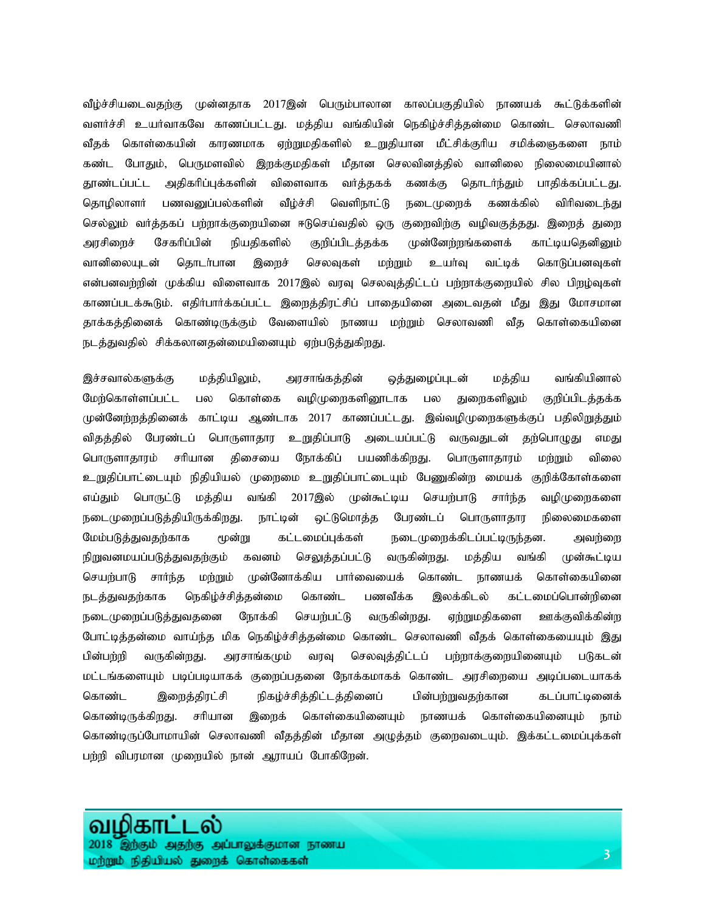வீழ்ச்சியடைவதற்கு முன்னதாக 2017இன் பெரும்பாலான காலப்பகுதியில் நாணயக் கூட்டுக்களின் வளர்ச்சி உயர்வாகவே காணப்பட்டது. மத்திய வங்கியின் நெகிழ்ச்சித்தன்மை கொண்ட செலாவணி வீதக் கொள்கையின் காரணமாக ஏற்றுமதிகளில் உறுதியான மீட்சிக்குரிய சமிக்ஞைகளை நாம் கண்ட போதும், பெருமளவில் இறக்குமதிகள் மீதான செலவினத்தில் வானிலை நிலைமையினால் தூண்டப்பட்ட அதிகரிப்புக்களின் விளைவாக வர்த்தகக் கணக்கு தொடர்ந்தும் பாதிக்கப்பட்டது. தொழிலாளர் பணவனுப்பல்களின் வீழ்ச்சி வெளிநாட்டு நடைமுறைக் கணக்கில் விரிவடைந்து செல்லும் வர்த்தகப் பற்றாக்குறையினை ஈடுசெய்வதில் ஒரு குறைவிற்கு வழிவகுத்தது. இறைத் துறை அரசிறைச் சேகரிப்பின் நியதிகளில் குறிப்பிடத்தக்க முன்னேற்றங்களைக் காட்டியதெனினும் வானிலையுடன் தொடர்பான இறைச் செலவுகள் மற்றும் உயர்வு வட்டிக் கொடுப்பனவுகள் என்பனவற்றின் முக்கிய விளைவாக 2017இல் வரவு செலவுத்திட்டப் பற்றாக்குறையில் சில பிறழ்வுகள் காணப்படக்கூடும். எதிர்பார்க்கப்பட்ட இறைத்திரட்சிப் பாதையினை அடைவதன் மீது இது மோசமான தாக்கத்தினைக் கொண்டிருக்கும் வேளையில் நாணய மற்றும் செலாவணி வீத கொள்கையினை நடத்துவதில் சிக்கலானதன்மையினையும் ஏற்படுத்துகிறது.

இச்சவால்களுக்கு மத்தியிலும், அரசாங்கத்தின் ஒத்துழைப்புடன் மத்திய வங்கியினால் மேற்கொள்ளப்பட்ட பல கொள்கை வழிமுறைகளினூடாக பல துறைகளிலும் குறிப்பிடத்தக்க முன்னேற்றத்தினைக் காட்டிய ஆண்டாக 2017 காணப்பட்டது. இவ்வழிமுறைகளுக்குப் பதிலிறுத்தும் விதத்தில் பேரண்டப் பொருளாதார உறுதிப்பாடு அடையப்பட்டு வருவதுடன் தற்பொழுது எமது பொருளாதாரம் சரியான திசையை நோக்கிப் பயணிக்கிறது. பொருளாதாரம் மற்றும் விலை உறுதிப்பாட்டையும் நிதியியல் முறைமை உறுதிப்பாட்டையும் பேணுகின்ற மையக் குறிக்கோள்களை எய்தும் பொருட்டு மத்திய வங்கி 2017இல் முன்கூட்டிய செயற்பாடு சார்ந்த வழிமுறைகளை நடைமுறைப்படுத்தியிருக்கிறது. நாட்டின் ஒட்டுமொத்த பேரண்டப் பொருளாதார நிலைமைகளை மேம்படுத்துவதற்காக மூன்று கட்டமைப்புக்கள் நடைமுறைக்கிடப்பட்டிருந்தன. அவற்றை நிறுவனமயப்படுத்துவதற்கும் கவனம் செலுத்தப்பட்டு வருகின்றது. மத்திய வங்கி முன்கூட்டிய செயற்பாடு சார்ந்த மற்றும் முன்னோக்கிய பார்வையைக் கொண்ட நாணயக் கொள்கையினை நடத்துவதற்காக நெகிழ்ச்சித்தன்மை கொண்ட பணவீக்க இலக்கிடல் கட்டமைப்பொன்றினை நடைமுறைப்படுத்துவதனை நோக்கி செயற்பட்டு வருகின்றது. ஏற்றுமதிகளை ஊக்குவிக்கின்ற போட்டித்தன்மை வாய்ந்த மிக நெகிழ்ச்சித்தன்மை கொண்ட செலாவணி வீதக் கொள்கையையும் இது பின்பற்றி வருகின்றது. அரசாங்கமும் வரவு செலவுத்திட்டப் பற்றாக்குறையினையும் படுகடன் மட்டங்களையும் படிப்படியாகக் குறைப்பதனை நோக்கமாகக் கொண்ட அரசிறையை அடிப்படையாகக் கொண்ட இறைத்திரட்சி நிகழ்ச்சித்திட்டத்தினைப் பின்பற்றுவதற்கான கடப்பாட்டினைக் கொண்டிருக்கிறது. சரியான இறைக் கொள்கையினையும் நாணயக் கொள்கையினையும் நாம் கொண்டிருப்போமாயின் செலாவணி வீதத்தின் மீதான அழுத்தம் குறைவடையும். இக்கட்டமைப்புக்கள் பற்றி விபரமான முறையில் நான் ஆராயப் போகிறேன்.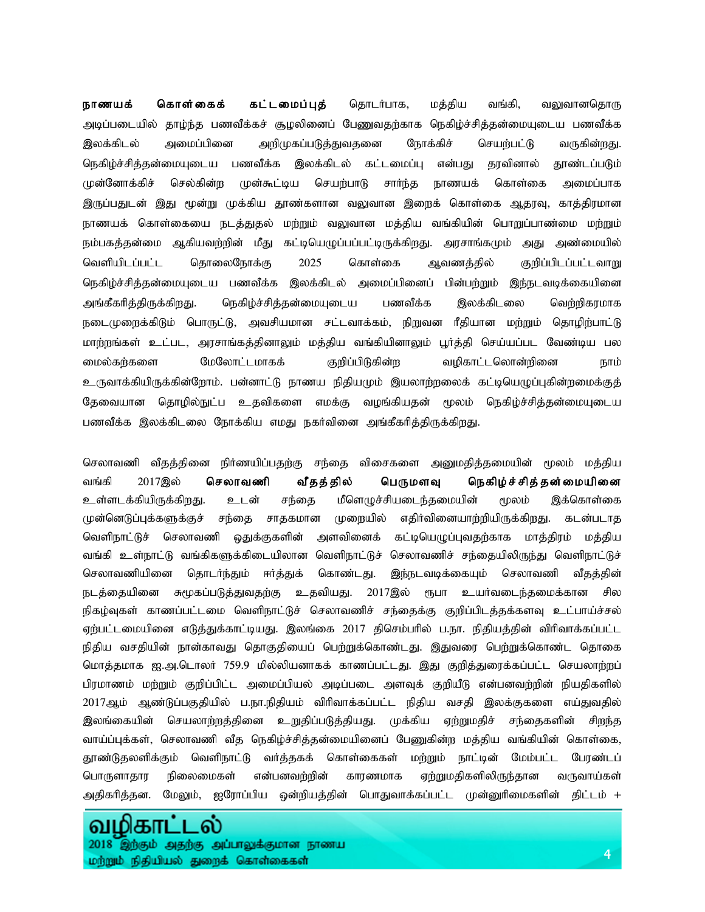**நாணயக் கொள்கைக் கட்டமைப்புத்** தொடர்பாக, மத்திய வங்கி, வலுவானதொரு அடிப்படையில் தாழ்ந்த பணவீக்கச் சூழலினைப் பேணுவதற்காக நெகிழ்ச்சித்தன்மையுடைய பணவீக்க இலக்கிடல் அமைப்பினை அறிமுகப்படுத்துவதனை நோக்கிச் செயற்பட்டு வருகின்றது. நெகிழ்ச்சித்தன்மையுடைய பணவீக்க இலக்கிடல் கட்டமைப்பு என்பது தரவினால் தூண்டப்படும் முன்னோக்கிச் செல்கின்ற முன்கூட்டிய செயற்பாடு சார்ந்த நாணயக் கொள்கை அமைப்பாக இருப்பதுடன் இது மூன்று முக்கிய தூண்களான வலுவான இறைக் கொள்கை ஆதரவு, காத்திரமான நாணயக் கொள்கையை நடத்துதல் மற்றும் வலுவான மத்திய வங்கியின் பொறுப்பாண்மை மற்றும் நம்பகத்தன்மை ஆகியவற்றின் மீது கட்டியெழுப்பப்பட்டிருக்கிறது. அரசாங்கமும் அது அண்மையில் வெளியிடப்பட்ட தொலைநோக்கு 2025 கொள்கை ஆவணத்தில் குறிப்பிடப்பட்டவாறு நெகிழ்ச்சித்தன்மையுடைய பணவீக்க இலக்கிடல் அமைப்பினைப் பின்பற்றும் இந்நடவடிக்கையினை அங்கீகரித்திருக்கிறது. நெகிழ்ச்சித்தன்மையுடைய பணவீக்க இலக்கிடலை வெற்றிகரமாக நடைமுறைக்கிடும் பொருட்டு, அவசியமான சட்டவாக்கம், நிறுவன ரீதியான மற்றும் தொழிற்பாட்டு மாற்றங்கள் உட்பட, அரசாங்கத்தினாலும் மத்திய வங்கியினாலும் பூர்த்தி செய்யப்பட வேண்டிய பல மைல்கற்களை மேலோட்டமாகக் குறிப்பிடுகின்ற வழிகாட்டலொன்றினை நாம் உருவாக்கியிருக்கின்றோம். பன்னாட்டு நாணய நிதியமும் இயலாற்றலைக் கட்டியெழுப்புகின்றமைக்குத் தேவையான தொழில்நுட்ப உதவிகளை எமக்கு வழங்கியதன் மூலம் நெகிழ்ச்சித்தன்மையுடைய பணவீக்க இலக்கிடலை நோக்கிய எமது நகர்வினை அங்கீகரித்திருக்கிறது.

செலாவணி வீதத்தினை நிர்ணயிப்பதற்கு சந்தை விசைகளை அனுமதித்தமையின் மூலம் மத்திய வங்கி 2017இல் **செலாவணி வீதத்தில் பெருமளவு நெகிழ்ச்சித்தன்மையினை** உள்ளடக்கியிருக்கிறது. உடன் சந்தை மீளெழுச்சியடைந்தமையின் மூலம் இக்கொள்கை முன்னெடுப்புக்களுக்குச் சந்தை சாதகமான முறையில் எதிர்வினையாற்றியிருக்கிறது. கடன்படாத வெளிநாட்டுச் செலாவணி ஒதுக்குகளின் அளவினைக் கட்டியெழுப்புவதற்காக மாத்திரம் மத்திய வங்கி உள்நாட்டு வங்கிகளுக்கிடையிலான வெளிநாட்டுச் செலாவணிச் சந்தையிலிருந்து வெளிநாட்டுச் செலாவணியினை தொடர்ந்தும் ஈர்த்துக் கொண்டது. இந்நடவடிக்கையும் செலாவணி வீதத்தின் நடத்தையினை சுமூகப்படுத்துவதற்கு உதவியது. 2017இல் ரூபா உயர்வடைந்தமைக்கான சில நிகழ்வுகள் காணப்பட்டமை வெளிநாட்டுச் செலாவணிச் சந்தைக்கு குறிப்பிடத்தக்களவு உட்பாய்ச்சல் ஏற்பட்டமையினை எடுத்துக்காட்டியது. இலங்கை 2017 திசெம்பரில் ப.நா. நிதியத்தின் விரிவாக்கப்பட்ட நிதிய வசதியின் நான்காவது தொகுதியைப் பெற்றுக்கொண்டது. இதுவரை பெற்றுக்கொண்ட தொகை மொத்தமாக ஐ.அ.டொலர் 759.9 மில்லியனாகக் காணப்பட்டது. இது குறித்துரைக்கப்பட்ட செயலாற்றுப் பிரமாணம் மற்றும் குறிப்பிட்ட அமைப்பியல் அடிப்படை அளவுக் குறியீடு என்பனவற்றின் நியதிகளில் 2017ஆம் ஆண்டுப்பகுதியில் ப.நா.நிதியம் விரிவாக்கப்பட்ட நிதிய வசதி இலக்குகளை எய்துவதில் இலங்கையின் செயலாற்றத்தினை உறுதிப்படுத்தியது. முக்கிய ஏற்றுமதிச் சந்தைகளின் சிறந்த வாய்ப்புக்கள், செலாவணி வீத நெகிழ்ச்சித்தன்மையினைப் பேணுகின்ற மத்திய வங்கியின் கொள்கை, தூண்டுதலளிக்கும் வெளிநாட்டு வர்த்தகக் கொள்கைகள் மற்றும் நாட்டின் மேம்பட்ட பேரண்டப் பொருளாதார நிலைமைகள் என்பனவற்றின் காரணமாக ஏற்றுமதிகளிலிருந்தான வருவாய்கள் அதிகரித்தன. மேலும், ஐரோப்பிய ஒன்றியத்தின் பொதுவாக்கப்பட்ட முன்னுரிமைகளின் திட்டம் +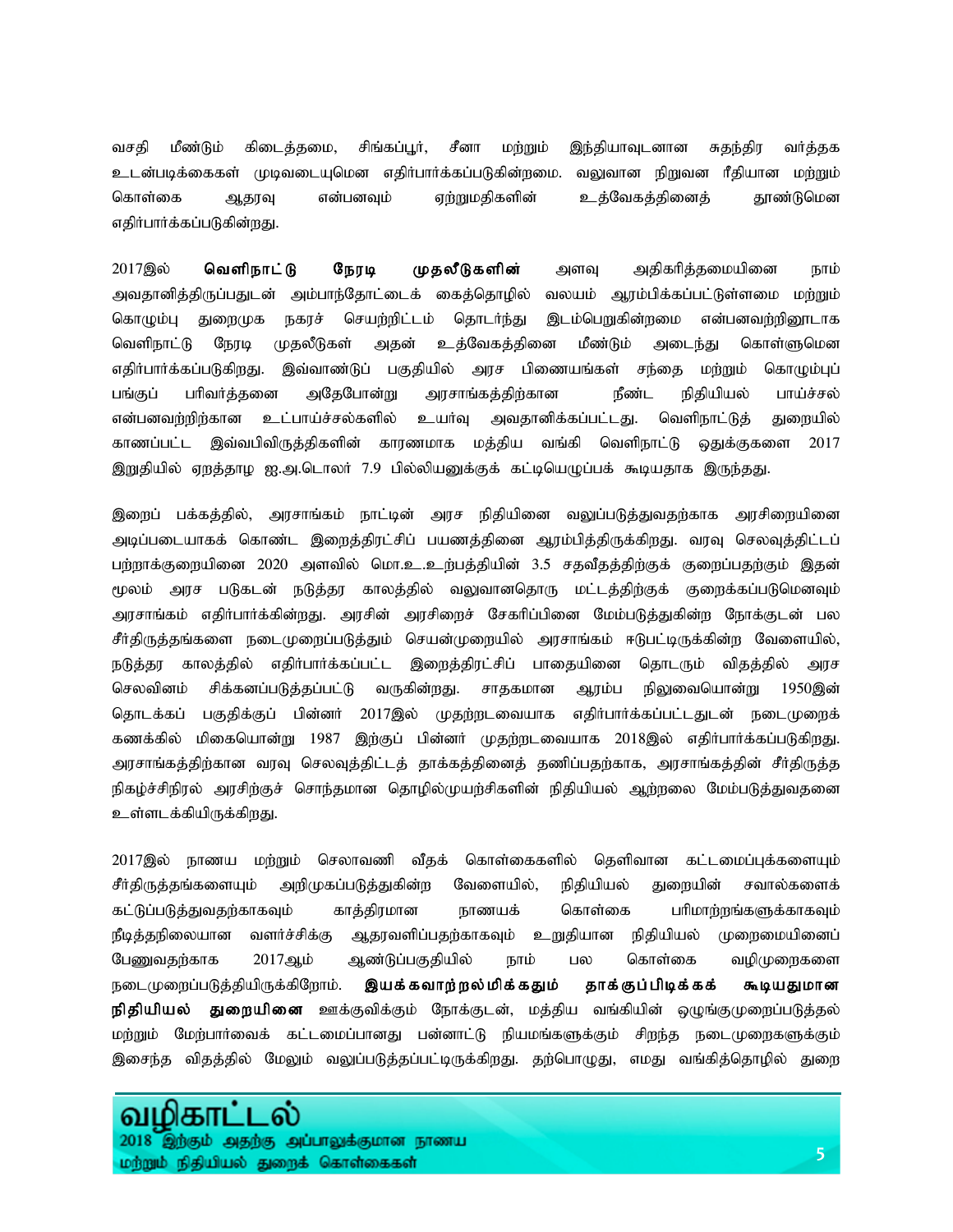வசதி மீண்டும் கிடைத்தமை, சிங்கப்பூர், சீனா மற்றும் இந்தியாவுடனான சுதந்திர வர்த்தக உடன்படிக்கைகள் முடிவடையுமென எதிர்பார்க்கப்படுகின்றமை. வலுவான நிறுவன ரீதியான மற்றும் கொள்கை ஆதரவு என்பனவும் ஏற்றுமதிகளின் உத்வேகத்தினைத் தூண்டுமென எதிர்பார்க்கப்படுகின்றது.

2017இல் **வெளிநாட்டு நேரடி முதலீடுகளின்** அளவு அதிகரித்தமையினை நாம் அவதானித்திருப்பதுடன் அம்பாந்தோட்டைக் கைத்தொழில் வலயம் ஆரம்பிக்கப்பட்டுள்ளமை மற்றும் கொழும்பு துறைமுக நகரச் செயற்றிட்டம் தொடர்ந்து இடம்பெறுகின்றமை என்பனவற்றினூடாக வெளிநாட்டு நேரடி முதலீடுகள் அதன் உத்வேகத்தினை மீண்டும் அடைந்து கொள்ளுமென எதிர்பார்க்கப்படுகிறது. இவ்வாண்டுப் பகுதியில் அரச பிணையங்கள் சந்தை மற்றும் கொழும்புப் பங்குப் பரிவர்த்தனை அதேபோன்று அரசாங்கத்திற்கான நீண்ட நிதியியல் பாய்ச்சல் என்பனவற்றிற்கான உட்பாய்ச்சல்களில் உயர்வு அவதானிக்கப்பட்டது. வெளிநாட்டுத் துறையில் காணப்பட்ட இவ்வபிவிருத்திகளின் காரணமாக மத்திய வங்கி வெளிநாட்டு ஒதுக்குகளை 2017 இறுதியில் ஏறத்தாழ ஐ.அ.டொலர் 7.9 பில்லியனுக்குக் கட்டியெழுப்பக் கூடியதாக இருந்தது.

இறைப் பக்கத்தில், அரசாங்கம் நாட்டின் அரச நிதியினை வலுப்படுத்துவதற்காக அரசிறையினை அடிப்படையாகக் கொண்ட இறைத்திரட்சிப் பயணத்தினை ஆரம்பித்திருக்கிறது. வரவு செலவுத்திட்டப் பற்றாக்குறையினை 2020 அளவில் மொ.உ.உற்பத்தியின் 3.5 சதவீதத்திற்குக் குறைப்பதற்கும் இதன் மூலம் அரச படுகடன் நடுத்தர காலத்தில் வலுவானதொரு மட்டத்திற்குக் குறைக்கப்படுமெனவும் அரசாங்கம் எதிர்பார்க்கின்றது. அரசின் அரசிறைச் சேகரிப்பினை மேம்படுத்துகின்ற நோக்குடன் பல சீர்திருத்தங்களை நடைமுறைப்படுத்தும் செயன்முறையில் அரசாங்கம் ஈடுபட்டிருக்கின்ற வேளையில், நடுத்தர காலத்தில் எதிர்பார்க்கப்பட்ட இறைத்திரட்சிப் பாதையினை தொடரும் விதத்தில் அரச செலவினம் சிக்கனப்படுத்தப்பட்டு வருகின்றது. சாதகமான ஆரம்ப நிலுவையொன்று 1950இன் தொடக்கப் பகுதிக்குப் பின்னர் 2017இல் முதற்றடவையாக எதிர்பார்க்கப்பட்டதுடன் நடைமுறைக் கணக்கில் மிகையொன்று 1987 இற்குப் பின்னர் முதற்றடவையாக 2018இல் எதிர்பார்க்கப்படுகிறது. அரசாங்கத்திற்கான வரவு செலவுத்திட்டத் தாக்கத்தினைத் தணிப்பதற்காக, அரசாங்கத்தின் சீர்திருத்த நிகழ்ச்சிநிரல் அரசிற்குச் சொந்தமான தொழில்முயற்சிகளின் நிதியியல் ஆற்றலை மேம்படுத்துவதனை உள்ளடக்கியிருக்கிறது.

2017இல் நாணய மற்றும் செலாவணி வீதக் கொள்கைகளில் தெளிவான கட்டமைப்புக்களையும் சீர்திருத்தங்களையும் அறிமுகப்படுத்துகின்ற வேளையில், நிதியியல் துறையின் சவால்களைக் கட்டுப்படுத்துவதற்காகவும் காத்திரமான நாணயக் கொள்கை பரிமாற்றங்களுக்காகவும் நீடித்தநிலையான வளர்ச்சிக்கு ஆதரவளிப்பதற்காகவும் உறுதியான நிதியியல் முறைமையினைப் பேணுவதற்காக 2017ஆம் ஆண்டுப்பகுதியில் நாம் பல கொள்கை வழிமுறைகளை நடைமுறைப்படுத்தியிருக்கிறோம். **இயக்கவாற்றல்மிக்கதும் தாக்குப்பிடிக்கக் கூடியதுமான நிதியியல் துறையினை** ஊக்குவிக்கும் நோக்குடன், மத்திய வங்கியின் ஒழுங்குமுறைப்படுத்தல் மற்றும் மேற்பார்வைக் கட்டமைப்பானது பன்னாட்டு நியமங்களுக்கும் சிறந்த நடைமுறைகளுக்கும் இசைந்த விதத்தில் மேலும் வலுப்படுத்தப்பட்டிருக்கிறது. தற்பொழுது, எமது வங்கித்தொழில் துறை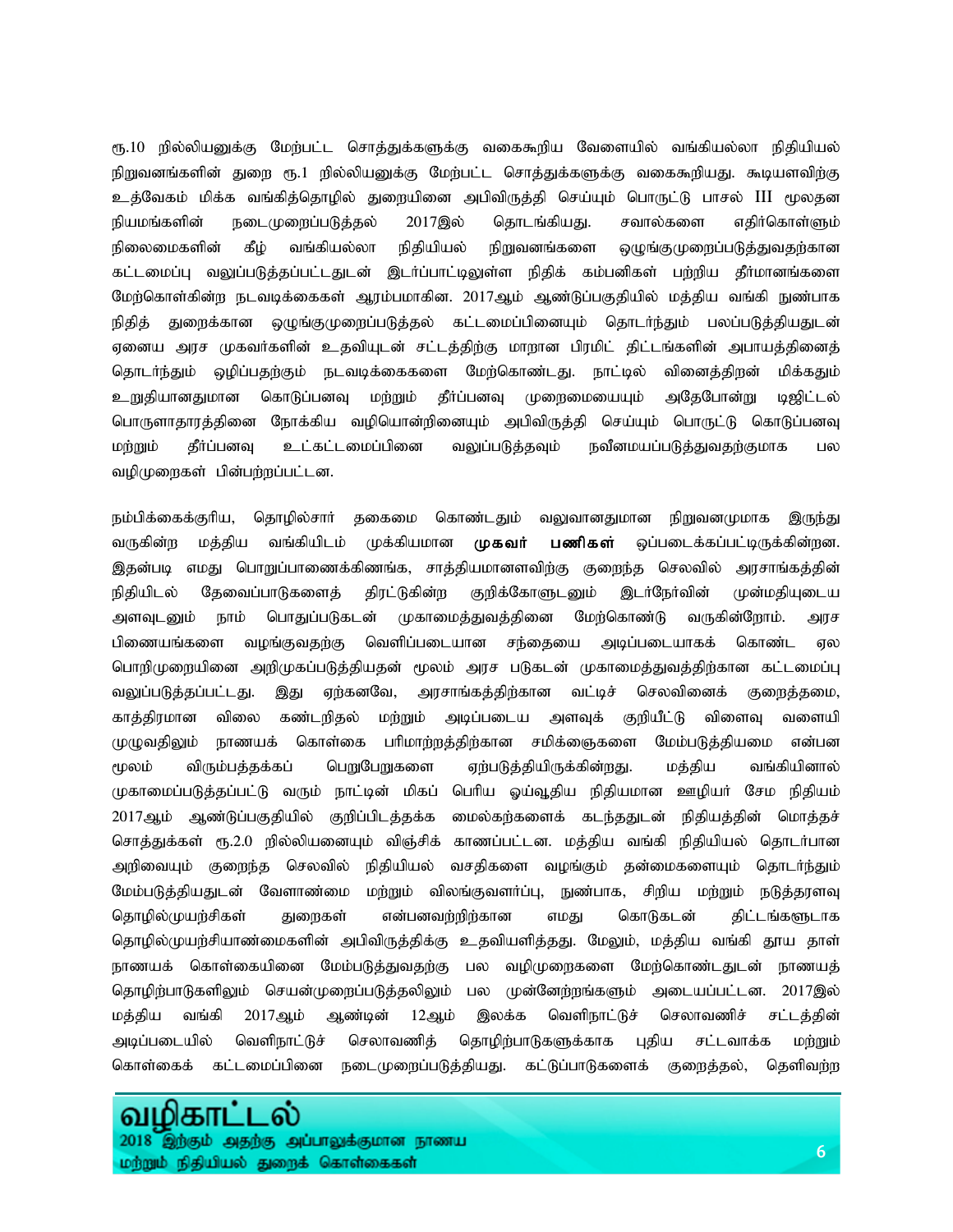ரூ.10 றில்லியனுக்கு மேற்பட்ட சொத்துக்களுக்கு வகைகூறிய வேளையில் வங்கியல்லா நிதியியல் நிறுவனங்களின் துறை ரூ.1 றில்லியனுக்கு மேற்பட்ட சொத்துக்களுக்கு வகைகூறியது. கூடியளவிற்கு உத்வேகம் மிக்க வங்கித்தொழில் துறையினை அபிவிருத்தி செய்யும் பொருட்டு பாசல் III மூலதன நியமங்களின் நடைமுறைப்படுத்தல் 2017இல் தொடங்கியது. சவால்களை எதிர்கொள்ளும் நிலைமைகளின் கீழ் வங்கியல்லா நிதியியல் நிறுவனங்களை ஒழுங்குமுறைப்படுத்துவதற்கான கட்டமைப்பு வலுப்படுத்தப்பட்டதுடன் இடர்ப்பாட்டிலுள்ள நிதிக் கம்பனிகள் பற்றிய தீர்மானங்களை மேற்கொள்கின்ற நடவடிக்கைகள் ஆரம்பமாகின. 2017ஆம் ஆண்டுப்பகுதியில் மத்திய வங்கி நுண்பாக நிதித் துறைக்கான ஒழுங்குமுறைப்படுத்தல் கட்டமைப்பினையும் தொடர்ந்தும் பலப்படுத்தியதுடன் ஏனைய அரச முகவர்களின் உதவியுடன் சட்டத்திற்கு மாறான பிரமிட் திட்டங்களின் அபாயத்தினைத் தொடர்ந்தும் ஒழிப்பதற்கும் நடவடிக்கைகளை மேற்கொண்டது. நாட்டில் வினைத்திறன் மிக்கதும் உறுதியானதுமான கொடுப்பனவு மற்றும் தீர்ப்பனவு முறைமையையும் அதேபோன்று டிஜிட்டல் பொருளாதாரத்தினை நோக்கிய வழியொன்றினையும் அபிவிருத்தி செய்யும் பொருட்டு கொடுப்பனவு மற்றும் தீர்ப்பனவு உட்கட்டமைப்பினை வலுப்படுத்தவும் நவீனமயப்படுத்துவதற்குமாக பல வழிமுறைகள் பின்பற்றப்பட்டன.

நம்பிக்கைக்குரிய, தொழில்சார் தகைமை கொண்டதும் வலுவானதுமான நிறுவனமுமாக இருந்து வருகின்ற மத்திய வங்கியிடம் முக்கியமான **முகவர் பணிகள்** ஒப்படைக்கப்பட்டிருக்கின்றன. இதன்படி எமது பொறுப்பாணைக்கிணங்க, சாத்தியமானளவிற்கு குறைந்த செலவில் அரசாங்கத்தின் நிதியிடல் தேவைப்பாடுகளைத் திரட்டுகின்ற குறிக்கோளுடனும் இடர்நேர்வின் முன்மதியுடைய அளவுடனும் நாம் பொதுப்படுகடன் முகாமைத்துவத்தினை மேற்கொண்டு வருகின்றோம். அரச பிணையங்களை வழங்குவதற்கு வெளிப்படையான சந்தையை அடிப்படையாகக் கொண்ட ஏல பொறிமுறையினை அறிமுகப்படுத்தியதன் மூலம் அரச படுகடன் முகாமைத்துவத்திற்கான கட்டமைப்பு வலுப்படுத்தப்பட்டது. இது ஏற்கனவே, அரசாங்கத்திற்கான வட்டிச் செலவினைக் குறைத்தமை, காத்திரமான விலை கண்டறிதல் மற்றும் அடிப்படைய அளவுக் குறியீட்டு விளைவு வளையி முழுவதிலும் நாணயக் கொள்கை பரிமாற்றத்திற்கான சமிக்ஞைகளை மேம்படுத்தியமை என்பன மூலம் விரும்பத்தக்கப் பெறுபேறுகளை ஏற்படுத்தியிருக்கின்றது. மத்திய வங்கியினால் முகாமைப்படுத்தப்பட்டு வரும் நாட்டின் மிகப் பெரிய ஓய்வூதிய நிதியமான ஊழியர் சேம நிதியம் 2017ஆம் ஆண்டுப்பகுதியில் குறிப்பிடத்தக்க மைல்கற்களைக் கடந்ததுடன் நிதியத்தின் மொத்தச் சொத்துக்கள் ரூ.2.0 றில்லியனையும் விஞ்சிக் காணப்பட்டன. மத்திய வங்கி நிதியியல் தொடர்பான அறிவையும் குறைந்த செலவில் நிதியியல் வசதிகளை வழங்கும் தன்மைகளையும் தொடர்ந்தும் மேம்படுத்தியதுடன் வேளாண்மை மற்றும் விலங்குவளர்ப்பு, நுண்பாக, சிறிய மற்றும் நடுத்தரளவு தொழில்முயற்சிகள் துறைகள் என்பனவற்றிற்கான எமது கொடுகடன் திட்டங்களூடாக தொழில்முயற்சியாண்மைகளின் அபிவிருத்திக்கு உதவியளித்தது. மேலும், மத்திய வங்கி தூய தாள் நாணயக் கொள்கையினை மேம்படுத்துவதற்கு பல வழிமுறைகளை மேற்கொண்டதுடன் நாணயத் தொழிற்பாடுகளிலும் செயன்முறைப்படுத்தலிலும் பல முன்னேற்றங்களும் அடையப்பட்டன. 2017இல் மத்திய வங்கி 2017ஆம் ஆண்டின் 12ஆம் இலக்க வெளிநாட்டுச் செலாவணிச் சட்டத்தின் அடிப்படையில் வெளிநாட்டுச் செலாவணித் தொழிற்பாடுகளுக்காக புதிய சட்டவாக்க மற்றும் கொள்கைக் கட்டமைப்பினை நடைமுறைப்படுத்தியது. கட்டுப்பாடுகளைக் குறைத்தல், தெளிவற்ற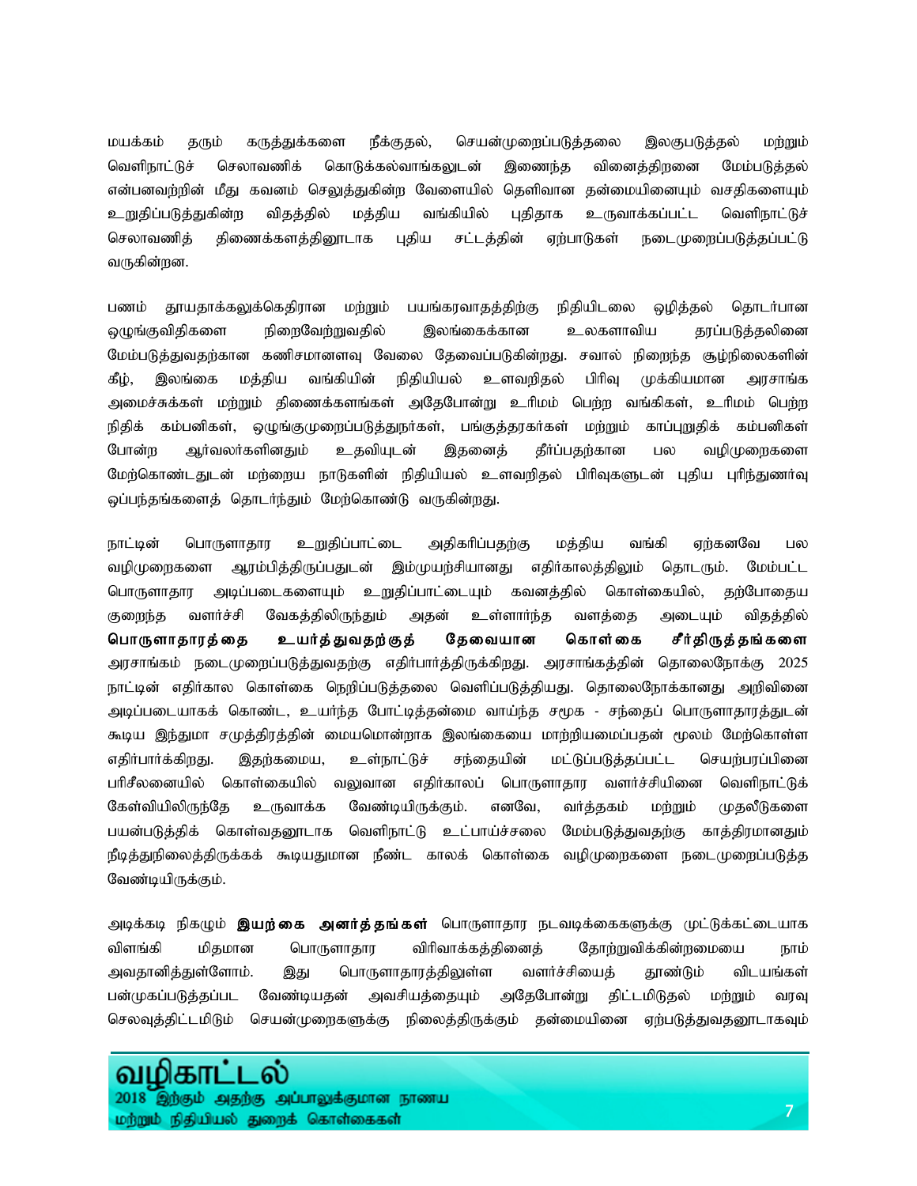மயக்கம் தரும் கருத்துக்களை நீக்குதல், செயன்முறைப்படுத்தலை இலகுபடுத்தல் மற்றும் வெளிநாட்டுச் செலாவணிக் கொடுக்கல்வாங்கலுடன் இணைந்த வினைத்திறனை மேம்படுத்தல் என்பனவற்றின் மீது கவனம் செலுத்துகின்ற வேளையில் தெளிவான தன்மையினையும் வசதிகளையும் உறுதிப்படுத்துகின்ற விதத்தில் மத்திய வங்கியில் புதிதாக உருவாக்கப்பட்ட வெளிநாட்டுச் செலாவணித் திணைக்களத்தினூடாக புதிய சட்டத்தின் ஏற்பாடுகள் நடைமுறைப்படுத்தப்பட்டு வருகின்றன.

பணம் தூயதாக்கலுக்கெதிரான மற்றும் பயங்கரவாதத்திற்கு நிதியிடலை ஒழித்தல் தொடர்பான ஒழுங்குவிதிகளை நிறைவேற்றுவதில் இலங்கைக்கான உலகளாவிய தரப்படுத்தலினை மேம்படுத்துவதற்கான கணிசமானளவு வேலை தேவைப்படுகின்றது. சவால் நிறைந்த சூழ்நிலைகளின் கீழ், இலங்கை மத்திய வங்கியின் நிதியியல் உளவறிதல் பிரிவு முக்கியமான அரசாங்க அமைச்சுக்கள் மற்றும் திணைக்களங்கள் அதேபோன்று உரிமம் பெற்ற வங்கிகள், உரிமம் பெற்ற நிதிக் கம்பனிகள், ஒழுங்குமுறைப்படுத்துநர்கள், பங்குத்தரகர்கள் மற்றும் காப்புறுதிக் கம்பனிகள் போன்ற ஆர்வலர்களினதும் உதவியுடன் இதனைத் தீர்ப்பதற்கான பல வழிமுறைகளை மேற்கொண்டதுடன் மற்றைய நாடுகளின் நிதியியல் உளவறிதல் பிரிவுகளுடன் புதிய புரிந்துணர்வு ஒப்பந்தங்களைத் தொடர்ந்தும் மேற்கொண்டு வருகின்றது.

நாட்டின் பொருளாதார உறுதிப்பாட்டை அதிகரிப்பதற்கு மத்திய வங்கி ஏற்கனவே பல வழிமுறைகளை ஆரம்பித்திருப்பதுடன் இம்முயற்சியானது எதிர்காலத்திலும் தொடரும். மேம்பட்ட பொருளாதார அடிப்படைகளையும் உறுதிப்பாட்டையும் கவனத்தில் கொள்கையில், தற்போதைய குறைந்த வளர்ச்சி வேகத்திலிருந்தும் அதன் உள்ளார்ந்த வளத்தை அடையும் விதத்தில் **பொருளாதாரத்தை உயர்த்துவதற்குத் தேவையான கொள்கை சீர்திருத்தங்களை** அரசாங்கம் நடைமுறைப்படுத்துவதற்கு எதிர்பார்த்திருக்கிறது. அரசாங்கத்தின் தொலைநோக்கு 2025 நாட்டின் எதிர்கால கொள்கை நெறிப்படுத்தலை வெளிப்படுத்தியது. தொலைநோக்கானது அறிவினை அடிப்படையாகக் கொண்ட, உயர்ந்த போட்டித்தன்மை வாய்ந்த சமூக - சந்தைப் பொருளாதாரத்துடன் கூடிய இந்துமா சமுத்திரத்தின் மையமொன்றாக இலங்கையை மாற்றியமைப்பதன் மூலம் மேற்கொள்ள எதிர்பார்க்கிறது. இதற்கமைய, உள்நாட்டுச் சந்தையின் மட்டுப்படுத்தப்பட்ட செயற்பரப்பினை பரிசீலனையில் கொள்கையில் வலுவான எதிர்காலப் பொருளாதார வளர்ச்சியினை வெளிநாட்டுக் கேள்வியிலிருந்தே உருவாக்க வேண்டியிருக்கும். எனவே, வர்த்தகம் மற்றும் முதலீடுகளை பயன்படுத்திக் கொள்வதனூடாக வெளிநாட்டு உட்பாய்ச்சலை மேம்படுத்துவதற்கு காத்திரமானதும் நீடித்துநிலைத்திருக்கக் கூடியதுமான நீண்ட காலக் கொள்கை வழிமுறைகளை நடைமுறைப்படுத்த வேண்டியிருக்கும்.

அடிக்கடி நிகழும் **இயற்கை அனர்த்தங்கள்** பொருளாதார நடவடிக்கைகளுக்கு முட்டுக்கட்டையாக விளங்கி மிதமான பொருளாதார விரிவாக்கத்தினைத் தோற்றுவிக்கின்றமையை நாம் அவதானித்துள்ளோம். இது பொருளாதாரத்திலுள்ள வளர்ச்சியைத் தூண்டும் விடயங்கள் பன்முகப்படுத்தப்பட வேண்டியதன் அவசியத்தையும் அதேபோன்று திட்டமிடுதல் மற்றும் வரவு செலவுத்திட்டமிடும் செயன்முறைகளுக்கு நிலைத்திருக்கும் தன்மையினை ஏற்படுத்துவதனூடாகவும்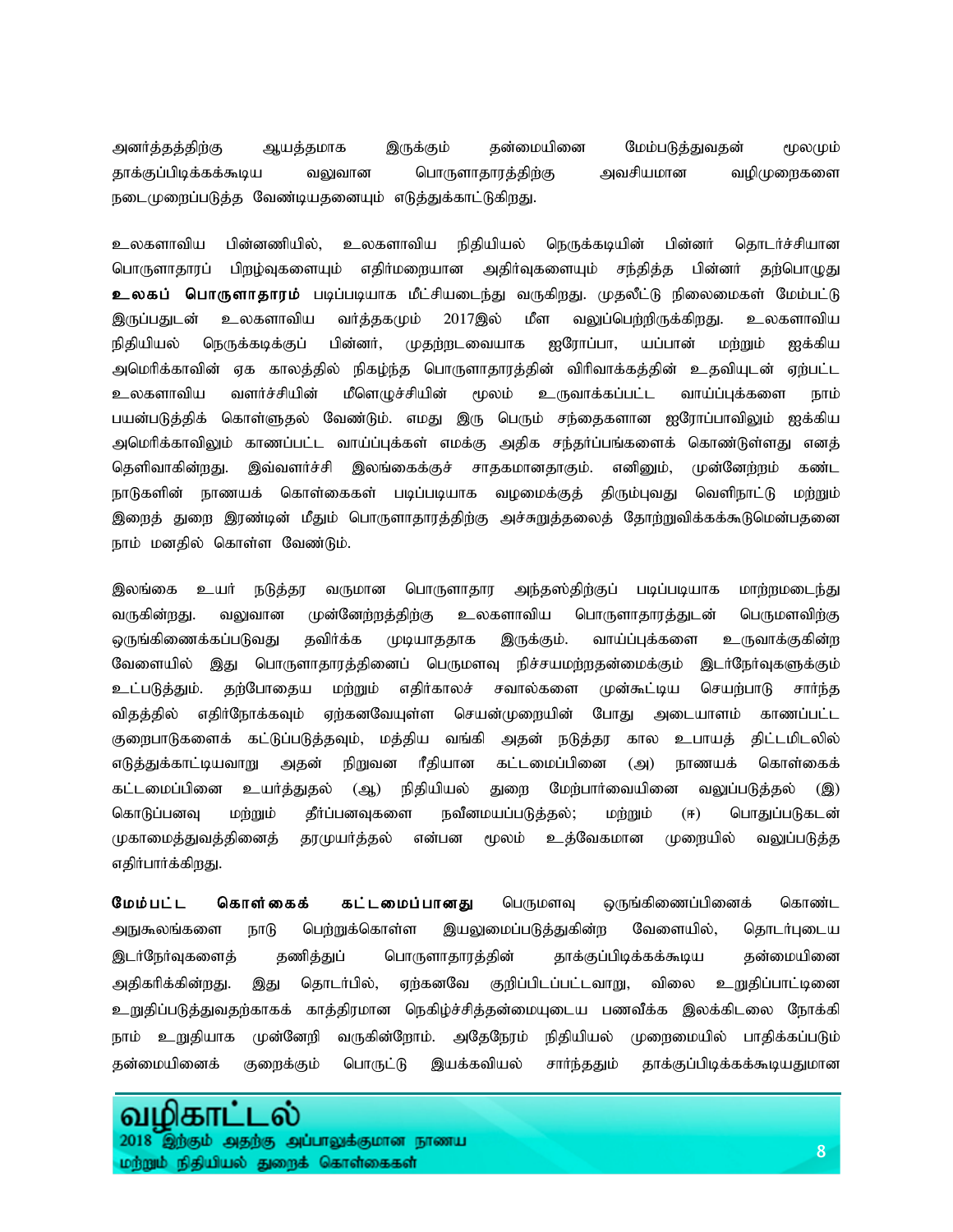அனர்த்தத்திற்கு ஆயத்தமாக இருக்கும் தன்மையினை மேம்படுத்துவதன் மூலமும் தாக்குப்பிடிக்கக்கூடிய வலுவான பொருளாதாரத்திற்கு அவசியமான வழிமுறைகளை நடைமுறைப்படுத்த வேண்டியதனையும் எடுத்துக்காட்டுகிறது.

உலகளாவிய பின்னணியில், உலகளாவிய நிதியியல் நெருக்கடியின் பின்னர் தொடர்ச்சியான பொருளாதாரப் பிறழ்வுகளையும் எதிர்மறையான அதிர்வுகளையும் சந்தித்த பின்னர் தற்பொழுது **உலகப் பொருளாதாரம்** படிப்படியாக மீட்சியடைந்து வருகிறது. முதலீட்டு நிலைமைகள் மேம்பட்டு இருப்பதுடன் உலகளாவிய வர்த்தகமும் 2017இல் மீள வலுப்பெற்றிருக்கிறது. உலகளாவிய நிதியியல் நெருக்கடிக்குப் பின்னர், முதற்றடவையாக ஐரோப்பா, யப்பான் மற்றும் ஐக்கிய அமெரிக்காவின் ஏக காலத்தில் நிகழ்ந்த பொருளாதாரத்தின் விரிவாக்கத்தின் உதவியுடன் ஏற்பட்ட உலகளாவிய வளர்ச்சியின் மீளெழுச்சியின் மூலம் உருவாக்கப்பட்ட வாய்ப்புக்களை நாம் பயன்படுத்திக் கொள்ளுதல் வேண்டும். எமது இரு பெரும் சந்தைகளான ஐரோப்பாவிலும் ஐக்கிய அமெரிக்காவிலும் காணப்பட்ட வாய்ப்புக்கள் எமக்கு அதிக சந்தர்ப்பங்களைக் கொண்டுள்ளது எனத் தெளிவாகின்றது. இவ்வளர்ச்சி இலங்கைக்குச் சாதகமானதாகும். எனினும், முன்னேற்றம் கண்ட நாடுகளின் நாணயக் கொள்கைகள் படிப்படியாக வழமைக்குத் திரும்புவது வெளிநாட்டு மற்றும் இறைத் துறை இரண்டின் மீதும் பொருளாதாரத்திற்கு அச்சுறுத்தலைத் தோற்றுவிக்கக்கூடுமென்பதனை நாம் மனதில் கொள்ள வேண்டும்.

இலங்கை உயர் நடுத்தர வருமான பொருளாதார அந்தஸ்திற்குப் படிப்படியாக மாற்றமடைந்து வருகின்றது. வலுவான முன்னேற்றத்திற்கு உலகளாவிய பொருளாதாரத்துடன் பெருமளவிற்கு ஒருங்கிணைக்கப்படுவது தவிர்க்க முடியாததாக இருக்கும். வாய்ப்புக்களை உருவாக்குகின்ற வேளையில் இது பொருளாதாரத்தினைப் பெருமளவு நிச்சயமற்றதன்மைக்கும் இடர்நேர்வுகளுக்கும் உட்படுத்தும். தற்போதைய மற்றும் எதிர்காலச் சவால்களை முன்கூட்டிய செயற்பாடு சார்ந்த விதத்தில் எதிர்நோக்கவும் ஏற்கனவேயுள்ள செயன்முறையின் போது அடையாளம் காணப்பட்ட குறைபாடுகளைக் கட்டுப்படுத்தவும், மத்திய வங்கி அதன் நடுத்தர கால உபாயத் திட்டமிடலில் எடுத்துக்காட்டியவாறு அதன் நிறுவன ரீதியான கட்டமைப்பினை (அ) நாணயக் கொள்கைக் கட்டமைப்பினை உயர்த்துதல் (ஆ) நிதியியல் துறை மேற்பார்வையினை வலுப்படுத்தல் (இ) கொடுப்பனவு மற்றும் தீர்ப்பனவுகளை நவீனமயப்படுத்தல்; மற்றும் (ஈ) பொதுப்படுகடன் முகாமைத்துவத்தினைத் தரமுயர்த்தல் என்பன மூலம் உத்வேகமான முறையில் வலுப்படுத்த எதிர்பார்க்கிறது.

**மேம்பட்ட கொள்கைக் கட்டமைப்பானது** பெருமளவு ஒருங்கிணைப்பினைக் கொண்ட அநுகூலங்களை நாடு பெற்றுக்கொள்ள இயலுமைப்படுத்துகின்ற வேளையில், தொடர்புடைய இடர்நேர்வுகளைத் தணித்துப் பொருளாதாரத்தின் தாக்குப்பிடிக்கக்கூடிய தன்மையினை அதிகரிக்கின்றது. இது தொடர்பில், ஏற்கனவே குறிப்பிடப்பட்டவாறு, விலை உறுதிப்பாட்டினை உறுதிப்படுத்துவதற்காகக் காத்திரமான நெகிழ்ச்சித்தன்மையுடைய பணவீக்க இலக்கிடலை நோக்கி நாம் உறுதியாக முன்னேறி வருகின்றோம். அதேநேரம் நிதியியல் முறைமையில் பாதிக்கப்படும் தன்மையினைக் குறைக்கும் பொருட்டு இயக்கவியல் சார்ந்ததும் தாக்குப்பிடிக்கக்கூடியதுமான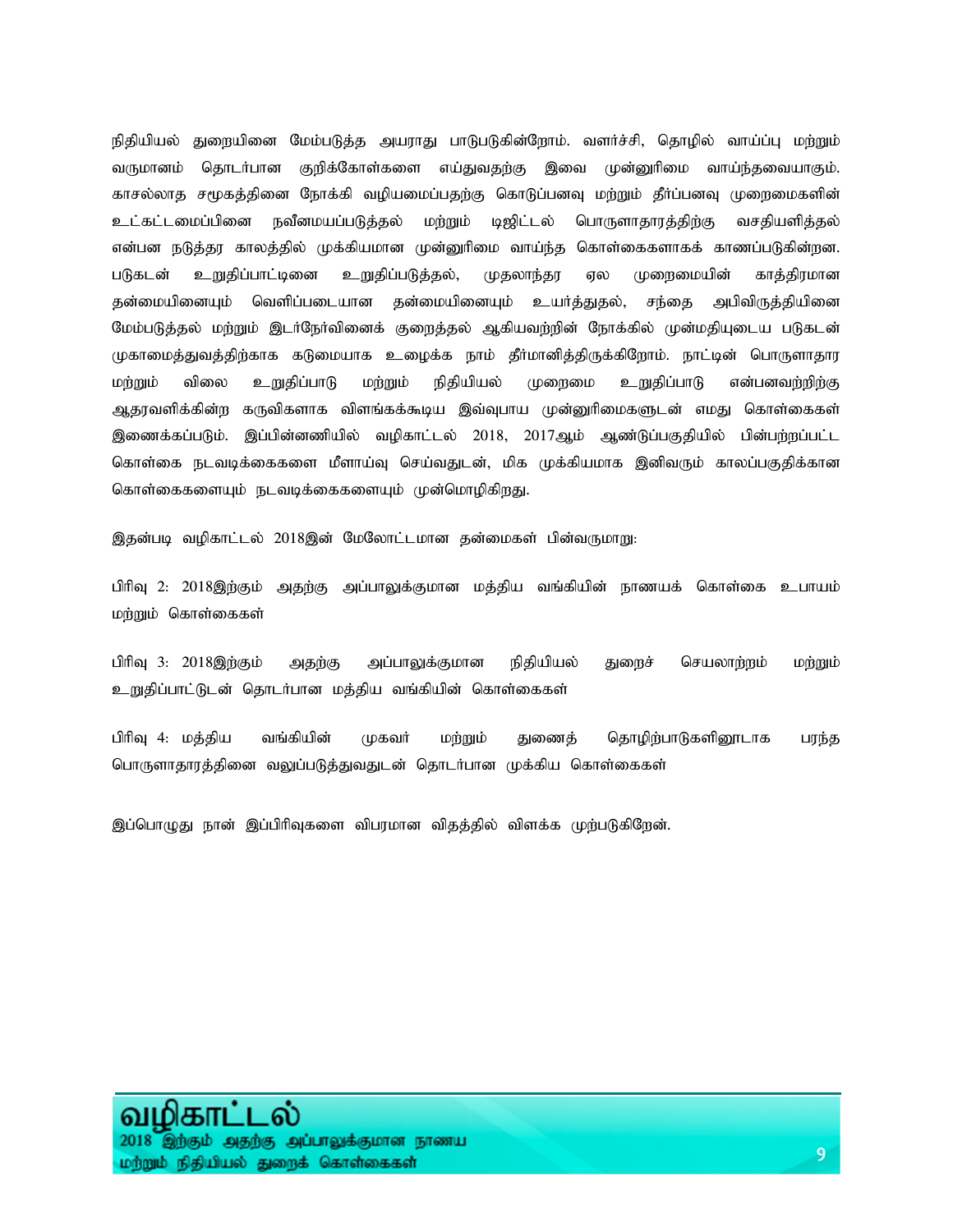நிதியியல் துறையினை மேம்படுத்த அயராது பாடுபடுகின்றோம். வளர்ச்சி, தொழில் வாய்ப்பு மற்றும் வருமானம் தொடர்பான குறிக்கோள்களை எய்துவதற்கு இவை முன்னுரிமை வாய்ந்தவையாகும். காசல்லாத சமூகத்தினை நோக்கி வழியமைப்பதற்கு கொடுப்பனவு மற்றும் தீர்ப்பனவு முறைமைகளின் உட்கட்டமைப்பினை நவீனமயப்படுத்தல் மற்றும் டிஜிட்டல் பொருளாதாரத்திற்கு வசதியளித்தல் என்பன நடுத்தர காலத்தில் முக்கியமான முன்னுரிமை வாய்ந்த கொள்கைகளாகக் காணப்படுகின்றன. படுகடன் உறுதிப்பாட்டினை உறுதிப்படுத்தல், முதலாந்தர ஏல முறைமையின் காத்திரமான தன்மையினையும் வெளிப்படையான தன்மையினையும் உயர்த்துதல், சந்தை அபிவிருத்தியினை மேம்படுத்தல் மற்றும் இடர்நேர்வினைக் குறைத்தல் ஆகியவற்றின் நோக்கில் முன்மதியுடைய படுகடன் முகாமைத்துவத்திற்காக கடுமையாக உழைக்க நாம் தீர்மானித்திருக்கிறோம். நாட்டின் பொருளாதார மற்றும் விலை உறுதிப்பாடு மற்றும் நிதியியல் முறைமை உறுதிப்பாடு என்பனவற்றிற்கு ஆதரவளிக்கின்ற கருவிகளாக விளங்கக்கூடிய இவ்வுபாய முன்னுரிமைகளுடன் எமது கொள்கைகள் இணைக்கப்படும். இப்பின்னணியில் வழிகாட்டல் 2018, 2017ஆம் ஆண்டுப்பகுதியில் பின்பற்றப்பட்ட கொள்கை நடவடிக்கைகளை மீளாய்வு செய்வதுடன், மிக முக்கியமாக இனிவரும் காலப்பகுதிக்கான கொள்கைகளையும் நடவடிக்கைகளையும் முன்மொழிகிறது.

இதன்படி வழிகாட்டல் 2018இன் மேலோட்டமான தன்மைகள் பின்வருமாறு:

பிரிவு 2: 2018இற்கும் அதற்கு அப்பாலுக்குமான மத்திய வங்கியின் நாணயக் கொள்கை உபாயம் மற்றும் கொள்கைகள்

பிரிவு 3: 2018இற்கும் அதற்கு அப்பாலுக்குமான நிதியியல் துறைச் செயலாற்றம் மற்றும் உறுதிப்பாட்டுடன் தொடர்பான மத்திய வங்கியின் கொள்கைகள்

பிரிவு 4: மத்திய வங்கியின் முகவர் மற்றும் துணைத் தொழிற்பாடுகளினூடாக பரந்த பொருளாதாரத்தினை வலுப்படுத்துவதுடன் தொடர்பான முக்கிய கொள்கைகள்

இப்பொழுது நான் இப்பிரிவுகளை விபரமான விதத்தில் விளக்க முற்படுகிறேன்.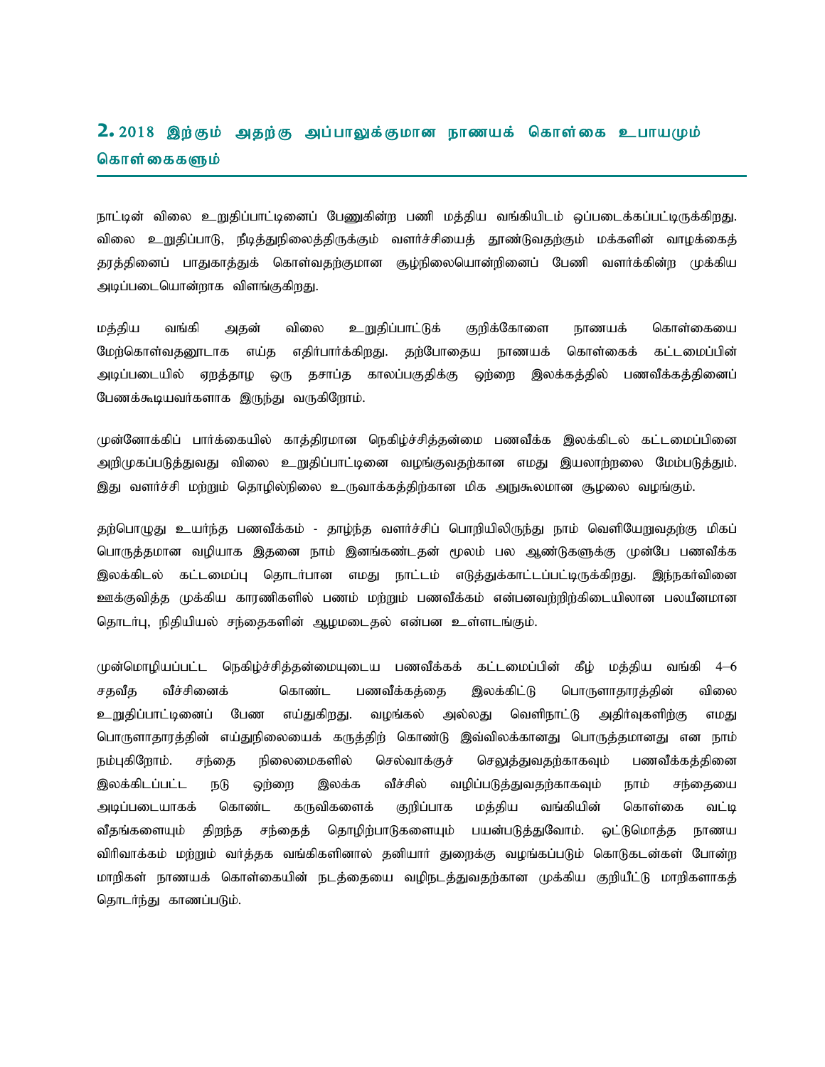## 2. 2018 இற்கும் அதற்கு அப்பாலுக்குமான நாணயக் கொள்கை உபாயமும் கொள்கைகளும்

நாட்டின் விலை உறுதிப்பாட்டினைப் பேணுகின்ற பணி மத்திய வங்கியிடம் ஒப்படைக்கப்பட்டிருக்கிறது. விலை உறுதிப்பாடு, நீடித்துநிலைத்திருக்கும் வளர்ச்சியைத் தூண்டுவதற்கும் மக்களின் வாழ்க்கைத் தரத்தினைப் பாதுகாத்துக் கொள்வதற்குமான சூழ்நிலையொன்றினைப் பேணி வளர்க்கின்ற முக்கிய அடிப்படையொன்றாக விளங்குகிறது.

மத்திய வங்கி அதன் விலை உறுதிப்பாட்டுக் குறிக்கோளை நாணயக் கொள்கையை மேற்கொள்வதனூடாக எய்த எதிர்பார்க்கிறது. தற்போதைய நாணயக் கொள்கைக் கட்டமைப்பின் அடிப்படையில் ஏறத்தாழ ஒரு தசாப்த காலப்பகுதிக்கு ஒற்றை இலக்கத்தில் பணவீக்கத்தினைப் பேணக்கூடியவர்களாக இருந்து வருகிறோம்.

முன்னோக்கிப் பார்க்கையில் காத்திரமான நெகிழ்ச்சித்தன்மை பணவீக்க இலக்கிடல் கட்டமைப்பினை அறிமுகப்படுத்துவது விலை உறுதிப்பாட்டினை வழங்குவதற்கான எமது இயலாற்றலை மேம்படுத்தும். இது வளர்ச்சி மற்றும் தொழில்நிலை உருவாக்கத்திற்கான மிக அநுகூலமான சூழலை வழங்கும்.

தற்பொழுது உயர்ந்த பணவீக்கம் - தாழ்ந்த வளர்ச்சிப் பொறியிலிருந்து நாம் வெளியேறுவதற்கு மிகப் பொருத்தமான வழியாக இதனை நாம் இனங்கண்டதன் மூலம் பல ஆண்டுகளுக்கு முன்பே பணவீக்க இலக்கிடல் கட்டமைப்பு தொடர்பான எமது நாட்டம் எடுத்துக்காட்டப்பட்டிருக்கிறது. இந்நகர்வினை ஊக்குவித்த முக்கிய காரணிகளில் பணம் மற்றும் பணவீக்கம் என்பனவற்றிற்கிடையிலான பலயீனமான தொடர்பு, நிதியியல் சந்தைகளின் ஆழமடைதல் என்பன உள்ளடங்கும்.

முன்மொழியப்பட்ட நெகிழ்ச்சித்தன்மையுடைய பணவீக்கக் கட்டமைப்பின் கீழ் மத்திய வங்கி 4–6 சதவீத வீச்சினைக் கொண்ட பணவீக்கத்தை இலக்கிட்டு பொருளாதாரத்தின் விலை உறுதிப்பாட்டினைப் பேண எய்துகிறது. வழங்கல் அல்லது வெளிநாட்டு அதிர்வுகளிற்கு எமது பொருளாதாரத்தின் எய்துநிலையைக் கருத்திற் கொண்டு இவ்விலக்கானது பொருத்தமானது என நாம் நம்புகிறோம். சந்தை நிலைமைகளில் செல்வாக்குச் செலுத்துவதற்காகவும் பணவீக்கத்தினை இலக்கிடப்பட்ட நடு ஒற்றை இலக்க வீச்சில் வழிப்படுத்துவதற்காகவும் நாம் சந்தையை அடிப்படையாகக் கொண்ட கருவிகளைக் குறிப்பாக மத்திய வங்கியின் கொள்கை வட்டி வீதங்களையும் திறந்த சந்தைத் தொழிற்பாடுகளையும் பயன்படுத்துவோம். ஒட்டுமொத்த நாணய விரிவாக்கம் மற்றும் வர்த்தக வங்கிகளினால் தனியார் துறைக்கு வழங்கப்படும் கொடுகடன்கள் போன்ற மாறிகள் நாணயக் கொள்கையின் நடத்தையை வழிநடத்துவதற்கான முக்கிய குறியீட்டு மாறிகளாகத் தொடர்ந்து காணப்படும்.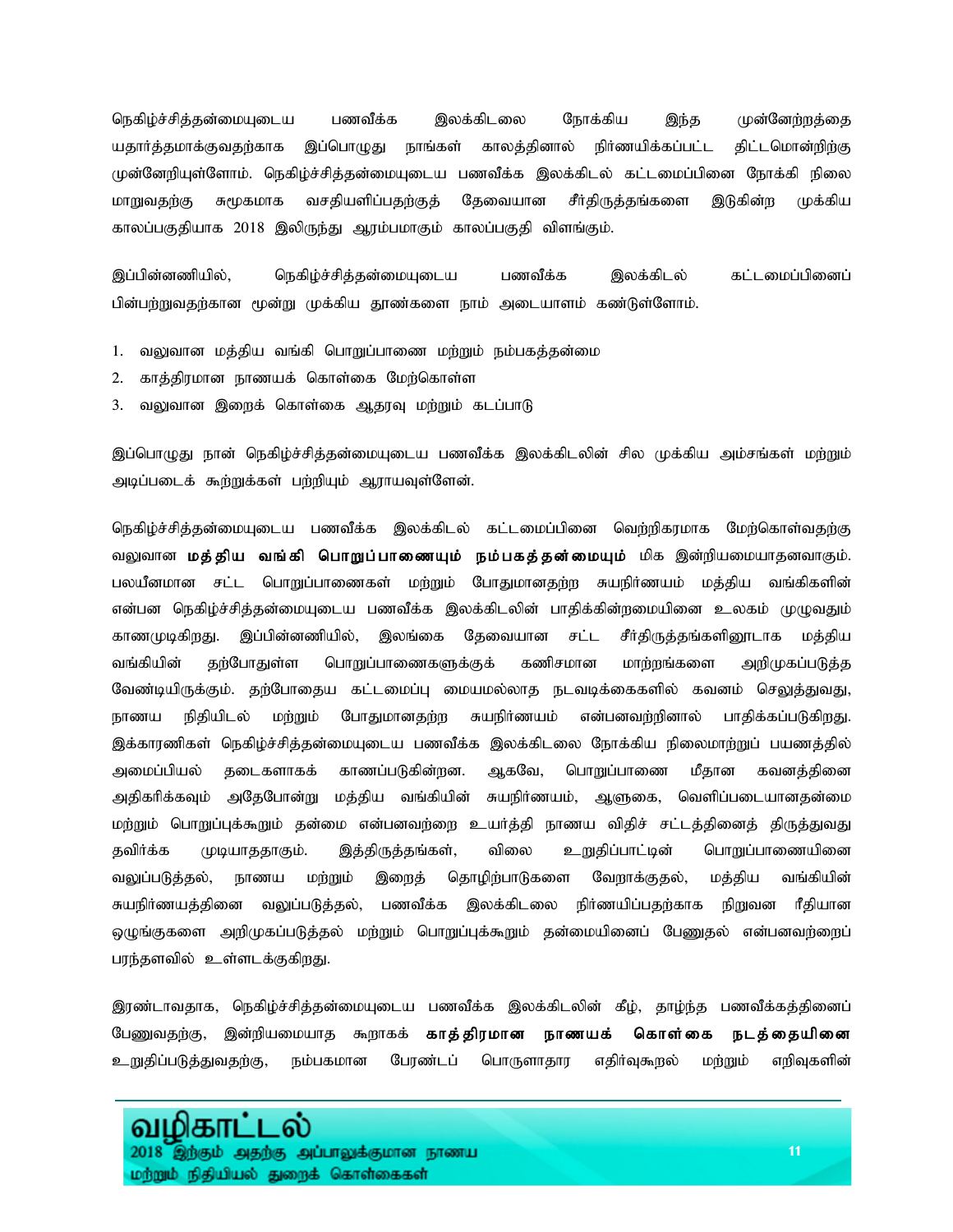நெகிழ்ச்சித்தன்மையுடைய பணவீக்க இலக்கிடலை நோக்கிய இந்த முன்னேற்றத்தை யதார்த்தமாக்குவதற்காக இப்பொழுது நாங்கள் காலத்தினால் நிர்ணயிக்கப்பட்ட திட்டமொன்றிற்கு முன்னேறியுள்ளோம். நெகிழ்ச்சித்தன்மையுடைய பணவீக்க இலக்கிடல் கட்டமைப்பினை நோக்கி நிலை மாறுவதற்கு சுமூகமாக வசதியளிப்பதற்குத் தேவையான சீர்திருத்தங்களை இடுகின்ற முக்கிய காலப்பகுதியாக 2018 இலிருந்து ஆரம்பமாகும் காலப்பகுதி விளங்கும்.

இப்பின்னணியில், நெகிழ்ச்சித்தன்மையுடைய பணவீக்க இலக்கிடல் கட்டமைப்பினைப் பின்பற்றுவதற்கான மூன்று முக்கிய தூண்களை நாம் அடையாளம் கண்டுள்ளோம்.

1. வலுவான மத்திய வங்கி பொறுப்பாணை மற்றும் நம்பகத்தன்மை
2. காத்திரமான நாணயக் கொள்கை மேற்கொள்ள
3. வலுவான இறைக் கொள்கை ஆதரவு மற்றும் கடப்பாடு

இப்பொழுது நான் நெகிழ்ச்சித்தன்மையுடைய பணவீக்க இலக்கிடலின் சில முக்கிய அம்சங்கள் மற்றும் அடிப்படைக் கூற்றுக்கள் பற்றியும் ஆராயவுள்ளேன்.

நெகிழ்ச்சித்தன்மையுடைய பணவீக்க இலக்கிடல் கட்டமைப்பினை வெற்றிகரமாக மேற்கொள்வதற்கு வலுவான **மத்திய வங்கி பொறுப்பாணையும் நம்பகத்தன்மையும்** மிக இன்றியமையாதனவாகும். பலயீனமான சட்ட பொறுப்பாணைகள் மற்றும் போதுமானதற்ற சுயநிர்ணயம் மத்திய வங்கிகளின் என்பன நெகிழ்ச்சித்தன்மையுடைய பணவீக்க இலக்கிடலின் பாதிக்கின்றமையினை உலகம் முழுவதும் காணமுடிகிறது. இப்பின்னணியில், இலங்கை தேவையான சட்ட சீர்திருத்தங்களினூடாக மத்திய வங்கியின் தற்போதுள்ள பொறுப்பாணைகளுக்குக் கணிசமான மாற்றங்களை அறிமுகப்படுத்த வேண்டியிருக்கும். தற்போதைய கட்டமைப்பு மையமல்லாத நடவடிக்கைகளில் கவனம் செலுத்துவது, நாணய நிதியிடல் மற்றும் போதுமானதற்ற சுயநிர்ணயம் என்பனவற்றினால் பாதிக்கப்படுகிறது. இக்காரணிகள் நெகிழ்ச்சித்தன்மையுடைய பணவீக்க இலக்கிடலை நோக்கிய நிலைமாற்றுப் பயணத்தில் அமைப்பியல் தடைகளாகக் காணப்படுகின்றன. ஆகவே, பொறுப்பாணை மீதான கவனத்தினை அதிகரிக்கவும் அதேபோன்று மத்திய வங்கியின் சுயநிர்ணயம், ஆளுகை, வெளிப்படையானதன்மை மற்றும் பொறுப்புக்கூறும் தன்மை என்பனவற்றை உயர்த்தி நாணய விதிச் சட்டத்தினைத் திருத்துவது தவிர்க்க முடியாததாகும். இத்திருத்தங்கள், விலை உறுதிப்பாட்டின் பொறுப்பாணையினை வலுப்படுத்தல், நாணய மற்றும் இறைத் தொழிற்பாடுகளை வேறாக்குதல், மத்திய வங்கியின் சுயநிர்ணயத்தினை வலுப்படுத்தல், பணவீக்க இலக்கிடலை நிர்ணயிப்பதற்காக நிறுவன ரீதியான ஒழுங்குகளை அறிமுகப்படுத்தல் மற்றும் பொறுப்புக்கூறும் தன்மையினைப் பேணுதல் என்பனவற்றைப் பரந்தளவில் உள்ளடக்குகிறது.

இரண்டாவதாக, நெகிழ்ச்சித்தன்மையுடைய பணவீக்க இலக்கிடலின் கீழ், தாழ்ந்த பணவீக்கத்தினைப் பேணுவதற்கு, இன்றியமையாத கூறாகக் **காத்திரமான நாணயக் கொள்கை நடத்தையினை** உறுதிப்படுத்துவதற்கு, நம்பகமான பேரண்டப் பொருளாதார எதிர்வுகூறல் மற்றும் எறிவுகளின்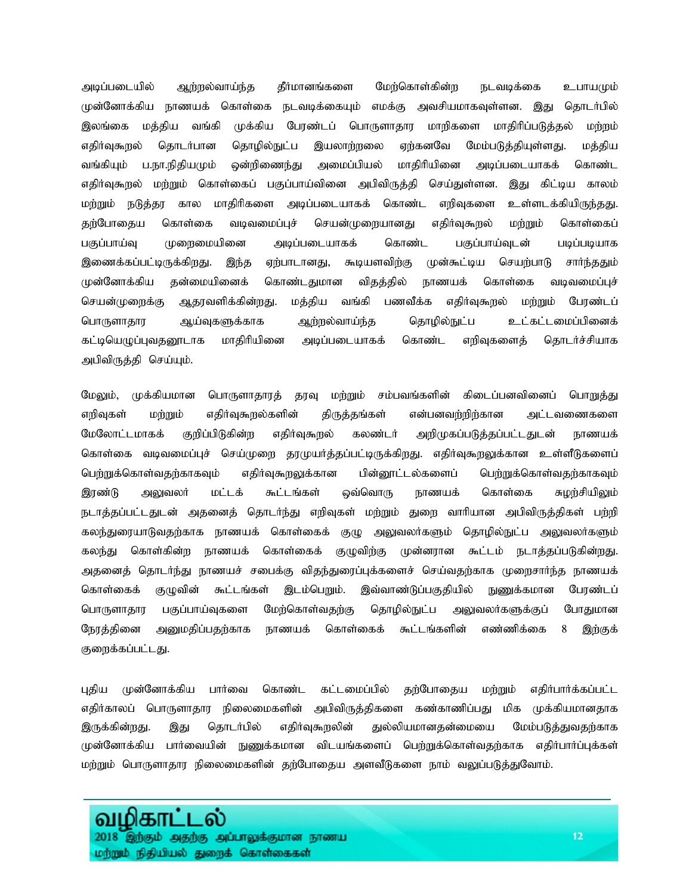அடிப்படையில் ஆற்றல்வாய்ந்த தீர்மானங்களை மேற்கொள்கின்ற நடவடிக்கை உபாயமும் முன்னோக்கிய நாணயக் கொள்கை நடவடிக்கையும் எமக்கு அவசியமாகவுள்ளன. இது தொடர்பில் இலங்கை மத்திய வங்கி முக்கிய பேரண்டப் பொருளாதார மாறிகளை மாதிரிப்படுத்தல் மற்றும் எதிர்வுகூறல் தொடர்பான தொழில்நுட்ப இயலாற்றலை ஏற்கனவே மேம்படுத்தியுள்ளது. மத்திய வங்கியும் ப.நா.நிதியமும் ஒன்றிணைந்து அமைப்பியல் மாதிரியினை அடிப்படையாகக் கொண்ட எதிர்வுகூறல் மற்றும் கொள்கைப் பகுப்பாய்வினை அபிவிருத்தி செய்துள்ளன. இது கிட்டிய காலம் மற்றும் நடுத்தர கால மாதிரிகளை அடிப்படையாகக் கொண்ட எறிவுகளை உள்ளடக்கியிருந்தது. தற்போதைய கொள்கை வடிவமைப்புச் செயன்முறையானது எதிர்வுகூறல் மற்றும் கொள்கைப் பகுப்பாய்வு முறைமையினை அடிப்படையாகக் கொண்ட பகுப்பாய்வுடன் படிப்படியாக இணைக்கப்பட்டிருக்கிறது. இந்த ஏற்பாடானது, கூடியளவிற்கு முன்கூட்டிய செயற்பாடு சார்ந்ததும் முன்னோக்கிய தன்மையினைக் கொண்டதுமான விதத்தில் நாணயக் கொள்கை வடிவமைப்புச் செயன்முறைக்கு ஆதரவளிக்கின்றது. மத்திய வங்கி பணவீக்க எதிர்வுகூறல் மற்றும் பேரண்டப் பொருளாதார ஆய்வுகளுக்காக ஆற்றல்வாய்ந்த தொழில்நுட்ப உட்கட்டமைப்பினைக் கட்டியெழுப்புவதனூடாக மாதிரியினை அடிப்படையாகக் கொண்ட எறிவுகளைத் தொடர்ச்சியாக அபிவிருத்தி செய்யும்.

மேலும், முக்கியமான பொருளாதாரத் தரவு மற்றும் சம்பவங்களின் கிடைப்பனவினைப் பொறுத்து எறிவுகள் மற்றும் எதிர்வுகூறல்களின் திருத்தங்கள் என்பனவற்றிற்கான அட்டவணைகளை மேலோட்டமாகக் குறிப்பிடுகின்ற எதிர்வுகூறல் கலண்டர் அறிமுகப்படுத்தப்பட்டதுடன் நாணயக் கொள்கை வடிவமைப்புச் செய்முறை தரமுயர்த்தப்பட்டிருக்கிறது. எதிர்வுகூறலுக்கான உள்ளீடுகளைப் பெற்றுக்கொள்வதற்காகவும் எதிர்வுகூறலுக்கான பின்னூட்டல்களைப் பெற்றுக்கொள்வதற்காகவும் இரண்டு அலுவலர் மட்டக் கூட்டங்கள் ஒவ்வொரு நாணயக் கொள்கை சுழற்சியிலும் நடாத்தப்பட்டதுடன் அதனைத் தொடர்ந்து எறிவுகள் மற்றும் துறை வாரியான அபிவிருத்திகள் பற்றி கலந்துரையாடுவதற்காக நாணயக் கொள்கைக் குழு அலுவலர்களும் தொழில்நுட்ப அலுவலர்களும் கலந்து கொள்கின்ற நாணயக் கொள்கைக் குழுவிற்கு முன்னரான கூட்டம் நடாத்தப்படுகின்றது. அதனைத் தொடர்ந்து நாணயச் சபைக்கு விதந்துரைப்புக்களைச் செய்வதற்காக முறைசார்ந்த நாணயக் கொள்கைக் குழுவின் கூட்டங்கள் இடம்பெறும். இவ்வாண்டுப்பகுதியில் நுணுக்கமான பேரண்டப் பொருளாதார பகுப்பாய்வுகளை மேற்கொள்வதற்கு தொழில்நுட்ப அலுவலர்களுக்குப் போதுமான நேரத்தினை அனுமதிப்பதற்காக நாணயக் கொள்கைக் கூட்டங்களின் எண்ணிக்கை 8 இற்குக் குறைக்கப்பட்டது.

புதிய முன்னோக்கிய பார்வை கொண்ட கட்டமைப்பில் தற்போதைய மற்றும் எதிர்பார்க்கப்பட்ட எதிர்காலப் பொருளாதார நிலைமைகளின் அபிவிருத்திகளை கண்காணிப்பது மிக முக்கியமானதாக இருக்கின்றது. இது தொடர்பில் எதிர்வுகூறலின் துல்லியமானதன்மையை மேம்படுத்துவதற்காக முன்னோக்கிய பார்வையின் நுணுக்கமான விடயங்களைப் பெற்றுக்கொள்வதற்காக எதிர்பார்ப்புக்கள் மற்றும் பொருளாதார நிலைமைகளின் தற்போதைய அளவீடுகளை நாம் வலுப்படுத்துவோம்.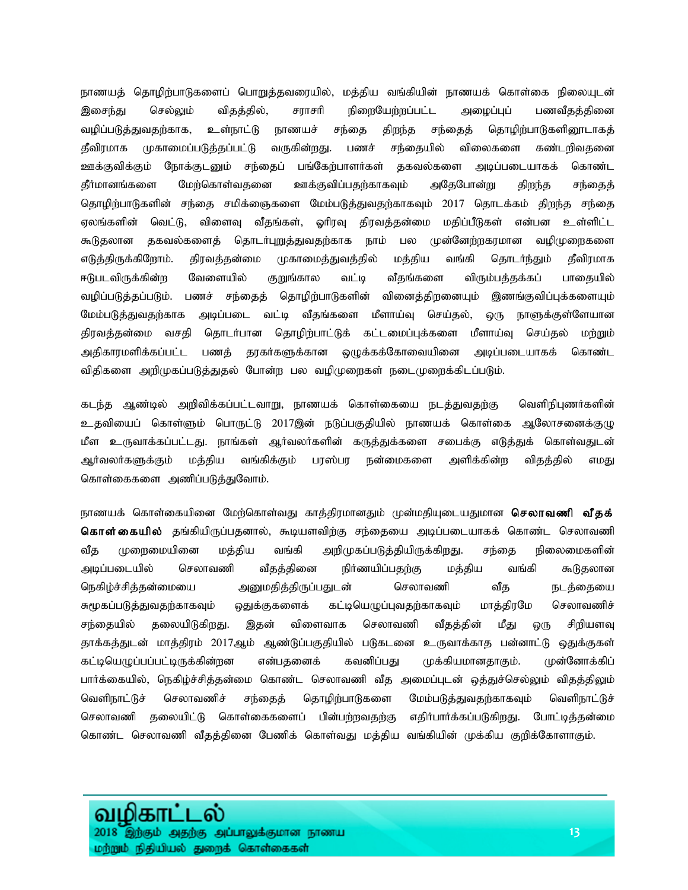நாணயத் தொழிற்பாடுகளைப் பொறுத்தவரையில், மத்திய வங்கியின் நாணயக் கொள்கை நிலையுடன் இசைந்து செல்லும் விதத்தில், சராசரி நிறையேற்றப்பட்ட அழைப்புப் பணவீதத்தினை வழிப்படுத்துவதற்காக, உள்நாட்டு நாணயச் சந்தை திறந்த சந்தைத் தொழிற்பாடுகளினூடாகத் தீவிரமாக முகாமைப்படுத்தப்பட்டு வருகின்றது. பணச் சந்தையில் விலைகளை கண்டறிவதனை ஊக்குவிக்கும் நோக்குடனும் சந்தைப் பங்கேற்பாளர்கள் தகவல்களை அடிப்படையாகக் கொண்ட தீர்மானங்களை மேற்கொள்வதனை ஊக்குவிப்பதற்காகவும் அதேபோன்று திறந்த சந்தைத் தொழிற்பாடுகளின் சந்தை சமிக்ஞைகளை மேம்படுத்துவதற்காகவும் 2017 தொடக்கம் திறந்த சந்தை ஏலங்களின் வெட்டு, விளைவு வீதங்கள், ஓரிரவு திரவத்தன்மை மதிப்பீடுகள் என்பன உள்ளிட்ட கூடுதலான தகவல்களைத் தொடர்புறுத்துவதற்காக நாம் பல முன்னேற்றகரமான வழிமுறைகளை எடுத்திருக்கிறோம். திரவத்தன்மை முகாமைத்துவத்தில் மத்திய வங்கி தொடர்ந்தும் தீவிரமாக ஈடுபடவிருக்கின்ற வேளையில் குறுங்கால வட்டி வீதங்களை விரும்பத்தக்கப் பாதையில் வழிப்படுத்தப்படும். பணச் சந்தைத் தொழிற்பாடுகளின் வினைத்திறனையும் இணங்குவிப்புக்களையும் மேம்படுத்துவதற்காக அடிப்படை வட்டி வீதங்களை மீளாய்வு செய்தல், ஒரு நாளுக்குள்ளேயான திரவத்தன்மை வசதி தொடர்பான தொழிற்பாட்டுக் கட்டமைப்புக்களை மீளாய்வு செய்தல் மற்றும் அதிகாரமளிக்கப்பட்ட பணத் தரகர்களுக்கான ஒழுக்கக்கோவையினை அடிப்படையாகக் கொண்ட விதிகளை அறிமுகப்படுத்துதல் போன்ற பல வழிமுறைகள் நடைமுறைக்கிடப்படும்.

கடந்த ஆண்டில் அறிவிக்கப்பட்டவாறு, நாணயக் கொள்கையை நடத்துவதற்கு வெளிநிபுணர்களின் உதவியைப் கொள்ளும் பொருட்டு 2017இன் நடுப்பகுதியில் நாணயக் கொள்கை ஆலோசனைக்குழு மீள உருவாக்கப்பட்டது. நாங்கள் ஆர்வலர்களின் கருத்துக்களை சபைக்கு எடுத்துக் கொள்வதுடன் ஆர்வலர்களுக்கும் மத்திய வங்கிக்கும் பரஸ்பர நன்மைகளை அளிக்கின்ற விதத்தில் எமது கொள்கைகளை அணிப்படுத்துவோம்.

நாணயக் கொள்கையினை மேற்கொள்வது காத்திரமானதும் முன்மதியுடையதுமான **செலாவணி வீதக் கொள்கையில்** தங்கியிருப்பதனால், கூடியளவிற்கு சந்தையை அடிப்படையாகக் கொண்ட செலாவணி வீத முறைமையினை மத்திய வங்கி அறிமுகப்படுத்தியிருக்கிறது. சந்தை நிலைமைகளின் அடிப்படையில் செலாவணி வீதத்தினை நிர்ணயிப்பதற்கு மத்திய வங்கி கூடுதலான நெகிழ்ச்சித்தன்மையை அனுமதித்திருப்பதுடன் செலாவணி வீத நடத்தையை சுமூகப்படுத்துவதற்காகவும் ஒதுக்குகளைக் கட்டியெழுப்புவதற்காகவும் மாத்திரமே செலாவணிச் சந்தையில் தலையிடுகிறது. இதன் விளைவாக செலாவணி வீதத்தின் மீது ஒரு சிறியளவு தாக்கத்துடன் மாத்திரம் 2017ஆம் ஆண்டுப்பகுதியில் படுகடனை உருவாக்காத பன்னாட்டு ஒதுக்குகள் கட்டியெழுப்பப்பட்டிருக்கின்றன என்பதனைக் கவனிப்பது முக்கியமானதாகும். முன்னோக்கிப் பார்க்கையில், நெகிழ்ச்சித்தன்மை கொண்ட செலாவணி வீத அமைப்புடன் ஒத்துச்செல்லும் விதத்திலும் வெளிநாட்டுச் செலாவணிச் சந்தைத் தொழிற்பாடுகளை மேம்படுத்துவதற்காகவும் வெளிநாட்டுச் செலாவணி தலையிட்டு கொள்கைகளைப் பின்பற்றுவதற்கு எதிர்பார்க்கப்படுகிறது. போட்டித்தன்மை கொண்ட செலாவணி வீதத்தினை பேணிக் கொள்வது மத்திய வங்கியின் முக்கிய குறிக்கோளாகும்.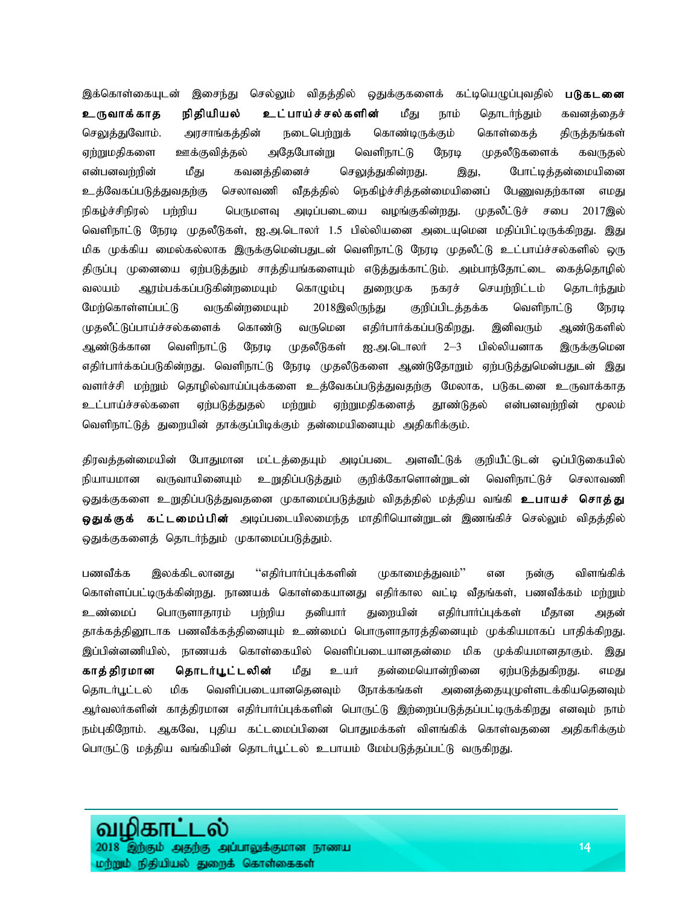இக்கொள்கையுடன் இசைந்து செல்லும் விதத்தில் ஒதுக்குகளைக் கட்டியெழுப்புவதில் **படுகடனை உருவாக்காத நிதியியல் உட்பாய்ச்சல்களின்** மீது நாம் தொடர்ந்தும் கவனத்தைச் செலுத்துவோம். அரசாங்கத்தின் நடைபெற்றுக் கொண்டிருக்கும் கொள்கைத் திருத்தங்கள் ஏற்றுமதிகளை ஊக்குவித்தல் அதேபோன்று வெளிநாட்டு நேரடி முதலீடுகளைக் கவருதல் என்பனவற்றின் மீது கவனத்தினைச் செலுத்துகின்றது. இது, போட்டித்தன்மையினை உத்வேகப்படுத்துவதற்கு செலாவணி வீதத்தில் நெகிழ்ச்சித்தன்மையினைப் பேணுவதற்கான எமது நிகழ்ச்சிநிரல் பற்றிய பெருமளவு அடிப்படையை வழங்குகின்றது. முதலீட்டுச் சபை 2017இல் வெளிநாட்டு நேரடி முதலீடுகள், ஐ.அ.டொலர் 1.5 பில்லியனை அடையுமென மதிப்பிட்டிருக்கிறது. இது மிக முக்கிய மைல்கல்லாக இருக்குமென்பதுடன் வெளிநாட்டு நேரடி முதலீட்டு உட்பாய்ச்சல்களில் ஒரு திருப்பு முனையை ஏற்படுத்தும் சாத்தியங்களையும் எடுத்துக்காட்டும். அம்பாந்தோட்டை கைத்தொழில் வலயம் ஆரம்பக்கப்படுகின்றமையும் கொழும்பு துறைமுக நகரச் செயற்றிட்டம் தொடர்ந்தும் மேற்கொள்ளப்பட்டு வருகின்றமையும் 2018இலிருந்து குறிப்பிடத்தக்க வெளிநாட்டு நேரடி முதலீட்டுப்பாய்ச்சல்களைக் கொண்டு வருமென எதிர்பார்க்கப்படுகிறது. இனிவரும் ஆண்டுகளில் ஆண்டுக்கான வெளிநாட்டு நேரடி முதலீடுகள் ஐ.அ.டொலர் 2–3 பில்லியனாக இருக்குமென எதிர்பார்க்கப்படுகின்றது. வெளிநாட்டு நேரடி முதலீடுகளை ஆண்டுதோறும் ஏற்படுத்துமென்பதுடன் இது வளர்ச்சி மற்றும் தொழில்வாய்ப்புக்களை உத்வேகப்படுத்துவதற்கு மேலாக, படுகடனை உருவாக்காத உட்பாய்ச்சல்களை ஏற்படுத்துதல் மற்றும் ஏற்றுமதிகளைத் தூண்டுதல் என்பனவற்றின் மூலம் வெளிநாட்டுத் துறையின் தாக்குப்பிடிக்கும் தன்மையினையும் அதிகரிக்கும்.

திரவத்தன்மையின் போதுமான மட்டத்தையும் அடிப்படை அளவீட்டுக் குறியீட்டுடன் ஒப்பிடுகையில் நியாயமான வருவாயினையும் உறுதிப்படுத்தும் குறிக்கோளொன்றுடன் வெளிநாட்டுச் செலாவணி ஒதுக்குகளை உறுதிப்படுத்துவதனை முகாமைப்படுத்தும் விதத்தில் மத்திய வங்கி **உபாயச் சொத்து ஒதுக்குக் கட்டமைப்பின்** அடிப்படையிலமைந்த மாதிரியொன்றுடன் இணங்கிச் செல்லும் விதத்தில் ஒதுக்குகளைத் தொடர்ந்தும் முகாமைப்படுத்தும்.

பணவீக்க இலக்கிடலானது "எதிர்பார்ப்புக்களின் முகாமைத்துவம்" என நன்கு விளங்கிக் கொள்ளப்பட்டிருக்கின்றது. நாணயக் கொள்கையானது எதிர்கால வட்டி வீதங்கள், பணவீக்கம் மற்றும் உண்மைப் பொருளாதாரம் பற்றிய தனியார் துறையின் எதிர்பார்ப்புக்கள் மீதான அதன் தாக்கத்தினூடாக பணவீக்கத்தினையும் உண்மைப் பொருளாதாரத்தினையும் முக்கியமாகப் பாதிக்கிறது. இப்பின்னணியில், நாணயக் கொள்கையில் வெளிப்படையானதன்மை மிக முக்கியமானதாகும். இது **காத்திரமான தொடர்பூட்டலின்** மீது உயர் தன்மையொன்றினை ஏற்படுத்துகிறது. எமது தொடர்பூட்டல் மிக வெளிப்படையானதெனவும் நோக்கங்கள் அனைத்தையுமுள்ளடக்கியதெனவும் ஆர்வலர்களின் காத்திரமான எதிர்பார்ப்புக்களின் பொருட்டு இறுப்படுத்தப்பட்டிருக்கிறது எனவும் நாம் நம்புகிறோம். ஆகவே, புதிய கட்டமைப்பினை பொதுமக்கள் விளங்கிக் கொள்வதனை அதிகரிக்கும் பொருட்டு மத்திய வங்கியின் தொடர்பூட்டல் உபாயம் மேம்படுத்தப்பட்டு வருகிறது.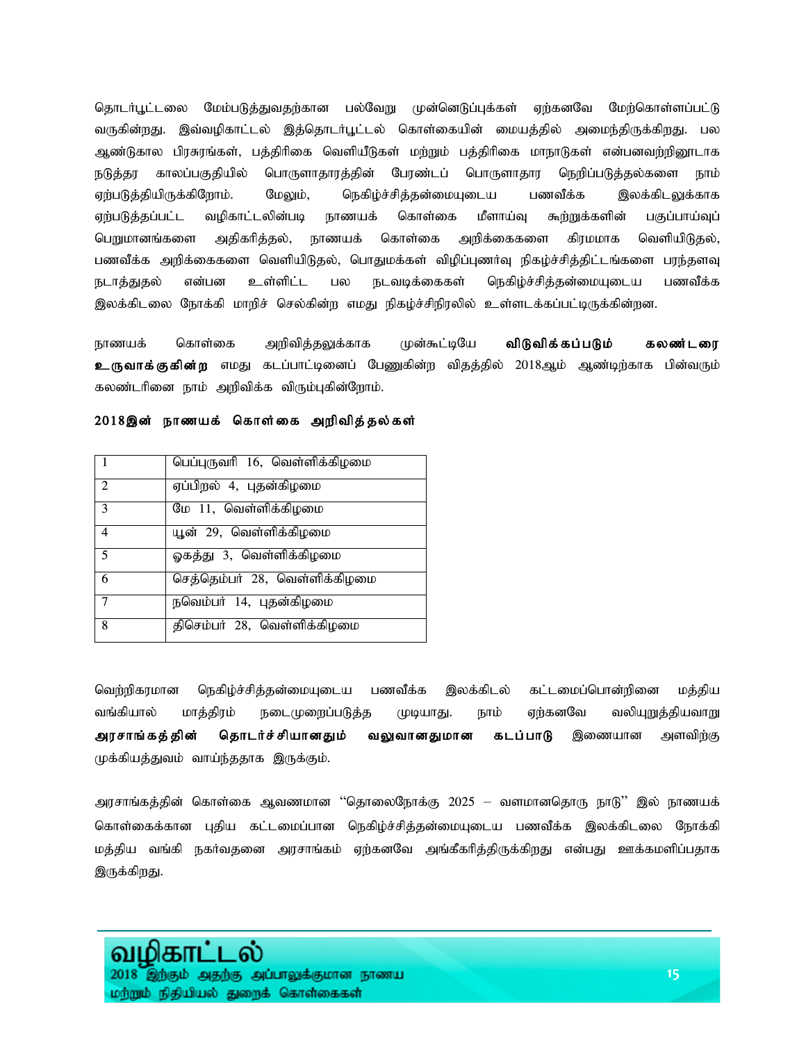தொடர்பூட்டலை மேம்படுத்துவதற்கான பல்வேறு முன்னெடுப்புக்கள் ஏற்கனவே மேற்கொள்ளப்பட்டு வருகின்றது. இவ்வழிகாட்டல் இத்தொடர்பூட்டல் கொள்கையின் மையத்தில் அமைந்திருக்கிறது. பல ஆண்டுகால பிரசுரங்கள், பத்திரிகை வெளியீடுகள் மற்றும் பத்திரிகை மாநாடுகள் என்பனவற்றினூடாக நடுத்தர காலப்பகுதியில் பொருளாதாரத்தின் பேரண்டப் பொருளாதார நெறிப்படுத்தல்களை நாம் ஏற்படுத்தியிருக்கிறோம். மேலும், நெகிழ்ச்சித்தன்மையுடைய பணவீக்க இலக்கிடலுக்காக ஏற்படுத்தப்பட்ட வழிகாட்டலின்படி நாணயக் கொள்கை மீளாய்வு கூற்றுக்களின் பகுப்பாய்வுப் பெறுமானங்களை அதிகரித்தல், நாணயக் கொள்கை அறிக்கைகளை கிரமமாக வெளியிடுதல், பணவீக்க அறிக்கைகளை வெளியிடுதல், பொதுமக்கள் விழிப்புணர்வு நிகழ்ச்சித்திட்டங்களை பரந்தளவு நடாத்துதல் என்பன உள்ளிட்ட பல நடவடிக்கைகள் நெகிழ்ச்சித்தன்மையுடைய பணவீக்க இலக்கிடலை நோக்கி மாறிச் செல்கின்ற எமது நிகழ்ச்சிநிரலில் உள்ளடக்கப்பட்டிருக்கின்றன.

நாணயக் கொள்கை அறிவித்தலுக்காக முன்கூட்டியே **விடுவிக்கப்படும் கலண்டரை உருவாக்குகின்ற** எமது கடப்பாட்டினைப் பேணுகின்ற விதத்தில் 2018ஆம் ஆண்டிற்காக பின்வரும் கலண்டரினை நாம் அறிவிக்க விரும்புகின்றோம்.

**2018இன் நாணயக் கொள்கை அறிவித்தல்கள்**

| | |
|---|---|
| 1 | பெப்புருவரி 16, வெள்ளிக்கிழமை |
| 2 | ஏப்பிறல் 4, புதன்கிழமை |
| 3 | மே 11, வெள்ளிக்கிழமை |
| 4 | யூன் 29, வெள்ளிக்கிழமை |
| 5 | ஓகத்து 3, வெள்ளிக்கிழமை |
| 6 | செத்தெம்பர் 28, வெள்ளிக்கிழமை |
| 7 | நவெம்பர் 14, புதன்கிழமை |
| 8 | திசெம்பர் 28, வெள்ளிக்கிழமை |

வெற்றிகரமான நெகிழ்ச்சித்தன்மையுடைய பணவீக்க இலக்கிடல் கட்டமைப்பொன்றினை மத்திய வங்கியால் மாத்திரம் நடைமுறைப்படுத்த முடியாது. நாம் ஏற்கனவே வலியுறுத்தியவாறு **அரசாங்கத்தின் தொடர்ச்சியானதும் வலுவானதுமான கடப்பாடு** இணையான அளவிற்கு முக்கியத்துவம் வாய்ந்ததாக இருக்கும்.

அரசாங்கத்தின் கொள்கை ஆவணமான "தொலைநோக்கு 2025 – வளமானதொரு நாடு" இல் நாணயக் கொள்கைக்கான புதிய கட்டமைப்பான நெகிழ்ச்சித்தன்மையுடைய பணவீக்க இலக்கிடலை நோக்கி மத்திய வங்கி நகர்வதனை அரசாங்கம் ஏற்கனவே அங்கீகரித்திருக்கிறது என்பது ஊக்கமளிப்பதாக இருக்கிறது.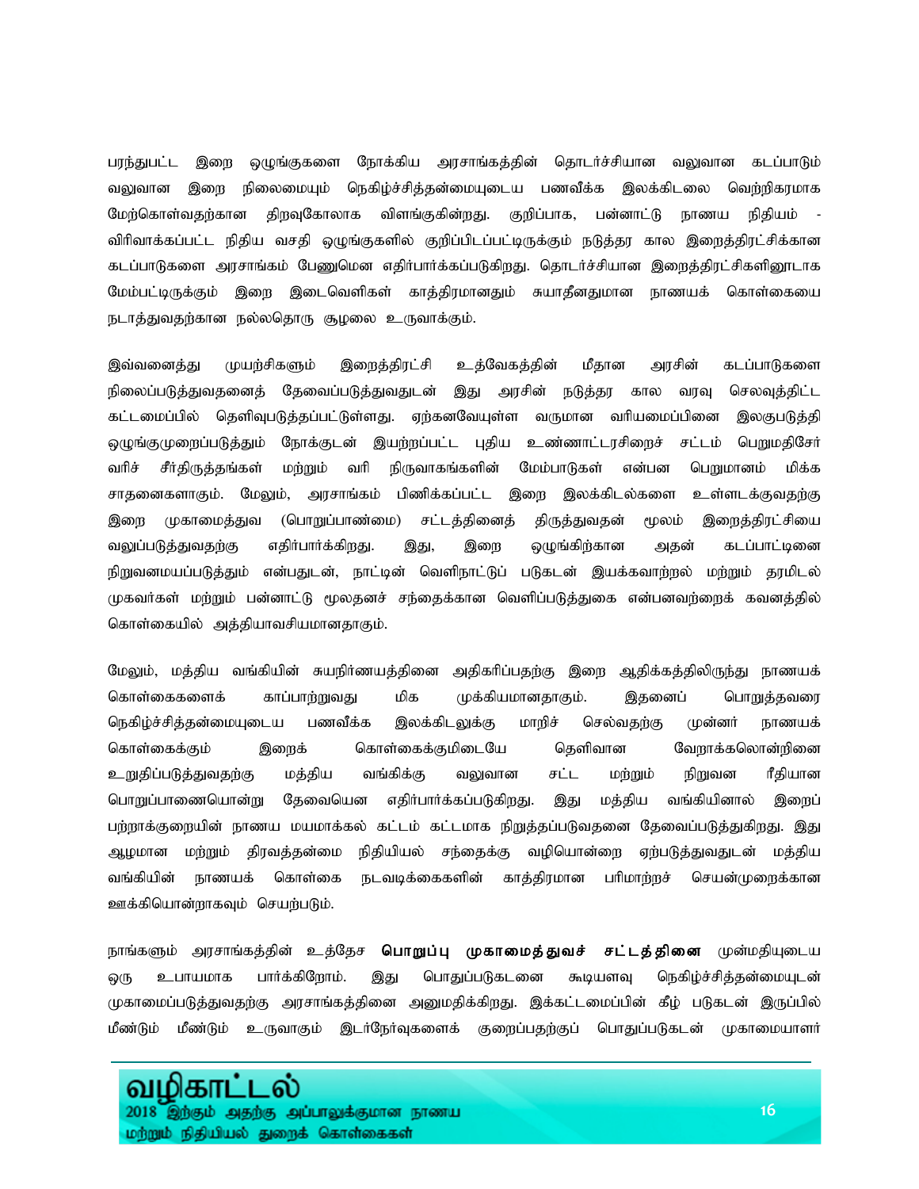பரந்துபட்ட இறை ஒழுங்குகளை நோக்கிய அரசாங்கத்தின் தொடர்ச்சியான வலுவான கடப்பாடும் வலுவான இறை நிலைமையும் நெகிழ்ச்சித்தன்மையுடைய பணவீக்க இலக்கிடலை வெற்றிகரமாக மேற்கொள்வதற்கான திறவுகோலாக விளங்குகின்றது. குறிப்பாக, பன்னாட்டு நாணய நிதியம் - விரிவாக்கப்பட்ட நிதிய வசதி ஒழுங்குகளில் குறிப்பிடப்பட்டிருக்கும் நடுத்தர கால இறைத்திரட்சிக்கான கடப்பாடுகளை அரசாங்கம் பேணுமென எதிர்பார்க்கப்படுகிறது. தொடர்ச்சியான இறைத்திரட்சிகளினூடாக மேம்பட்டிருக்கும் இறை இடைவெளிகள் காத்திரமானதும் சுயாதீனதுமான நாணயக் கொள்கையை நடாத்துவதற்கான நல்லதொரு சூழலை உருவாக்கும்.

இவ்வனைத்து முயற்சிகளும் இறைத்திரட்சி உத்வேகத்தின் மீதான அரசின் கடப்பாடுகளை நிலைப்படுத்துவதனைத் தேவைப்படுத்துவதுடன் இது அரசின் நடுத்தர கால வரவு செலவுத்திட்ட கட்டமைப்பில் தெளிவுபடுத்தப்பட்டுள்ளது. ஏற்கனவேயுள்ள வருமான வரியமைப்பினை இலகுபடுத்தி ஒழுங்குமுறைப்படுத்தும் நோக்குடன் இயற்றப்பட்ட புதிய உண்ணாட்டரசிறைச் சட்டம் பெறுமதிசேர் வரிச் சீர்திருத்தங்கள் மற்றும் வரி நிருவாகங்களின் மேம்பாடுகள் என்பன பெறுமானம் மிக்க சாதனைகளாகும். மேலும், அரசாங்கம் பிணிக்கப்பட்ட இறை இலக்கிடல்களை உள்ளடக்குவதற்கு இறை முகாமைத்துவ (பொறுப்பாண்மை) சட்டத்தினைத் திருத்துவதன் மூலம் இறைத்திரட்சியை வலுப்படுத்துவதற்கு எதிர்பார்க்கிறது. இது, இறை ஒழுங்கிற்கான அதன் கடப்பாட்டினை நிறுவனமயப்படுத்தும் என்பதுடன், நாட்டின் வெளிநாட்டுப் படுகடன் இயக்கவாற்றல் மற்றும் தரமிடல் முகவர்கள் மற்றும் பன்னாட்டு மூலதனச் சந்தைக்கான வெளிப்படுத்துகை என்பனவற்றைக் கவனத்தில் கொள்கையில் அத்தியாவசியமானதாகும்.

மேலும், மத்திய வங்கியின் சுயநிர்ணயத்தினை அதிகரிப்பதற்கு இறை ஆதிக்கத்திலிருந்து நாணயக் கொள்கைகளைக் காப்பாற்றுவது மிக முக்கியமானதாகும். இதனைப் பொறுத்தவரை நெகிழ்ச்சித்தன்மையுடைய பணவீக்க இலக்கிடலுக்கு மாறிச் செல்வதற்கு முன்னர் நாணயக் கொள்கைக்கும் இறைக் கொள்கைக்குமிடையே தெளிவான வேறாக்கலொன்றினை உறுதிப்படுத்துவதற்கு மத்திய வங்கிக்கு வலுவான சட்ட மற்றும் நிறுவன ரீதியான பொறுப்பாணையொன்று தேவையென எதிர்பார்க்கப்படுகிறது. இது மத்திய வங்கியினால் இறைப் பற்றாக்குறையின் நாணய மயமாக்கல் கட்டம் கட்டமாக நிறுத்தப்படுவதனை தேவைப்படுத்துகிறது. இது ஆழமான மற்றும் திரவத்தன்மை நிதியியல் சந்தைக்கு வழியொன்றை ஏற்படுத்துவதுடன் மத்திய வங்கியின் நாணயக் கொள்கை நடவடிக்கைகளின் காத்திரமான பரிமாற்றச் செயன்முறைக்கான ஊக்கியொன்றாகவும் செயற்படும்.

நாங்களும் அரசாங்கத்தின் உத்தேச **பொறுப்பு முகாமைத்துவச் சட்டத்தினை** முன்மதியுடைய ஒரு உபாயமாக பார்க்கிறோம். இது பொதுப்படுகடனை கூடியளவு நெகிழ்ச்சித்தன்மையுடன் முகாமைப்படுத்துவதற்கு அரசாங்கத்தினை அனுமதிக்கிறது. இக்கட்டமைப்பின் கீழ் படுகடன் இருப்பில் மீண்டும் மீண்டும் உருவாகும் இடர்நேர்வுகளைக் குறைப்பதற்குப் பொதுப்படுகடன் முகாமையாளர்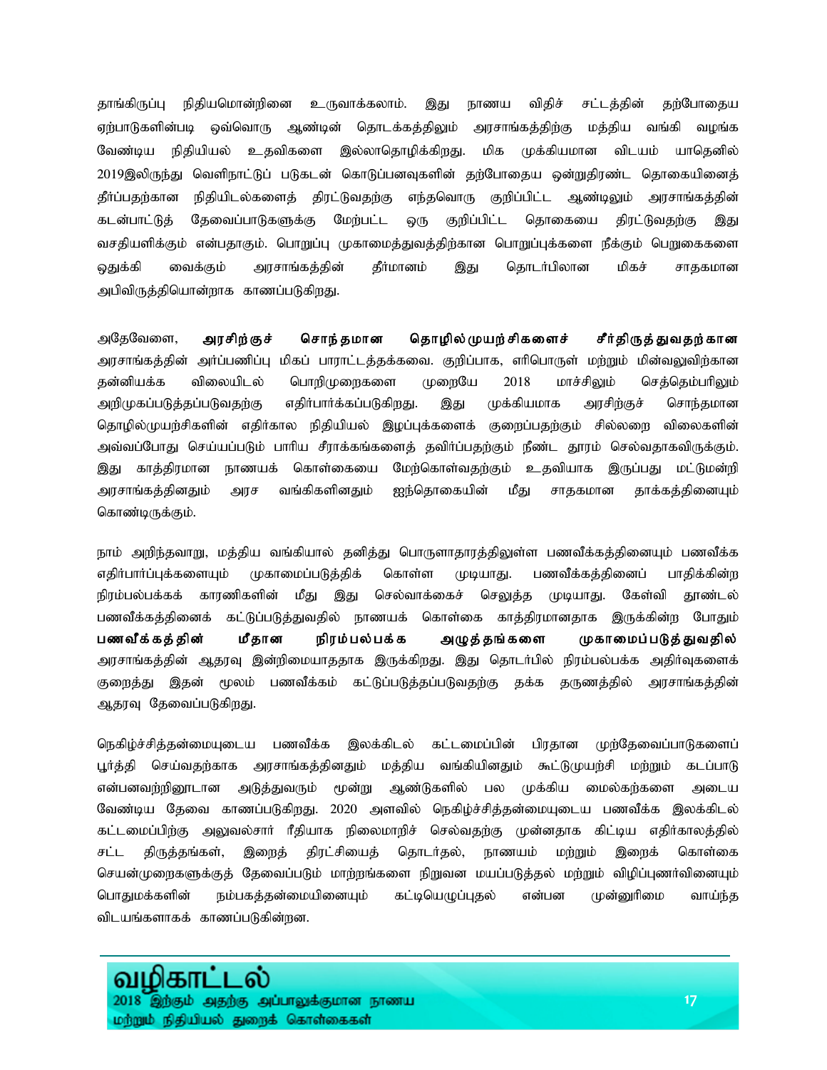தாங்கிருப்பு நிதியமொன்றினை உருவாக்கலாம். இது நாணய விதிச் சட்டத்தின் தற்போதைய ஏற்பாடுகளின்படி ஒவ்வொரு ஆண்டின் தொடக்கத்திலும் அரசாங்கத்திற்கு மத்திய வங்கி வழங்க வேண்டிய நிதியியல் உதவிகளை இல்லாதொழிக்கிறது. மிக முக்கியமான விடயம் யாதெனில் 2019இலிருந்து வெளிநாட்டுப் படுகடன் கொடுப்பனவுகளின் தற்போதைய ஒன்றுதிரண்ட தொகையினைத் தீர்ப்பதற்கான நிதியிடல்களைத் திரட்டுவதற்கு எந்தவொரு குறிப்பிட்ட ஆண்டிலும் அரசாங்கத்தின் கடன்பாட்டுத் தேவைப்பாடுகளுக்கு மேற்பட்ட ஒரு குறிப்பிட்ட தொகையை திரட்டுவதற்கு இது வசதியளிக்கும் என்பதாகும். பொறுப்பு முகாமைத்துவத்திற்கான பொறுப்புக்களை நீக்கும் பெறுகைகளை ஒதுக்கி வைக்கும் அரசாங்கத்தின் தீர்மானம் இது தொடர்பிலான மிகச் சாதகமான அபிவிருத்தியொன்றாக காணப்படுகிறது.

அதேவேளை, **அரசிற்குச் சொந்தமான தொழில்முயற்சிகளைச் சீர்திருத்துவதற்கான** அரசாங்கத்தின் அர்ப்பணிப்பு மிகப் பாராட்டத்தக்கவை. குறிப்பாக, எரிபொருள் மற்றும் மின்வலுவிற்கான தன்னியக்க விலையிடல் பொறிமுறைகளை முறையே 2018 மார்ச்சிலும் செத்தெம்பரிலும் அறிமுகப்படுத்தப்படுவதற்கு எதிர்பார்க்கப்படுகிறது. இது முக்கியமாக அரசிற்குச் சொந்தமான தொழில்முயற்சிகளின் எதிர்கால நிதியியல் இழப்புக்களைக் குறைப்பதற்கும் சில்லறை விலைகளின் அவ்வப்போது செய்யப்படும் பாரிய சீராக்கங்களைத் தவிர்ப்பதற்கும் நீண்ட தூரம் செல்வதாகவிருக்கும். இது காத்திரமான நாணயக் கொள்கையை மேற்கொள்வதற்கும் உதவியாக இருப்பது மட்டுமன்றி அரசாங்கத்தினதும் அரச வங்கிகளினதும் ஐந்தொகையின் மீது சாதகமான தாக்கத்தினையும் கொண்டிருக்கும்.

நாம் அறிந்தவாறு, மத்திய வங்கியால் தனித்து பொருளாதாரத்திலுள்ள பணவீக்கத்தினையும் பணவீக்க எதிர்பார்ப்புக்களையும் முகாமைப்படுத்திக் கொள்ள முடியாது. பணவீக்கத்தினைப் பாதிக்கின்ற நிரம்பல்பக்கக் காரணிகளின் மீது இது செல்வாக்கைச் செலுத்த முடியாது. கேள்வி தூண்டல் பணவீக்கத்தினைக் கட்டுப்படுத்துவதில் நாணயக் கொள்கை காத்திரமானதாக இருக்கின்ற போதும் **பணவீக்கத்தின் மீதான நிரம்பல்பக்க அழுத்தங்களை முகாமைப்படுத்துவதில்** அரசாங்கத்தின் ஆதரவு இன்றிமையாததாக இருக்கிறது. இது தொடர்பில் நிரம்பல்பக்க அதிர்வுகளைக் குறைத்து இதன் மூலம் பணவீக்கம் கட்டுப்படுத்தப்படுவதற்கு தக்க தருணத்தில் அரசாங்கத்தின் ஆதரவு தேவைப்படுகிறது.

நெகிழ்ச்சித்தன்மையுடைய பணவீக்க இலக்கிடல் கட்டமைப்பின் பிரதான முற்தேவைப்பாடுகளைப் பூர்த்தி செய்வதற்காக அரசாங்கத்தினதும் மத்திய வங்கியினதும் கூட்டுமுயற்சி மற்றும் கடப்பாடு என்பனவற்றினூடான அடுத்துவரும் மூன்று ஆண்டுகளில் பல முக்கிய மைல்கற்களை அடைய வேண்டிய தேவை காணப்படுகிறது. 2020 அளவில் நெகிழ்ச்சித்தன்மையுடைய பணவீக்க இலக்கிடல் கட்டமைப்பிற்கு அலுவல்சார் ரீதியாக நிலைமாறிச் செல்வதற்கு முன்னதாக கிட்டிய எதிர்காலத்தில் சட்ட திருத்தங்கள், இறைத் திரட்சியைத் தொடர்தல், நாணயம் மற்றும் இறைக் கொள்கை செயன்முறைகளுக்குத் தேவைப்படும் மாற்றங்களை நிறுவன மயப்படுத்தல் மற்றும் விழிப்புணர்வினையும் பொதுமக்களின் நம்பகத்தன்மையினையும் கட்டியெழுப்புதல் என்பன முன்னுரிமை வாய்ந்த விடயங்களாகக் காணப்படுகின்றன.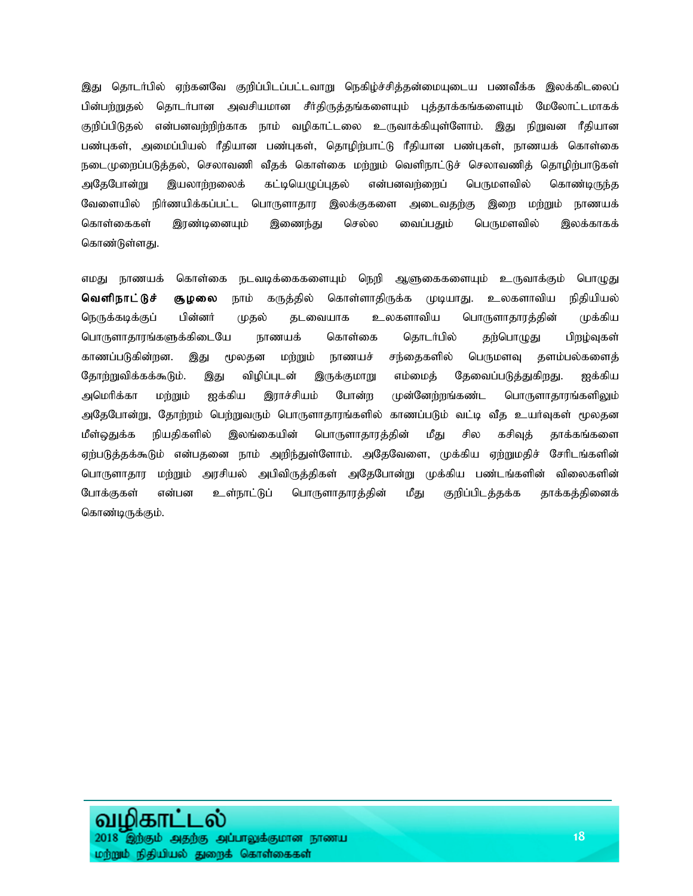இது தொடர்பில் ஏற்கனவே குறிப்பிடப்பட்டவாறு நெகிழ்ச்சித்தன்மையுடைய பணவீக்க இலக்கிடலைப் பின்பற்றுதல் தொடர்பான அவசியமான சீர்திருத்தங்களையும் புத்தாக்கங்களையும் மேலோட்டமாகக் குறிப்பிடுதல் என்பனவற்றிற்காக நாம் வழிகாட்டலை உருவாக்கியுள்ளோம். இது நிறுவன ரீதியான பண்புகள், அமைப்பியல் ரீதியான பண்புகள், தொழிற்பாட்டு ரீதியான பண்புகள், நாணயக் கொள்கை நடைமுறைப்படுத்தல், செலாவணி வீதக் கொள்கை மற்றும் வெளிநாட்டுச் செலாவணித் தொழிற்பாடுகள் அதேபோன்று இயலாற்றலைக் கட்டியெழுப்புதல் என்பனவற்றைப் பெருமளவில் கொண்டிருந்த வேளையில் நிர்ணயிக்கப்பட்ட பொருளாதார இலக்குகளை அடைவதற்கு இறை மற்றும் நாணயக் கொள்கைகள் இரண்டினையும் இணைந்து செல்ல வைப்பதும் பெருமளவில் இலக்காகக் கொண்டுள்ளது.

எமது நாணயக் கொள்கை நடவடிக்கைகளையும் நெறி ஆளுகைகளையும் உருவாக்கும் பொழுது **வெளிநாட்டுச் சூழலை** நாம் கருத்தில் கொள்ளாதிருக்க முடியாது. உலகளாவிய நிதியியல் நெருக்கடிக்குப் பின்னர் முதல் தடவையாக உலகளாவிய பொருளாதாரத்தின் முக்கிய பொருளாதாரங்களுக்கிடையே நாணயக் கொள்கை தொடர்பில் தற்பொழுது பிறழ்வுகள் காணப்படுகின்றன. இது மூலதன மற்றும் நாணயச் சந்தைகளில் பெருமளவு தளம்பல்களைத் தோற்றுவிக்கக்கூடும். இது விழிப்புடன் இருக்குமாறு எம்மைத் தேவைப்படுத்துகிறது. ஐக்கிய அமெரிக்கா மற்றும் ஐக்கிய இராச்சியம் போன்ற முன்னேற்றங்கண்ட பொருளாதாரங்களிலும் அதேபோன்று, தோற்றம் பெற்றுவரும் பொருளாதாரங்களில் காணப்படும் வட்டி வீத உயர்வுகள் மூலதன மீள்ஒதுக்க நியதிகளில் இலங்கையின் பொருளாதாரத்தின் மீது சில கசிவுத் தாக்கங்களை ஏற்படுத்தக்கூடும் என்பதனை நாம் அறிந்துள்ளோம். அதேவேளை, முக்கிய ஏற்றுமதிச் சேரிடங்களின் பொருளாதார மற்றும் அரசியல் அபிவிருத்திகள் அதேபோன்று முக்கிய பண்டங்களின் விலைகளின் போக்குகள் என்பன உள்நாட்டுப் பொருளாதாரத்தின் மீது குறிப்பிடத்தக்க தாக்கத்தினைக் கொண்டிருக்கும்.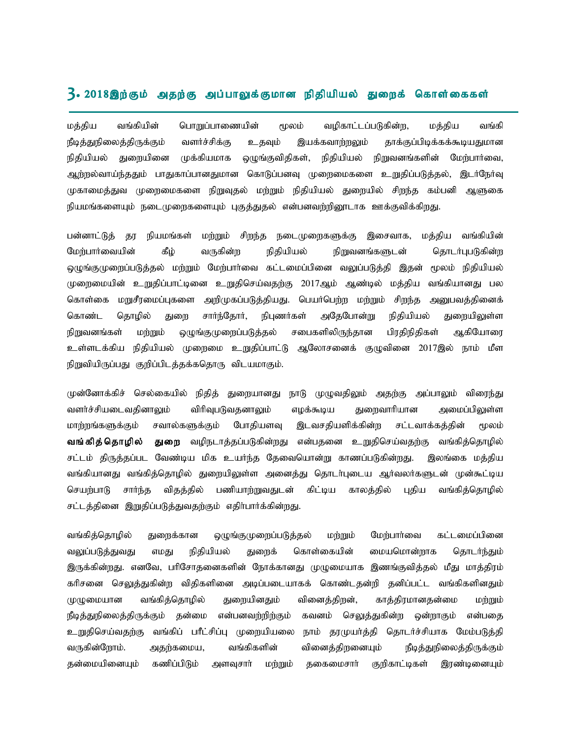## 3. 2018இற்கும் அதற்கு அப்பாலுக்குமான நிதியியல் துறைக் கொள்கைகள்

மத்திய வங்கியின் பொறுப்பாணையின் மூலம் வழிகாட்டப்படுகின்ற, மத்திய வங்கி நீடித்துநிலைத்திருக்கும் வளர்ச்சிக்கு உதவும் இயக்கவாற்றலும் தாக்குப்பிடிக்கக்கூடியதுமான நிதியியல் துறையினை முக்கியமாக ஒழுங்குவிதிகள், நிதியியல் நிறுவனங்களின் மேற்பார்வை, ஆற்றல்வாய்ந்ததும் பாதுகாப்பானதுமான கொடுப்பனவு முறைமைகளை உறுதிப்படுத்தல், இடர்நேர்வு முகாமைத்துவ முறைமைகளை நிறுவுதல் மற்றும் நிதியியல் துறையில் சிறந்த கம்பனி ஆளுகை நியமங்களையும் நடைமுறைகளையும் புகுத்துதல் என்பனவற்றினூடாக ஊக்குவிக்கிறது.

பன்னாட்டுத் தர நியமங்கள் மற்றும் சிறந்த நடைமுறைகளுக்கு இசைவாக, மத்திய வங்கியின் மேற்பார்வையின் கீழ் வருகின்ற நிதியியல் நிறுவனங்களுடன் தொடர்புபடுகின்ற ஒழுங்குமுறைப்படுத்தல் மற்றும் மேற்பார்வை கட்டமைப்பினை வலுப்படுத்தி இதன் மூலம் நிதியியல் முறைமையின் உறுதிப்பாட்டினை உறுதிசெய்வதற்கு 2017ஆம் ஆண்டில் மத்திய வங்கியானது பல கொள்கை மறுசீரமைப்புகளை அறிமுகப்படுத்தியது. பெயர்பெற்ற மற்றும் சிறந்த அனுபவத்தினைக் கொண்ட தொழில் துறை சார்ந்தோர், நிபுணர்கள் அதேபோன்று நிதியியல் துறையிலுள்ள நிறுவனங்கள் மற்றும் ஒழுங்குமுறைப்படுத்தல் சபைகளிலிருந்தான பிரதிநிதிகள் ஆகியோரை உள்ளடக்கிய நிதியியல் முறைமை உறுதிப்பாட்டு ஆலோசனைக் குழுவினை 2017இல் நாம் மீள நிறுவியிருப்பது குறிப்பிடத்தக்கதொரு விடயமாகும்.

முன்னோக்கிச் செல்கையில் நிதித் துறையானது நாடு முழுவதிலும் அதற்கு அப்பாலும் விரைந்து வளர்ச்சியடைவதனாலும் விரிவுபடுவதனாலும் எழக்கூடிய துறைவாரியான அமைப்பிலுள்ள மாற்றங்களுக்கும் சவால்களுக்கும் போதியளவு இடவசதியளிக்கின்ற சட்டவாக்கத்தின் மூலம் **வங்கித்தொழில் துறை** வழிநடாத்தப்படுகின்றது என்பதனை உறுதிசெய்வதற்கு வங்கித்தொழில் சட்டம் திருத்தப்பட வேண்டிய மிக உயர்ந்த தேவையொன்று காணப்படுகின்றது. இலங்கை மத்திய வங்கியானது வங்கித்தொழில் துறையிலுள்ள அனைத்து தொடர்புடைய ஆர்வலர்களுடன் முன்கூட்டிய செயற்பாடு சார்ந்த விதத்தில் பணியாற்றுவதுடன் கிட்டிய காலத்தில் புதிய வங்கித்தொழில் சட்டத்தினை இறுதிப்படுத்துவதற்கும் எதிர்பார்க்கின்றது.

வங்கித்தொழில் துறைக்கான ஒழுங்குமுறைப்படுத்தல் மற்றும் மேற்பார்வை கட்டமைப்பினை வலுப்படுத்துவது எமது நிதியியல் துறைக் கொள்கையின் மையமொன்றாக தொடர்ந்தும் இருக்கின்றது. எனவே, பரிசோதனைகளின் நோக்கானது முழுமையாக இணங்குவித்தல் மீது மாத்திரம் கரிசனை செலுத்துகின்ற விதிகளினை அடிப்படையாகக் கொண்டதன்றி தனிப்பட்ட வங்கிகளினதும் முழுமையான வங்கித்தொழில் துறையினதும் வினைத்திறன், காத்திரமானதன்மை மற்றும் நீடித்துநிலைத்திருக்கும் தன்மை என்பனவற்றிற்கும் கவனம் செலுத்துகின்ற ஒன்றாகும் என்பதை உறுதிசெய்வதற்கு வங்கிப் பரீட்சிப்பு முறையியலை நாம் தரமுயர்த்தி தொடர்ச்சியாக மேம்படுத்தி வருகின்றோம். அதற்கமைய, வங்கிகளின் வினைத்திறனையும் நீடித்துநிலைத்திருக்கும் தன்மையினையும் கணிப்பிடும் அளவுசார் மற்றும் தகைமைசார் குறிகாட்டிகள் இரண்டினையும்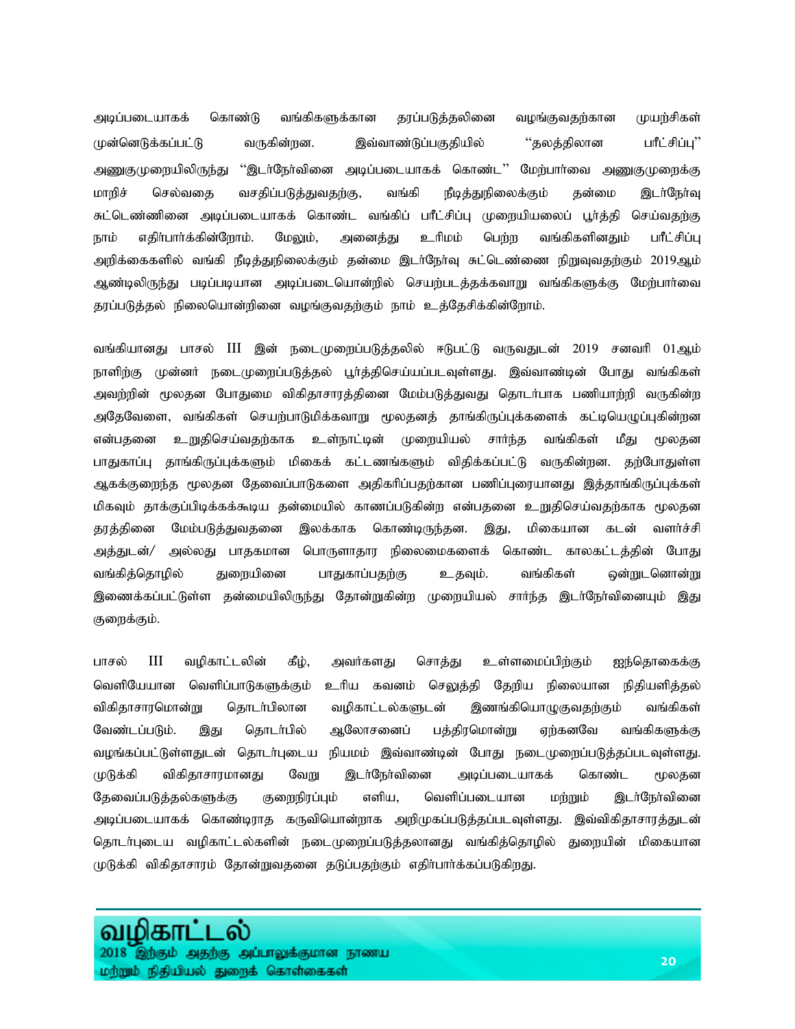அடிப்படையாகக் கொண்டு வங்கிகளுக்கான தரப்படுத்தலினை வழங்குவதற்கான முயற்சிகள் முன்னெடுக்கப்பட்டு வருகின்றன. இவ்வாண்டுப்பகுதியில் "தலத்திலான பரீட்சிப்பு" அணுகுமுறையிலிருந்து "இடர்நேர்வினை அடிப்படையாகக் கொண்ட" மேற்பார்வை அணுகுமுறைக்கு மாறிச் செல்வதை வசதிப்படுத்துவதற்கு, வங்கி நீடித்துநிலைக்கும் தன்மை இடர்நேர்வு சுட்டெண்ணினை அடிப்படையாகக் கொண்ட வங்கிப் பரீட்சிப்பு முறையியலைப் பூர்த்தி செய்வதற்கு நாம் எதிர்பார்க்கின்றோம். மேலும், அனைத்து உரிமம் பெற்ற வங்கிகளினதும் பரீட்சிப்பு அறிக்கைகளில் வங்கி நீடித்துநிலைக்கும் தன்மை இடர்நேர்வு சுட்டெண்ணை நிறுவுவதற்கும் 2019ஆம் ஆண்டிலிருந்து படிப்படியான அடிப்படையொன்றில் செயற்படத்தக்கவாறு வங்கிகளுக்கு மேற்பார்வை தரப்படுத்தல் நிலையொன்றினை வழங்குவதற்கும் நாம் உத்தேசிக்கின்றோம்.

வங்கியானது பாசல் III இன் நடைமுறைப்படுத்தலில் ஈடுபட்டு வருவதுடன் 2019 சனவரி 01ஆம் நாளிற்கு முன்னர் நடைமுறைப்படுத்தல் பூர்த்திசெய்யப்படவுள்ளது. இவ்வாண்டின் போது வங்கிகள் அவற்றின் மூலதன போதுமை விகிதாசாரத்தினை மேம்படுத்துவது தொடர்பாக பணியாற்றி வருகின்ற அதேவேளை, வங்கிகள் செயற்பாடுமிக்கவாறு மூலதனத் தாங்கிருப்புக்களைக் கட்டியெழுப்புகின்றன என்பதனை உறுதிசெய்வதற்காக உள்நாட்டின் முறையியல் சார்ந்த வங்கிகள் மீது மூலதன பாதுகாப்பு தாங்கிருப்புக்களும் மிகைக் கட்டணங்களும் விதிக்கப்பட்டு வருகின்றன. தற்போதுள்ள ஆகக்குறைந்த மூலதன தேவைப்பாடுகளை அதிகரிப்பதற்கான பணிப்புரையானது இத்தாங்கிருப்புக்கள் மிகவும் தாக்குப்பிடிக்கக்கூடிய தன்மையில் காணப்படுகின்ற என்பதனை உறுதிசெய்வதற்காக மூலதன தரத்தினை மேம்படுத்துவதனை இலக்காக கொண்டிருந்தன. இது, மிகையான கடன் வளர்ச்சி அத்துடன்/ அல்லது பாதகமான பொருளாதார நிலைமைகளைக் கொண்ட காலகட்டத்தின் போது வங்கித்தொழில் துறையினை பாதுகாப்பதற்கு உதவும். வங்கிகள் ஒன்றுடனொன்று இணைக்கப்பட்டுள்ள தன்மையிலிருந்து தோன்றுகின்ற முறையியல் சார்ந்த இடர்நேர்வினையும் இது குறைக்கும்.

பாசல் III வழிகாட்டலின் கீழ், அவர்களது சொத்து உள்ளமைப்பிற்கும் ஐந்தொகைக்கு வெளியேயான வெளிப்பாடுகளுக்கும் உரிய கவனம் செலுத்தி தேறிய நிலையான நிதியளித்தல் விகிதாசாரமொன்று தொடர்பிலான வழிகாட்டல்களுடன் இணங்கியொழுகுவதற்கும் வங்கிகள் வேண்டப்படும். இது தொடர்பில் ஆலோசனைப் பத்திரமொன்று ஏற்கனவே வங்கிகளுக்கு வழங்கப்பட்டுள்ளதுடன் தொடர்புடைய நியமம் இவ்வாண்டின் போது நடைமுறைப்படுத்தப்படவுள்ளது. முடுக்கி விகிதாசாரமானது வேறு இடர்நேர்வினை அடிப்படையாகக் கொண்ட மூலதன தேவைப்படுத்தல்களுக்கு குறைநிரப்பும் எளிய, வெளிப்படையான மற்றும் இடர்நேர்வினை அடிப்படையாகக் கொண்டிராத கருவியொன்றாக அறிமுகப்படுத்தப்படவுள்ளது. இவ்விகிதாசாரத்துடன் தொடர்புடைய வழிகாட்டல்களின் நடைமுறைப்படுத்தலானது வங்கித்தொழில் துறையின் மிகையான முடுக்கி விகிதாசாரம் தோன்றுவதனை தடுப்பதற்கும் எதிர்பார்க்கப்படுகிறது.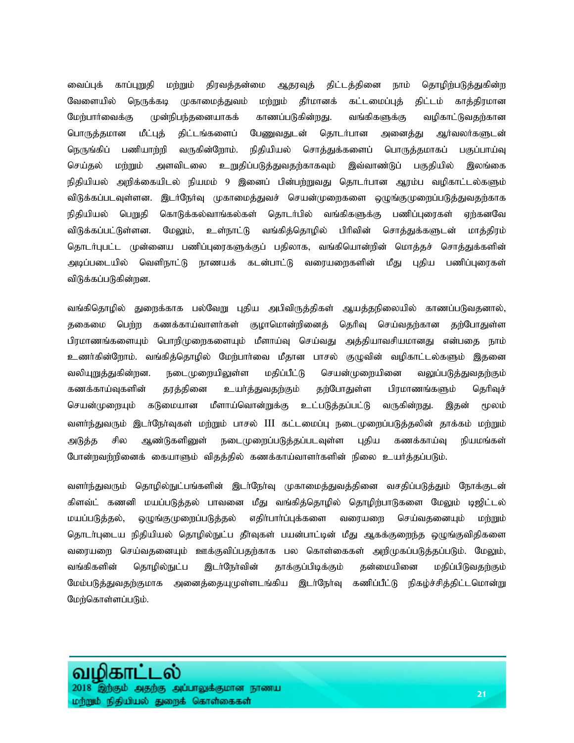வைப்புக் காப்புறுதி மற்றும் திரவத்தன்மை ஆதரவுத் திட்டத்தினை நாம் தொழிற்படுத்துகின்ற வேளையில் நெருக்கடி முகாமைத்துவம் மற்றும் தீர்மானக் கட்டமைப்புத் திட்டம் காத்திரமான மேற்பார்வைக்கு முன்நிபந்தனையாகக் காணப்படுகின்றது. வங்கிகளுக்கு வழிகாட்டுவதற்கான பொருத்தமான மீட்புத் திட்டங்களைப் பேணுவதுடன் தொடர்பான அனைத்து ஆர்வலர்களுடன் நெருங்கிப் பணியாற்றி வருகின்றோம். நிதியியல் சொத்துக்களைப் பொருத்தமாகப் பகுப்பாய்வு செய்தல் மற்றும் அளவிடலை உறுதிப்படுத்துவதற்காகவும் இவ்வாண்டுப் பகுதியில் இலங்கை நிதியியல் அறிக்கையிடல் நியமம் 9 இனைப் பின்பற்றுவது தொடர்பான ஆரம்ப வழிகாட்டல்களும் விடுக்கப்படவுள்ளன. இடர்நேர்வு முகாமைத்துவச் செயன்முறைகளை ஒழுங்குமுறைப்படுத்துவதற்காக நிதியியல் பெறுதி கொடுக்கல்வாங்கல்கள் தொடர்பில் வங்கிகளுக்கு பணிப்புரைகள் ஏற்கனவே விடுக்கப்பட்டுள்ளன. மேலும், உள்நாட்டு வங்கித்தொழில் பிரிவின் சொத்துக்களுடன் மாத்திரம் தொடர்புபட்ட முன்னைய பணிப்புரைகளுக்குப் பதிலாக, வங்கியொன்றின் மொத்தச் சொத்துக்களின் அடிப்படையில் வெளிநாட்டு நாணயக் கடன்பாட்டு வரையறைகளின் மீது புதிய பணிப்புரைகள் விடுக்கப்படுகின்றன.

வங்கிதொழில் துறைக்காக பல்வேறு புதிய அபிவிருத்திகள் ஆயத்தநிலையில் காணப்படுவதனால், தகைமை பெற்ற கணக்காய்வாளர்கள் குழாமொன்றினைத் தெரிவு செய்வதற்கான தற்போதுள்ள பிரமாணங்களையும் பொறிமுறைகளையும் மீளாய்வு செய்வது அத்தியாவசியமானது என்பதை நாம் உணர்கின்றோம். வங்கித்தொழில் மேற்பார்வை மீதான பாசல் குழுவின் வழிகாட்டல்களும் இதனை வலியுறுத்துகின்றன. நடைமுறையிலுள்ள மதிப்பீட்டு செயன்முறையினை வலுப்படுத்துவதற்கும் கணக்காய்வுகளின் தரத்தினை உயர்த்துவதற்கும் தற்போதுள்ள பிரமாணங்களும் தெரிவுச் செயன்முறையும் கடுமையான மீளாய்வொன்றுக்கு உட்படுத்தப்பட்டு வருகின்றது. இதன் மூலம் வளர்ந்துவரும் இடர்நேர்வுகள் மற்றும் பாசல் III கட்டமைப்பு நடைமுறைப்படுத்தலின் தாக்கம் மற்றும் அடுத்த சில ஆண்டுகளினுள் நடைமுறைப்படுத்தப்படவுள்ள புதிய கணக்காய்வு நியமங்கள் போன்றவற்றினைக் கையாளும் விதத்தில் கணக்காய்வாளர்களின் நிலை உயர்த்தப்படும்.

வளர்ந்துவரும் தொழில்நுட்பங்களின் இடர்நேர்வு முகாமைத்துவத்தினை வசதிப்படுத்தும் நோக்குடன் கிளவ்ட் கணனி மயப்படுத்தல் பாவனை மீது வங்கித்தொழில் தொழிற்பாடுகளை மேலும் டிஜிட்டல் மயப்படுத்தல், ஒழுங்குமுறைப்படுத்தல் எதிர்பார்ப்புக்களை வரையறை செய்வதனையும் மற்றும் தொடர்புடைய நிதியியல் தொழில்நுட்ப தீர்வுகள் பயன்பாட்டின் மீது ஆகக்குறைந்த ஒழுங்குவிதிகளை வரையறை செய்வதனையும் ஊக்குவிப்பதற்காக பல கொள்கைகள் அறிமுகப்படுத்தப்படும். மேலும், வங்கிகளின் தொழில்நுட்ப இடர்நேர்வின் தாக்குப்பிடிக்கும் தன்மையினை மதிப்பிடுவதற்கும் மேம்படுத்துவதற்குமாக அனைத்தையுமுள்ளடங்கிய இடர்நேர்வு கணிப்பீட்டு நிகழ்ச்சித்திட்டமொன்று மேற்கொள்ளப்படும்.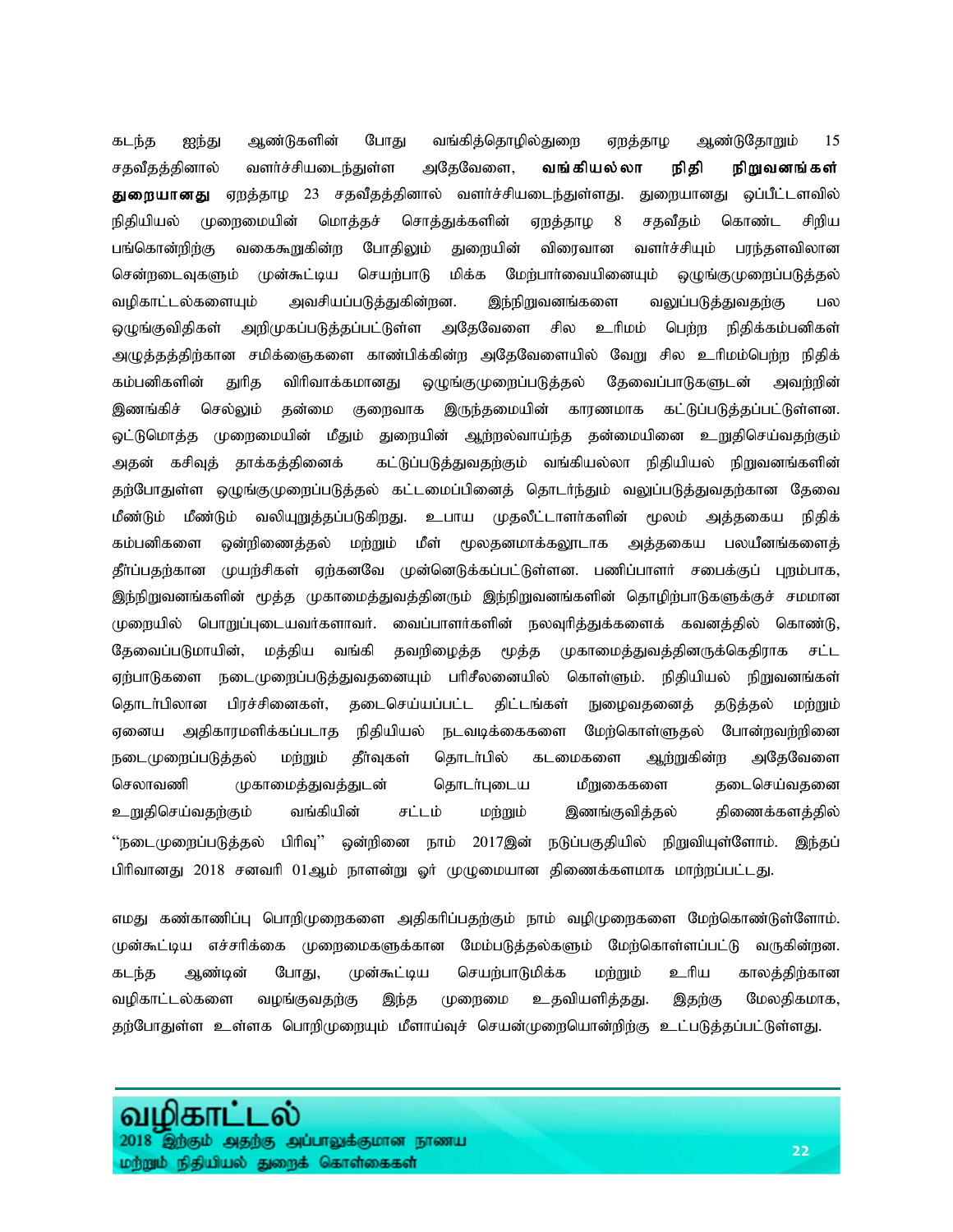கடந்த ஐந்து ஆண்டுகளின் போது வங்கித்தொழில்துறை ஏறத்தாழ ஆண்டுதோறும் 15 சதவீதத்தினால் வளர்ச்சியடைந்துள்ள அதேவேளை, **வங்கியல்லா நிதி நிறுவனங்கள் துறையானது** ஏறத்தாழ 23 சதவீதத்தினால் வளர்ச்சியடைந்துள்ளது. துறையானது ஒப்பீட்டளவில் நிதியியல் முறைமையின் மொத்தச் சொத்துக்களின் ஏறத்தாழ 8 சதவீதம் கொண்ட சிறிய பங்கொன்றிற்கு வகைகூறுகின்ற போதிலும் துறையின் விரைவான வளர்ச்சியும் பரந்தளவிலான சென்றடைவுகளும் முன்கூட்டிய செயற்பாடு மிக்க மேற்பார்வையினையும் ஒழுங்குமுறைப்படுத்தல் வழிகாட்டல்களையும் அவசியப்படுத்துகின்றன. இந்நிறுவனங்களை வலுப்படுத்துவதற்கு பல ஒழுங்குவிதிகள் அறிமுகப்படுத்தப்பட்டுள்ள அதேவேளை சில உரிமம் பெற்ற நிதிக்கம்பனிகள் அழுத்தத்திற்கான சமிக்ஞைகளை காண்பிக்கின்ற அதேவேளையில் வேறு சில உரிமம்பெற்ற நிதிக் கம்பனிகளின் துரித விரிவாக்கமானது ஒழுங்குமுறைப்படுத்தல் தேவைப்பாடுகளுடன் அவற்றின் இணங்கிச் செல்லும் தன்மை குறைவாக இருந்தமையின் காரணமாக கட்டுப்படுத்தப்பட்டுள்ளன. ஒட்டுமொத்த முறைமையின் மீதும் துறையின் ஆற்றல்வாய்ந்த தன்மையினை உறுதிசெய்வதற்கும் அதன் கசிவுத் தாக்கத்தினைக் கட்டுப்படுத்துவதற்கும் வங்கியல்லா நிதியியல் நிறுவனங்களின் தற்போதுள்ள ஒழுங்குமுறைப்படுத்தல் கட்டமைப்பினைத் தொடர்ந்தும் வலுப்படுத்துவதற்கான தேவை மீண்டும் மீண்டும் வலியுறுத்தப்படுகிறது. உபாய முதலீட்டாளர்களின் மூலம் அத்தகைய நிதிக் கம்பனிகளை ஒன்றிணைத்தல் மற்றும் மீள் மூலதனமாக்கலூடாக அத்தகைய பலயீனங்களைத் தீர்ப்பதற்கான முயற்சிகள் ஏற்கனவே முன்னெடுக்கப்பட்டுள்ளன. பணிப்பாளர் சபைக்குப் புறம்பாக, இந்நிறுவனங்களின் மூத்த முகாமைத்துவத்தினரும் இந்நிறுவனங்களின் தொழிற்பாடுகளுக்குச் சமமான முறையில் பொறுப்புடையவர்களாவர். வைப்பாளர்களின் நலவுரித்துக்களைக் கவனத்தில் கொண்டு, தேவைப்படுமாயின், மத்திய வங்கி தவறிழைத்த மூத்த முகாமைத்துவத்தினருக்கெதிராக சட்ட ஏற்பாடுகளை நடைமுறைப்படுத்துவதனையும் பரிசீலனையில் கொள்ளும். நிதியியல் நிறுவனங்கள் தொடர்பிலான பிரச்சினைகள், தடைசெய்யப்பட்ட திட்டங்கள் நுழைவதனைத் தடுத்தல் மற்றும் ஏனைய அதிகாரமளிக்கப்படாத நிதியியல் நடவடிக்கைகளை மேற்கொள்ளுதல் போன்றவற்றினை நடைமுறைப்படுத்தல் மற்றும் தீர்வுகள் தொடர்பில் கடமைகளை ஆற்றுகின்ற அதேவேளை செலாவணி முகாமைத்துவத்துடன் தொடர்புடைய மீறுகைகளை தடைசெய்வதனை உறுதிசெய்வதற்கும் வங்கியின் சட்டம் மற்றும் இணங்குவித்தல் திணைக்களத்தில் "நடைமுறைப்படுத்தல் பிரிவு" ஒன்றினை நாம் 2017இன் நடுப்பகுதியில் நிறுவியுள்ளோம். இந்தப் பிரிவானது 2018 சனவரி 01ஆம் நாளன்று ஓர் முழுமையான திணைக்களமாக மாற்றப்பட்டது.

எமது கண்காணிப்பு பொறிமுறைகளை அதிகரிப்பதற்கும் நாம் வழிமுறைகளை மேற்கொண்டுள்ளோம். முன்கூட்டிய எச்சரிக்கை முறைமைகளுக்கான மேம்படுத்தல்களும் மேற்கொள்ளப்பட்டு வருகின்றன. கடந்த ஆண்டின் போது, முன்கூட்டிய செயற்பாடுமிக்க மற்றும் உரிய காலத்திற்கான வழிகாட்டல்களை வழங்குவதற்கு இந்த முறைமை உதவியளித்தது. இதற்கு மேலதிகமாக, தற்போதுள்ள உள்ளக பொறிமுறையும் மீளாய்வுச் செயன்முறையொன்றிற்கு உட்படுத்தப்பட்டுள்ளது.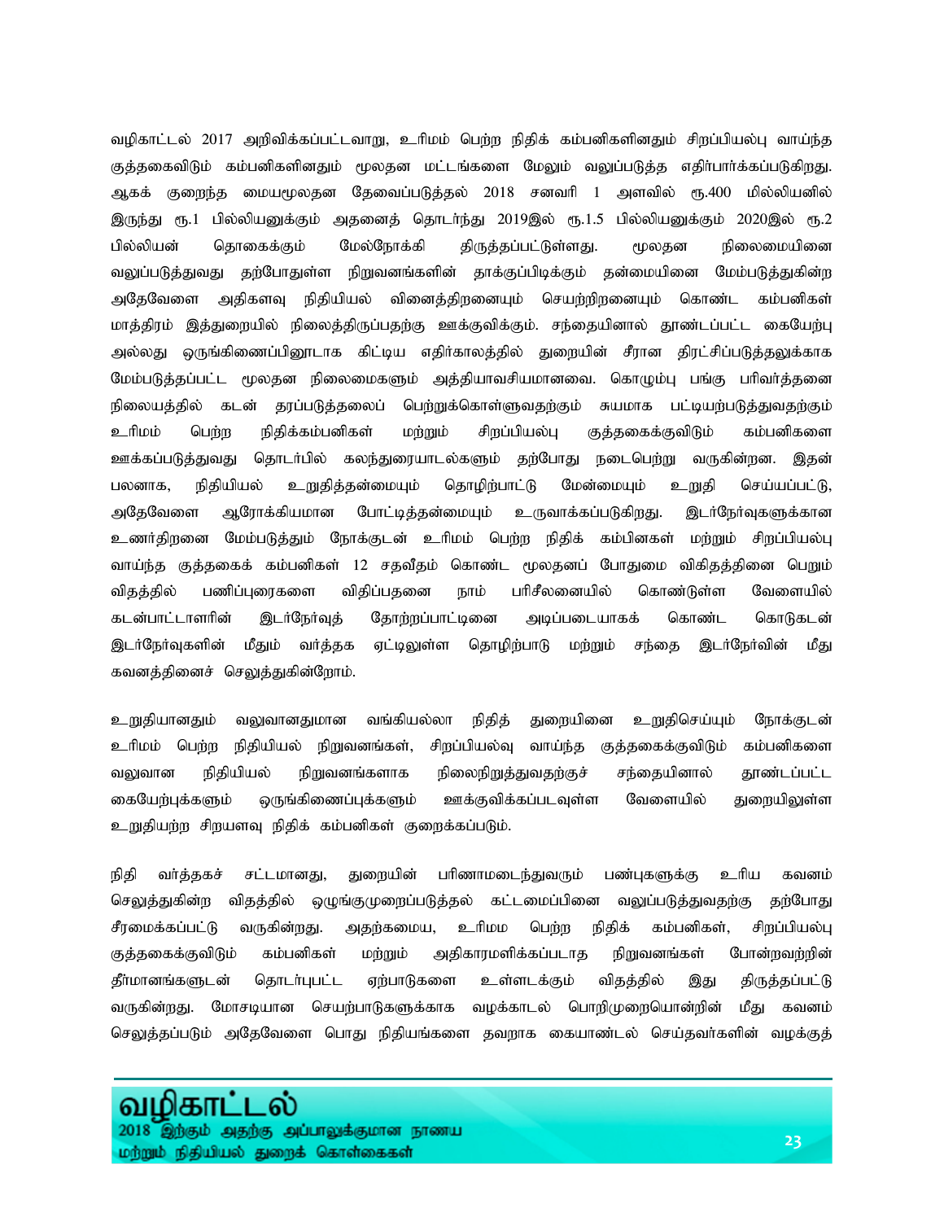வழிகாட்டல் 2017 அறிவிக்கப்பட்டவாறு, உரிமம் பெற்ற நிதிக் கம்பனிகளினதும் சிறப்பியல்பு வாய்ந்த குத்தகைவிடும் கம்பனிகளினதும் மூலதன மட்டங்களை மேலும் வலுப்படுத்த எதிர்பார்க்கப்படுகிறது. ஆகக் குறைந்த மையமூலதன தேவைப்படுத்தல் 2018 சனவரி 1 அளவில் ரூ.400 மில்லியனில் இருந்து ரூ.1 பில்லியனுக்கும் அதனைத் தொடர்ந்து 2019இல் ரூ.1.5 பில்லியனுக்கும் 2020இல் ரூ.2 பில்லியன் தொகைக்கும் மேல்நோக்கி திருத்தப்பட்டுள்ளது. மூலதன நிலைமையினை வலுப்படுத்துவது தற்போதுள்ள நிறுவனங்களின் தாக்குப்பிடிக்கும் தன்மையினை மேம்படுத்துகின்ற அதேவேளை அதிகளவு நிதியியல் வினைத்திறனையும் செயற்றிறனையும் கொண்ட கம்பனிகள் மாத்திரம் இத்துறையில் நிலைத்திருப்பதற்கு ஊக்குவிக்கும். சந்தையினால் தூண்டப்பட்ட கையேற்பு அல்லது ஒருங்கிணைப்பினூடாக கிட்டிய எதிர்காலத்தில் துறையின் சீரான திரட்சிப்படுத்தலுக்காக மேம்படுத்தப்பட்ட மூலதன நிலைமைகளும் அத்தியாவசியமானவை. கொழும்பு பங்கு பரிவர்த்தனை நிலையத்தில் கடன் தரப்படுத்தலைப் பெற்றுக்கொள்ளுவதற்கும் சுயமாக பட்டியற்படுத்துவதற்கும் உரிமம் பெற்ற நிதிக்கம்பனிகள் மற்றும் சிறப்பியல்பு குத்தகைக்குவிடும் கம்பனிகளை ஊக்கப்படுத்துவது தொடர்பில் கலந்துரையாடல்களும் தற்போது நடைபெற்று வருகின்றன. இதன் பலனாக, நிதியியல் உறுதித்தன்மையும் தொழிற்பாட்டு மேன்மையும் உறுதி செய்யப்பட்டு, அதேவேளை ஆரோக்கியமான போட்டித்தன்மையும் உருவாக்கப்படுகிறது. இடர்நேர்வுகளுக்கான உணர்திறனை மேம்படுத்தும் நோக்குடன் உரிமம் பெற்ற நிதிக் கம்பினகள் மற்றும் சிறப்பியல்பு வாய்ந்த குத்தகைக் கம்பனிகள் 12 சதவீதம் கொண்ட மூலதனப் போதுமை விகிதத்தினை பெறும் விதத்தில் பணிப்புரைகளை விதிப்பதனை நாம் பரிசீலனையில் கொண்டுள்ள வேளையில் கடன்பாட்டாளரின் இடர்நேர்வுத் தோற்றப்பாட்டினை அடிப்படையாகக் கொண்ட கொடுகடன் இடர்நேர்வுகளின் மீதும் வர்த்தக ஏட்டிலுள்ள தொழிற்பாடு மற்றும் சந்தை இடர்நேர்வின் மீது கவனத்தினைச் செலுத்துகின்றோம்.

உறுதியானதும் வலுவானதுமான வங்கியல்லா நிதித் துறையினை உறுதிசெய்யும் நோக்குடன் உரிமம் பெற்ற நிதியியல் நிறுவனங்கள், சிறப்பியல்வு வாய்ந்த குத்தகைக்குவிடும் கம்பனிகளை வலுவான நிதியியல் நிறுவனங்களாக நிலைநிறுத்துவதற்குச் சந்தையினால் தூண்டப்பட்ட கையேற்புக்களும் ஒருங்கிணைப்புக்களும் ஊக்குவிக்கப்படவுள்ள வேளையில் துறையிலுள்ள உறுதியற்ற சிறயளவு நிதிக் கம்பனிகள் குறைக்கப்படும்.

நிதி வர்த்தகச் சட்டமானது, துறையின் பரிணாமடைந்துவரும் பண்புகளுக்கு உரிய கவனம் செலுத்துகின்ற விதத்தில் ஒழுங்குமுறைப்படுத்தல் கட்டமைப்பினை வலுப்படுத்துவதற்கு தற்போது சீரமைக்கப்பட்டு வருகின்றது. அதற்கமைய, உரிமம பெற்ற நிதிக் கம்பனிகள், சிறப்பியல்பு குத்தகைக்குவிடும் கம்பனிகள் மற்றும் அதிகாரமளிக்கப்படாத நிறுவனங்கள் போன்றவற்றின் தீர்மானங்களுடன் தொடர்புபட்ட ஏற்பாடுகளை உள்ளடக்கும் விதத்தில் இது திருத்தப்பட்டு வருகின்றது. மோசடியான செயற்பாடுகளுக்காக வழக்காடல் பொறிமுறையொன்றின் மீது கவனம் செலுத்தப்படும் அதேவேளை பொது நிதியங்களை தவறாக கையாண்டல் செய்தவர்களின் வழக்குத்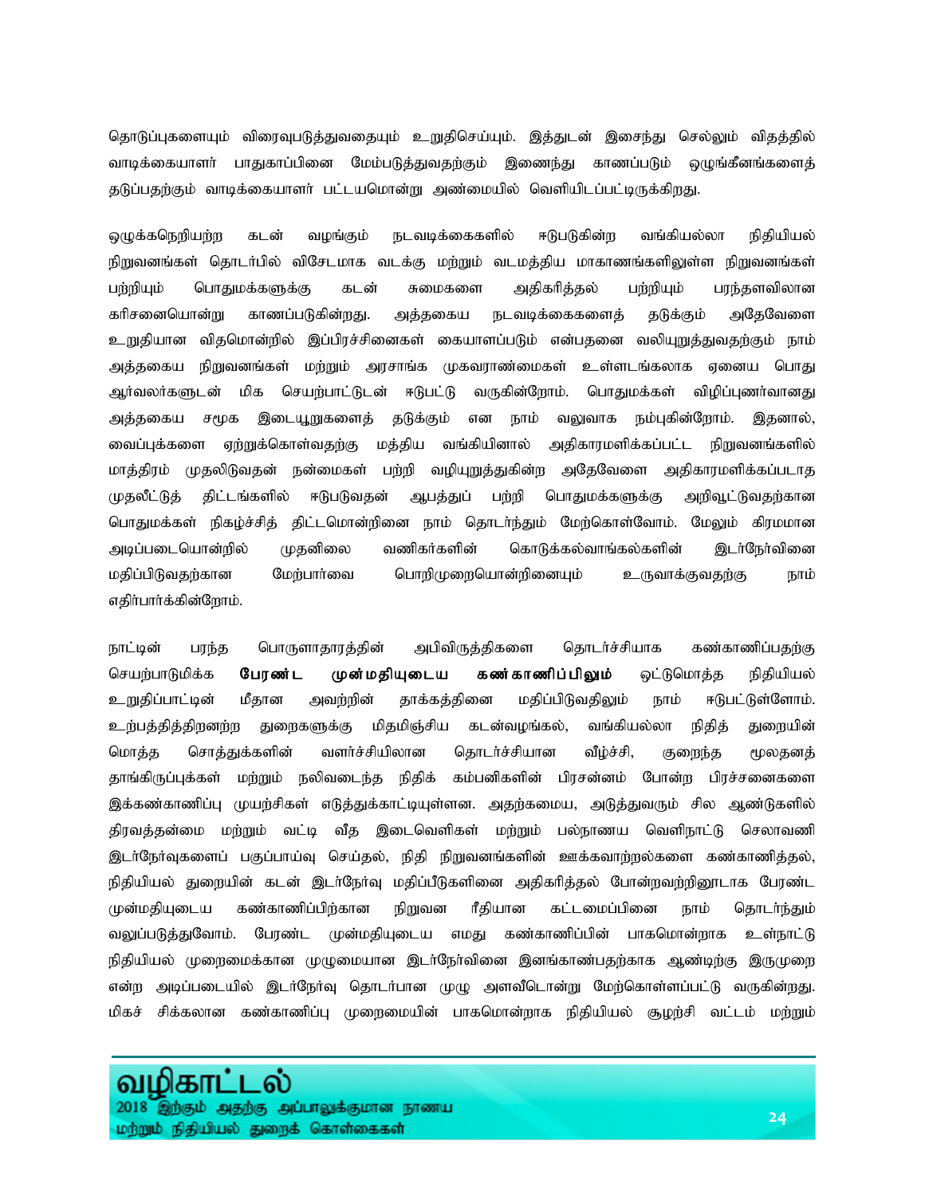தொடுப்புகளையும் விரைவுபடுத்துவதையும் உறுதிசெய்யும். இத்துடன் இசைந்து செல்லும் விதத்தில் வாடிக்கையாளர் பாதுகாப்பினை மேம்படுத்துவதற்கும் இணைந்து காணப்படும் ஒழுங்கீனங்களைத் தடுப்பதற்கும் வாடிக்கையாளர் பட்டயமொன்று அண்மையில் வெளியிடப்பட்டிருக்கிறது.

ஒழுக்கநெறியற்ற கடன் வழங்கும் நடவடிக்கைகளில் ஈடுபடுகின்ற வங்கியல்லா நிதியியல் நிறுவனங்கள் தொடர்பில் விசேடமாக வடக்கு மற்றும் வடமத்திய மாகாணங்களிலுள்ள நிறுவனங்கள் பற்றியும் பொதுமக்களுக்கு கடன் சுமைகளை அதிகரித்தல் பற்றியும் பரந்தளவிலான கரிசனையொன்று காணப்படுகின்றது. அத்தகைய நடவடிக்கைகளைத் தடுக்கும் அதேவேளை உறுதியான விதமொன்றில் இப்பிரச்சினைகள் கையாளப்படும் என்பதனை வலியுறுத்துவதற்கும் நாம் அத்தகைய நிறுவனங்கள் மற்றும் அரசாங்க முகவராண்மைகள் உள்ளடங்கலாக ஏனைய பொது ஆர்வலர்களுடன் மிக செயற்பாட்டுடன் ஈடுபட்டு வருகின்றோம். பொதுமக்கள் விழிப்புணர்வானது அத்தகைய சமூக இடையூறுகளைத் தடுக்கும் என நாம் வலுவாக நம்புகின்றோம். இதனால், வைப்புக்களை ஏற்றுக்கொள்வதற்கு மத்திய வங்கியினால் அதிகாரமளிக்கப்பட்ட நிறுவனங்களில் மாத்திரம் முதலிடுவதன் நன்மைகள் பற்றி வழியுறுத்துகின்ற அதேவேளை அதிகாரமளிக்கப்படாத முதலீட்டுத் திட்டங்களில் ஈடுபடுவதன் ஆபத்துப் பற்றி பொதுமக்களுக்கு அறிவூட்டுவதற்கான பொதுமக்கள் நிகழ்ச்சித் திட்டமொன்றினை நாம் தொடர்ந்தும் மேற்கொள்வோம். மேலும் கிரமமான அடிப்படையொன்றில் முதனிலை வணிகர்களின் கொடுக்கல்வாங்கல்களின் இடர்நேர்வினை மதிப்பிடுவதற்கான மேற்பார்வை பொறிமுறையொன்றினையும் உருவாக்குவதற்கு நாம் எதிர்பார்க்கின்றோம்.

நாட்டின் பரந்த பொருளாதாரத்தின் அபிவிருத்திகளை தொடர்ச்சியாக கண்காணிப்பதற்கு செயற்பாடுமிக்க **பேரண்ட முன்மதியுடைய கண்காணிப்பிலும்** ஒட்டுமொத்த நிதியியல் உறுதிப்பாட்டின் மீதான அவற்றின் தாக்கத்தினை மதிப்பிடுவதிலும் நாம் ஈடுபட்டுள்ளோம். உற்பத்தித்திறனற்ற துறைகளுக்கு மிதமிஞ்சிய கடன்வழங்கல், வங்கியல்லா நிதித் துறையின் மொத்த சொத்துக்களின் வளர்ச்சியிலான தொடர்ச்சியான வீழ்ச்சி, குறைந்த மூலதனத் தாங்கிருப்புக்கள் மற்றும் நலிவடைந்த நிதிக் கம்பனிகளின் பிரசன்னம் போன்ற பிரச்சனைகளை இக்கண்காணிப்பு முயற்சிகள் எடுத்துக்காட்டியுள்ளன. அதற்கமைய, அடுத்துவரும் சில ஆண்டுகளில் திரவத்தன்மை மற்றும் வட்டி வீத இடைவெளிகள் மற்றும் பல்நாணய வெளிநாட்டு செலாவணி இடர்நேர்வுகளைப் பகுப்பாய்வு செய்தல், நிதி நிறுவனங்களின் ஊக்கவாற்றல்களை கண்காணித்தல், நிதியியல் துறையின் கடன் இடர்நேர்வு மதிப்பீடுகளினை அதிகரித்தல் போன்றவற்றினூடாக பேரண்ட முன்மதியுடைய கண்காணிப்பிற்கான நிறுவன ரீதியான கட்டமைப்பினை நாம் தொடர்ந்தும் வலுப்படுத்துவோம். பேரண்ட முன்மதியுடைய எமது கண்காணிப்பின் பாகமொன்றாக உள்நாட்டு நிதியியல் முறைமைக்கான முழுமையான இடர்நேர்வினை இனங்காண்பதற்காக ஆண்டிற்கு இருமுறை என்ற அடிப்படையில் இடர்நேர்வு தொடர்பான முழு அளவீடொன்று மேற்கொள்ளப்பட்டு வருகின்றது. மிகச் சிக்கலான கண்காணிப்பு முறைமையின் பாகமொன்றாக நிதியியல் சூழற்சி வட்டம் மற்றும்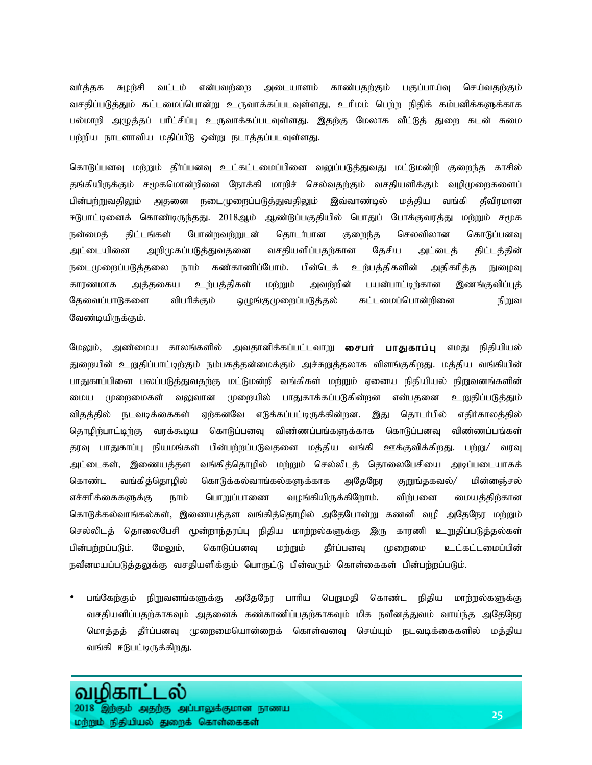வர்த்தக சுழற்சி வட்டம் என்பவற்றை அடையாளம் காண்பதற்கும் பகுப்பாய்வு செய்வதற்கும் வசதிப்படுத்தும் கட்டமைப்பொன்று உருவாக்கப்படவுள்ளது, உரிமம் பெற்ற நிதிக் கம்பனிகளுக்காக பல்மாறி அழுத்தப் பரீட்சிப்பு உருவாக்கப்படவுள்ளது. இதற்கு மேலாக வீட்டுத் துறை கடன் சுமை பற்றிய நாடளாவிய மதிப்பீடு ஒன்று நடாத்தப்படவுள்ளது.

கொடுப்பனவு மற்றும் தீர்ப்பனவு உட்கட்டமைப்பினை வலுப்படுத்துவது மட்டுமன்றி குறைந்த காசில் தங்கியிருக்கும் சமூகமொன்றினை நோக்கி மாறிச் செல்வதற்கும் வசதியளிக்கும் வழிமுறைகளைப் பின்பற்றுவதிலும் அதனை நடைமுறைப்படுத்துவதிலும் இவ்வாண்டில் மத்திய வங்கி தீவிரமான ஈடுபாட்டினைக் கொண்டிருந்தது. 2018ஆம் ஆண்டுப்பகுதியில் பொதுப் போக்குவரத்து மற்றும் சமூக நன்மைத் திட்டங்கள் போன்றவற்றுடன் தொடர்பான குறைந்த செலவிலான கொடுப்பனவு அட்டையினை அறிமுகப்படுத்துவதனை வசதியளிப்பதற்கான தேசிய அட்டைத் திட்டத்தின் நடைமுறைப்படுத்தலை நாம் கண்காணிப்போம். பின்டெக் உற்பத்திகளின் அதிகரித்த நுழைவு காரணமாக அத்தகைய உற்பத்திகள் மற்றும் அவற்றின் பயன்பாட்டிற்கான இணங்குவிப்புத் தேவைப்பாடுகளை விபரிக்கும் ஒழுங்குமுறைப்படுத்தல் கட்டமைப்பொன்றினை நிறுவ வேண்டியிருக்கும்.

மேலும், அண்மைய காலங்களில் அவதானிக்கப்பட்டவாறு **சைபர் பாதுகாப்பு** எமது நிதியியல் துறையின் உறுதிப்பாட்டிற்கும் நம்பகத்தன்மைக்கும் அச்சுறுத்தலாக விளங்குகிறது. மத்திய வங்கியின் பாதுகாப்பினை பலப்படுத்துவதற்கு மட்டுமன்றி வங்கிகள் மற்றும் ஏனைய நிதியியல் நிறுவனங்களின் மைய முறைமைகள் வலுவான முறையில் பாதுகாக்கப்படுகின்றன என்பதனை உறுதிப்படுத்தும் விதத்தில் நடவடிக்கைகள் ஏற்கனவே எடுக்கப்பட்டிருக்கின்றன. இது தொடர்பில் எதிர்காலத்தில் தொழிற்பாட்டிற்கு வரக்கூடிய கொடுப்பனவு விண்ணப்பங்களுக்காக கொடுப்பனவு விண்ணப்பங்கள் தரவு பாதுகாப்பு நியமங்கள் பின்பற்றப்படுவதனை மத்திய வங்கி ஊக்குவிக்கிறது. பற்று/ வரவு அட்டைகள், இணையத்தள வங்கித்தொழில் மற்றும் செல்லிடத் தொலைபேசியை அடிப்படையாகக் கொண்ட வங்கித்தொழில் கொடுக்கல்வாங்கல்களுக்காக அதேநேர குறுஞ்தகவல்/ மின்னஞ்சல் எச்சரிக்கைகளுக்கு நாம் பொறுப்பாணை வழங்கியிருக்கிறோம். விற்பனை மையத்திற்கான கொடுக்கல்வாங்கல்கள், இணையத்தள வங்கித்தொழில் அதேபோன்று கணனி வழி அதேநேர மற்றும் செல்லிடத் தொலைபேசி மூன்றாந்தரப்பு நிதிய மாற்றல்களுக்கு இரு காரணி உறுதிப்படுத்தல்கள் பின்பற்றப்படும். மேலும், கொடுப்பனவு மற்றும் தீர்ப்பனவு முறைமை உட்கட்டமைப்பின் நவீனமயப்படுத்தலுக்கு வசதியளிக்கும் பொருட்டு பின்வரும் கொள்கைகள் பின்பற்றப்படும்.

- பங்கேற்கும் நிறுவனங்களுக்கு அதேநேர பாரிய பெறுமதி கொண்ட நிதிய மாற்றல்களுக்கு வசதியளிப்பதற்காகவும் அதனைக் கண்காணிப்பதற்காகவும் மிக நவீனத்துவம் வாய்ந்த அதேநேர மொத்தத் தீர்ப்பனவு முறைமையொன்றைக் கொள்வனவு செய்யும் நடவடிக்கைகளில் மத்திய வங்கி ஈடுபட்டிருக்கிறது.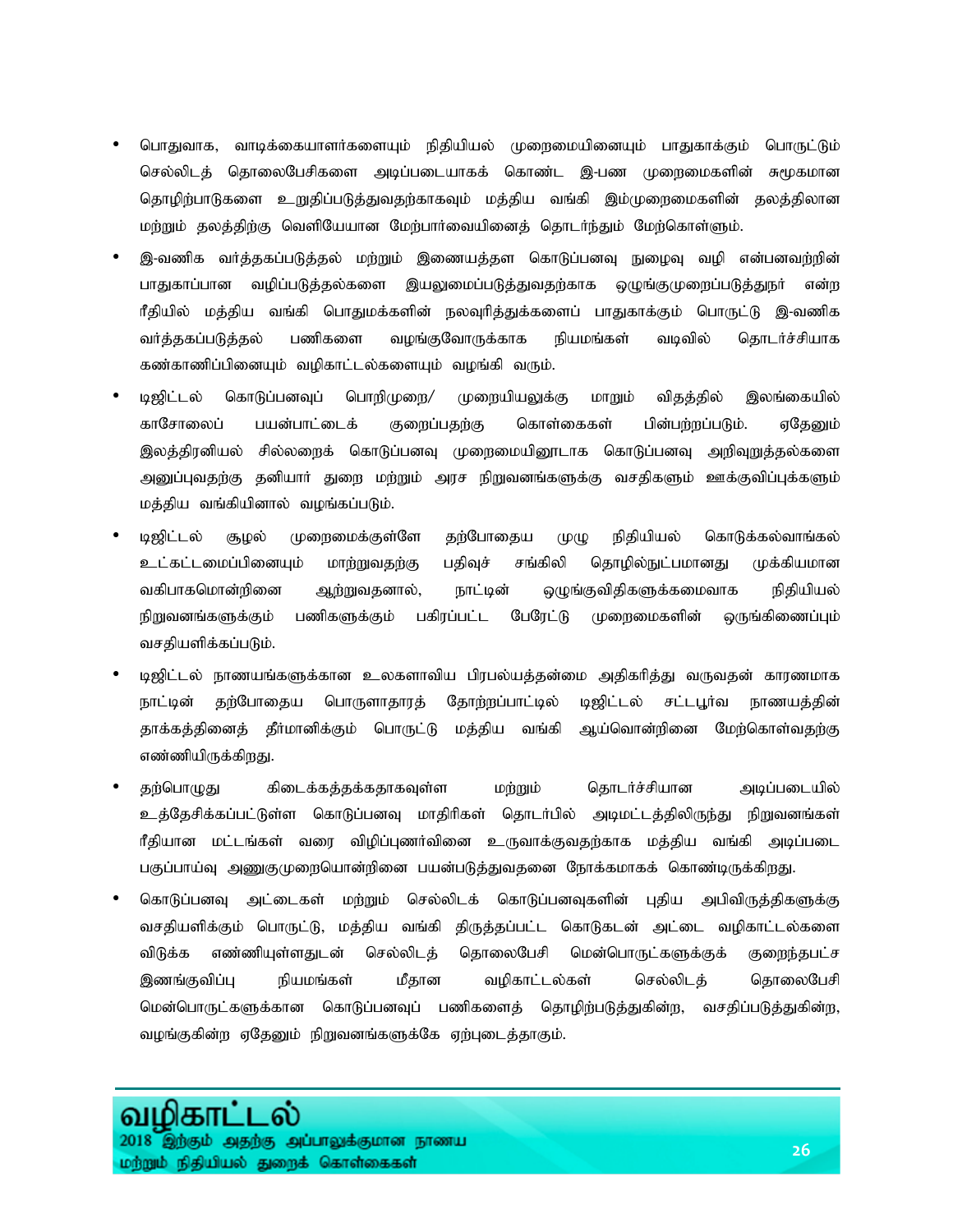- பொதுவாக, வாடிக்கையாளர்களையும் நிதியியல் முறைமையினையும் பாதுகாக்கும் பொருட்டும் செல்லிடத் தொலைபேசிகளை அடிப்படையாகக் கொண்ட இ-பண முறைமைகளின் சுமூகமான தொழிற்பாடுகளை உறுதிப்படுத்துவதற்காகவும் மத்திய வங்கி இம்முறைமைகளின் தலத்திலான மற்றும் தலத்திற்கு வெளியேயான மேற்பார்வையினைத் தொடர்ந்தும் மேற்கொள்ளும்.
- இ-வணிக வர்த்தகப்படுத்தல் மற்றும் இணையத்தள கொடுப்பனவு நுழைவு வழி என்பனவற்றின் பாதுகாப்பான வழிப்படுத்தல்களை இயலுமைப்படுத்துவதற்காக ஒழுங்குமுறைப்படுத்துநர் என்ற ரீதியில் மத்திய வங்கி பொதுமக்களின் நலவுரித்துக்களைப் பாதுகாக்கும் பொருட்டு இ-வணிக வர்த்தகப்படுத்தல் பணிகளை வழங்குவோருக்காக நியமங்கள் வடிவில் தொடர்ச்சியாக கண்காணிப்பினையும் வழிகாட்டல்களையும் வழங்கி வரும்.
- டிஜிட்டல் கொடுப்பனவுப் பொறிமுறை/ முறையியலுக்கு மாறும் விதத்தில் இலங்கையில் காசோலைப் பயன்பாட்டைக் குறைப்பதற்கு கொள்கைகள் பின்பற்றப்படும். ஏதேனும் இலத்திரனியல் சில்லறைக் கொடுப்பனவு முறைமையினூடாக கொடுப்பனவு அறிவுறுத்தல்களை அனுப்புவதற்கு தனியார் துறை மற்றும் அரச நிறுவனங்களுக்கு வசதிகளும் ஊக்குவிப்புக்களும் மத்திய வங்கியினால் வழங்கப்படும்.
- டிஜிட்டல் சூழல் முறைமைக்குள்ளே தற்போதைய முழு நிதியியல் கொடுக்கல்வாங்கல் உட்கட்டமைப்பினையும் மாற்றுவதற்கு பதிவுச் சங்கிலி தொழில்நுட்பமானது முக்கியமான வகிபாகமொன்றினை ஆற்றுவதனால், நாட்டின் ஒழுங்குவிதிகளுக்கமைவாக நிதியியல் நிறுவனங்களுக்கும் பணிகளுக்கும் பகிரப்பட்ட பேரேட்டு முறைமைகளின் ஒருங்கிணைப்பும் வசதியளிக்கப்படும்.
- டிஜிட்டல் நாணயங்களுக்கான உலகளாவிய பிரபல்யத்தன்மை அதிகரித்து வருவதன் காரணமாக நாட்டின் தற்போதைய பொருளாதாரத் தோற்றப்பாட்டில் டிஜிட்டல் சட்டபூர்வ நாணயத்தின் தாக்கத்தினைத் தீர்மானிக்கும் பொருட்டு மத்திய வங்கி ஆய்வொன்றினை மேற்கொள்வதற்கு எண்ணியிருக்கிறது.
- தற்பொழுது கிடைக்கத்தக்கதாகவுள்ள மற்றும் தொடர்ச்சியான அடிப்படையில் உத்தேசிக்கப்பட்டுள்ள கொடுப்பனவு மாதிரிகள் தொடர்பில் அடிமட்டத்திலிருந்து நிறுவனங்கள் ரீதியான மட்டங்கள் வரை விழிப்புணர்வினை உருவாக்குவதற்காக மத்திய வங்கி அடிப்படை பகுப்பாய்வு அணுகுமுறையொன்றினை பயன்படுத்துவதனை நோக்கமாகக் கொண்டிருக்கிறது.
- கொடுப்பனவு அட்டைகள் மற்றும் செல்லிடக் கொடுப்பனவுகளின் புதிய அபிவிருத்திகளுக்கு வசதியளிக்கும் பொருட்டு, மத்திய வங்கி திருத்தப்பட்ட கொடுகடன் அட்டை வழிகாட்டல்களை விடுக்க எண்ணியுள்ளதுடன் செல்லிடத் தொலைபேசி மென்பொருட்களுக்குக் குறைந்தபட்ச இணங்குவிப்பு நியமங்கள் மீதான வழிகாட்டல்கள் செல்லிடத் தொலைபேசி மென்பொருட்களுக்கான கொடுப்பனவுப் பணிகளைத் தொழிற்படுத்துகின்ற, வசதிப்படுத்துகின்ற, வழங்குகின்ற ஏதேனும் நிறுவனங்களுக்கே ஏற்புடைத்தாகும்.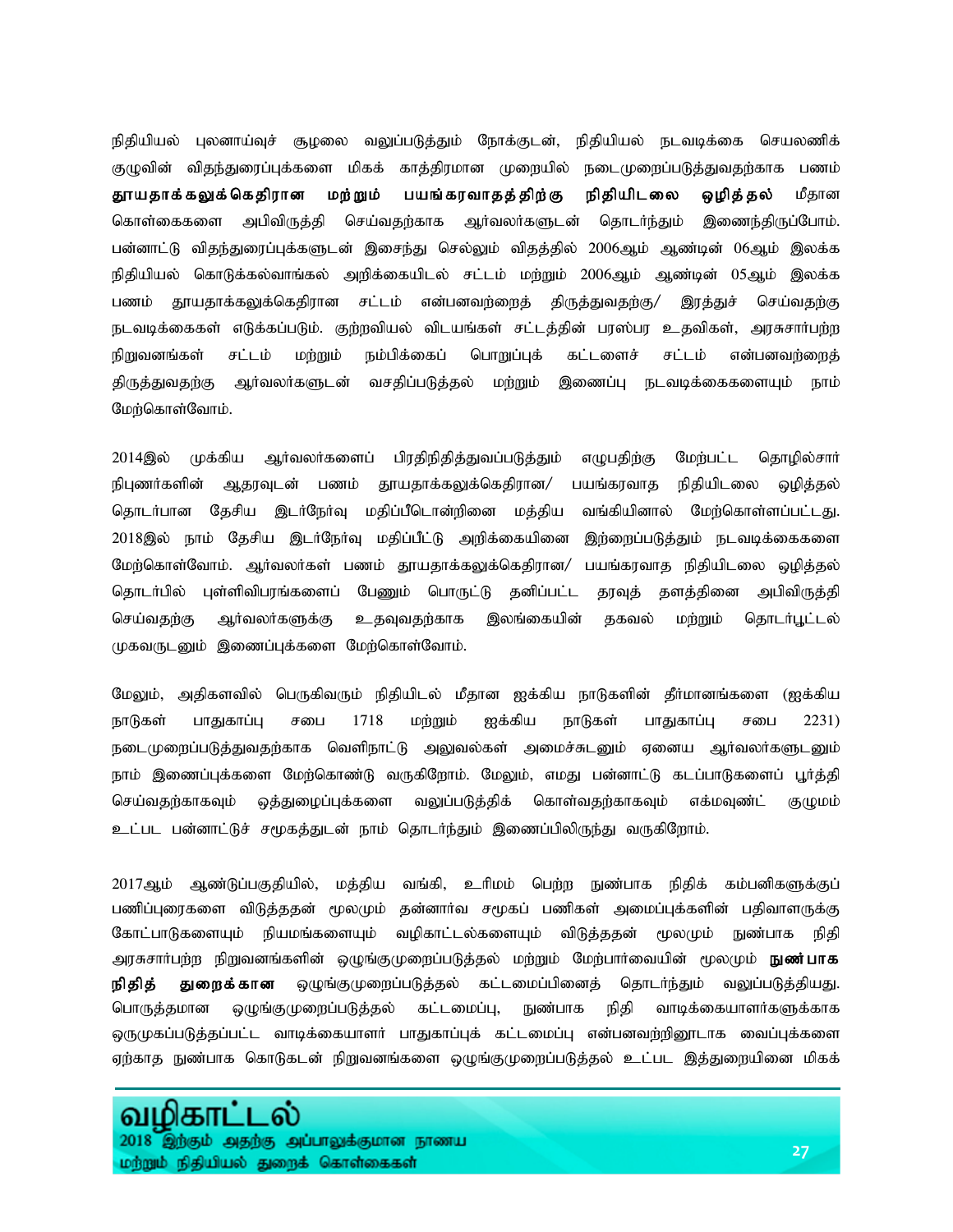நிதியியல் புலனாய்வுச் சூழலை வலுப்படுத்தும் நோக்குடன், நிதியியல் நடவடிக்கை செயலணிக் குழுவின் விதந்துரைப்புக்களை மிகக் காத்திரமான முறையில் நடைமுறைப்படுத்துவதற்காக பணம் **தூயதாக்கலுக்கெதிரான மற்றும் பயங்கரவாதத்திற்கு நிதியிடலை ஒழித்தல்** மீதான கொள்கைகளை அபிவிருத்தி செய்வதற்காக ஆர்வலர்களுடன் தொடர்ந்தும் இணைந்திருப்போம். பன்னாட்டு விதந்துரைப்புக்களுடன் இசைந்து செல்லும் விதத்தில் 2006ஆம் ஆண்டின் 06ஆம் இலக்க நிதியியல் கொடுக்கல்வாங்கல் அறிக்கையிடல் சட்டம் மற்றும் 2006ஆம் ஆண்டின் 05ஆம் இலக்க பணம் தூயதாக்கலுக்கெதிரான சட்டம் என்பனவற்றைத் திருத்துவதற்கு/ இரத்துச் செய்வதற்கு நடவடிக்கைகள் எடுக்கப்படும். குற்றவியல் விடயங்கள் சட்டத்தின் பரஸ்பர உதவிகள், அரசுசார்பற்ற நிறுவனங்கள் சட்டம் மற்றும் நம்பிக்கைப் பொறுப்புக் கட்டளைச் சட்டம் என்பனவற்றைத் திருத்துவதற்கு ஆர்வலர்களுடன் வசதிப்படுத்தல் மற்றும் இணைப்பு நடவடிக்கைகளையும் நாம் மேற்கொள்வோம்.

2014இல் முக்கிய ஆர்வலர்களைப் பிரதிநிதித்துவப்படுத்தும் எழுபதிற்கு மேற்பட்ட தொழில்சார் நிபுணர்களின் ஆதரவுடன் பணம் தூயதாக்கலுக்கெதிரான/ பயங்கரவாத நிதியிடலை ஒழித்தல் தொடர்பான தேசிய இடர்நேர்வு மதிப்பீடொன்றினை மத்திய வங்கியினால் மேற்கொள்ளப்பட்டது. 2018இல் நாம் தேசிய இடர்நேர்வு மதிப்பீட்டு அறிக்கையினை இற்றைப்படுத்தும் நடவடிக்கைகளை மேற்கொள்வோம். ஆர்வலர்கள் பணம் தூயதாக்கலுக்கெதிரான/ பயங்கரவாத நிதியிடலை ஒழித்தல் தொடர்பில் புள்ளிவிபரங்களைப் பேணும் பொருட்டு தனிப்பட்ட தரவுத் தளத்தினை அபிவிருத்தி செய்வதற்கு ஆர்வலர்களுக்கு உதவுவதற்காக இலங்கையின் தகவல் மற்றும் தொடர்பூட்டல் முகவருடனும் இணைப்புக்களை மேற்கொள்வோம்.

மேலும், அதிகளவில் பெருகிவரும் நிதியிடல் மீதான ஐக்கிய நாடுகளின் தீர்மானங்களை (ஐக்கிய நாடுகள் பாதுகாப்பு சபை 1718 மற்றும் ஐக்கிய நாடுகள் பாதுகாப்பு சபை 2231) நடைமுறைப்படுத்துவதற்காக வெளிநாட்டு அலுவல்கள் அமைச்சுடனும் ஏனைய ஆர்வலர்களுடனும் நாம் இணைப்புக்களை மேற்கொண்டு வருகிறோம். மேலும், எமது பன்னாட்டு கடப்பாடுகளைப் பூர்த்தி செய்வதற்காகவும் ஒத்துழைப்புக்களை வலுப்படுத்திக் கொள்வதற்காகவும் எக்மவுண்ட் குழுமம் உட்பட பன்னாட்டுச் சமூகத்துடன் நாம் தொடர்ந்தும் இணைப்பிலிருந்து வருகிறோம்.

2017ஆம் ஆண்டுப்பகுதியில், மத்திய வங்கி, உரிமம் பெற்ற நுண்பாக நிதிக் கம்பனிகளுக்குப் பணிப்புரைகளை விடுத்ததன் மூலமும் தன்னார்வ சமூகப் பணிகள் அமைப்புக்களின் பதிவாளருக்கு கோட்பாடுகளையும் நியமங்களையும் வழிகாட்டல்களையும் விடுத்ததன் மூலமும் நுண்பாக நிதி அரசுசார்பற்ற நிறுவனங்களின் ஒழுங்குமுறைப்படுத்தல் மற்றும் மேற்பார்வையின் மூலமும் **நுண்பாக நிதித் துறைக்கான** ஒழுங்குமுறைப்படுத்தல் கட்டமைப்பினைத் தொடர்ந்தும் வலுப்படுத்தியது. பொருத்தமான ஒழுங்குமுறைப்படுத்தல் கட்டமைப்பு, நுண்பாக நிதி வாடிக்கையாளர்களுக்காக ஒருமுகப்படுத்தப்பட்ட வாடிக்கையாளர் பாதுகாப்புக் கட்டமைப்பு என்பனவற்றினூடாக வைப்புக்களை ஏற்காத நுண்பாக கொடுகடன் நிறுவனங்களை ஒழுங்குமுறைப்படுத்தல் உட்பட இத்துறையினை மிகக்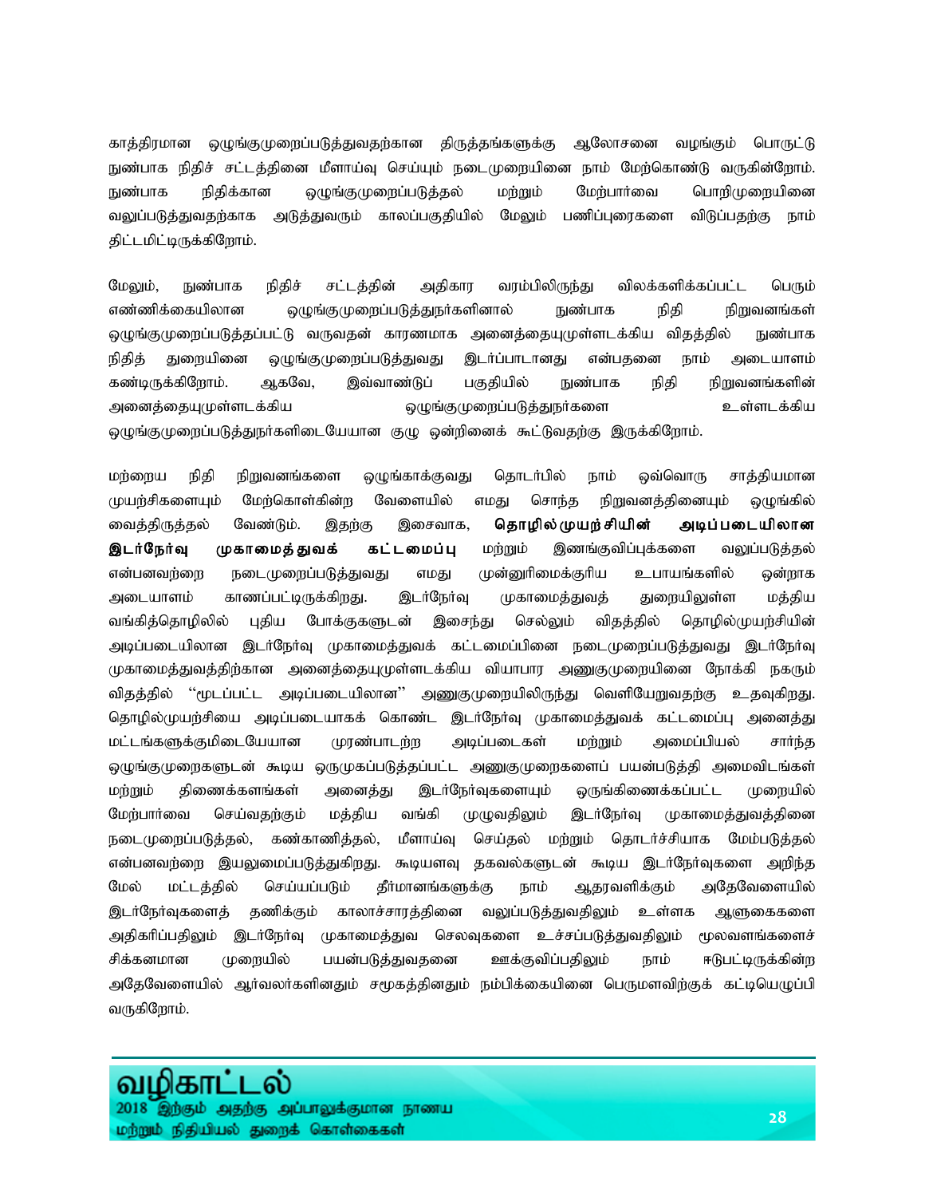காத்திரமான ஒழுங்குமுறைப்படுத்துவதற்கான திருத்தங்களுக்கு ஆலோசனை வழங்கும் பொருட்டு நுண்பாக நிதிச் சட்டத்தினை மீளாய்வு செய்யும் நடைமுறையினை நாம் மேற்கொண்டு வருகின்றோம். நுண்பாக நிதிக்கான ஒழுங்குமுறைப்படுத்தல் மற்றும் மேற்பார்வை பொறிமுறையினை வலுப்படுத்துவதற்காக அடுத்துவரும் காலப்பகுதியில் மேலும் பணிப்புரைகளை விடுப்பதற்கு நாம் திட்டமிட்டிருக்கிறோம்.

மேலும், நுண்பாக நிதிச் சட்டத்தின் அதிகார வரம்பிலிருந்து விலக்களிக்கப்பட்ட பெரும் எண்ணிக்கையிலான ஒழுங்குமுறைப்படுத்துநர்களினால் நுண்பாக நிதி நிறுவனங்கள் ஒழுங்குமுறைப்படுத்தப்பட்டு வருவதன் காரணமாக அனைத்தையுமுள்ளடக்கிய விதத்தில் நுண்பாக நிதித் துறையினை ஒழுங்குமுறைப்படுத்துவது இடர்ப்பாடானது என்பதனை நாம் அடையாளம் கண்டிருக்கிறோம். ஆகவே, இவ்வாண்டுப் பகுதியில் நுண்பாக நிதி நிறுவனங்களின் அனைத்தையுமுள்ளடக்கிய ஒழுங்குமுறைப்படுத்துநர்களை உள்ளடக்கிய ஒழுங்குமுறைப்படுத்துநர்களிடையேயான குழு ஒன்றினைக் கூட்டுவதற்கு இருக்கிறோம்.

மற்றைய நிதி நிறுவனங்களை ஒழுங்காக்குவது தொடர்பில் நாம் ஒவ்வொரு சாத்தியமான முயற்சிகளையும் மேற்கொள்கின்ற வேளையில் எமது சொந்த நிறுவனத்தினையும் ஒழுங்கில் வைத்திருத்தல் வேண்டும். இதற்கு இசைவாக, **தொழில்முயற்சியின் அடிப்படையிலான இடர்நேர்வு முகாமைத்துவக் கட்டமைப்பு** மற்றும் இணங்குவிப்புக்களை வலுப்படுத்தல் என்பனவற்றை நடைமுறைப்படுத்துவது எமது முன்னுரிமைக்குரிய உபாயங்களில் ஒன்றாக அடையாளம் காணப்பட்டிருக்கிறது. இடர்நேர்வு முகாமைத்துவத் துறையிலுள்ள மத்திய வங்கித்தொழிலில் புதிய போக்குகளுடன் இசைந்து செல்லும் விதத்தில் தொழில்முயற்சியின் அடிப்படையிலான இடர்நேர்வு முகாமைத்துவக் கட்டமைப்பினை நடைமுறைப்படுத்துவது இடர்நேர்வு முகாமைத்துவத்திற்கான அனைத்தையுமுள்ளடக்கிய வியாபார அணுகுமுறையினை நோக்கி நகரும் விதத்தில் "மூடப்பட்ட அடிப்படையிலான" அணுகுமுறையிலிருந்து வெளியேறுவதற்கு உதவுகிறது. தொழில்முயற்சியை அடிப்படையாகக் கொண்ட இடர்நேர்வு முகாமைத்துவக் கட்டமைப்பு அனைத்து மட்டங்களுக்குமிடையேயான முரண்பாடற்ற அடிப்படைகள் மற்றும் அமைப்பியல் சார்ந்த ஒழுங்குமுறைகளுடன் கூடிய ஒருமுகப்படுத்தப்பட்ட அணுகுமுறைகளைப் பயன்படுத்தி அமைவிடங்கள் மற்றும் திணைக்களங்கள் அனைத்து இடர்நேர்வுகளையும் ஒருங்கிணைக்கப்பட்ட முறையில் மேற்பார்வை செய்வதற்கும் மத்திய வங்கி முழுவதிலும் இடர்நேர்வு முகாமைத்துவத்தினை நடைமுறைப்படுத்தல், கண்காணித்தல், மீளாய்வு செய்தல் மற்றும் தொடர்ச்சியாக மேம்படுத்தல் என்பனவற்றை இயலுமைப்படுத்துகிறது. கூடியளவு தகவல்களுடன் கூடிய இடர்நேர்வுகளை அறிந்த மேல் மட்டத்தில் செய்யப்படும் தீர்மானங்களுக்கு நாம் ஆதரவளிக்கும் அதேவேளையில் இடர்நேர்வுகளைத் தணிக்கும் காலாச்சாரத்தினை வலுப்படுத்துவதிலும் உள்ளக ஆளுகைகளை அதிகரிப்பதிலும் இடர்நேர்வு முகாமைத்துவ செலவுகளை உச்சப்படுத்துவதிலும் மூலவளங்களைச் சிக்கனமான முறையில் பயன்படுத்துவதனை ஊக்குவிப்பதிலும் நாம் ஈடுபட்டிருக்கின்ற அதேவேளையில் ஆர்வலர்களினதும் சமூகத்தினதும் நம்பிக்கையினை பெருமளவிற்குக் கட்டியெழுப்பி வருகிறோம்.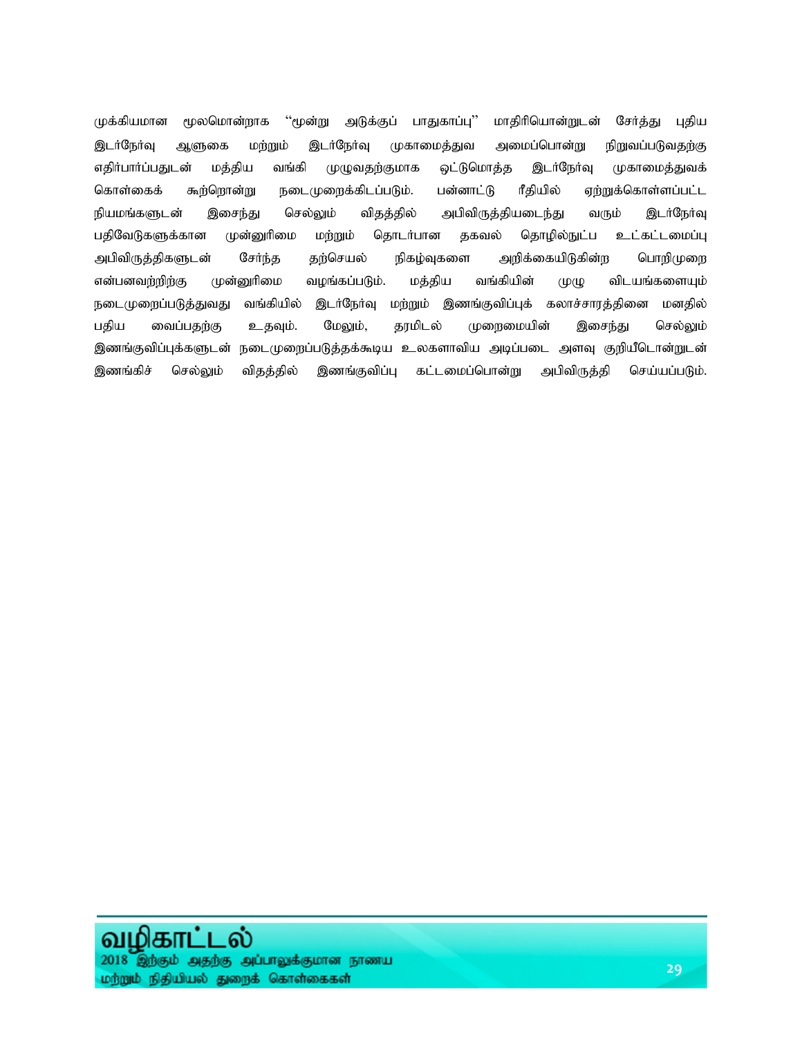முக்கியமான மூலமொன்றாக "மூன்று அடுக்குப் பாதுகாப்பு" மாதிரியொன்றுடன் சேர்த்து புதிய இடர்நேர்வு ஆளுகை மற்றும் இடர்நேர்வு முகாமைத்துவ அமைப்பொன்று நிறுவப்படுவதற்கு எதிர்பார்ப்பதுடன் மத்திய வங்கி முழுவதற்குமாக ஒட்டுமொத்த இடர்நேர்வு முகாமைத்துவக் கொள்கைக் கூற்றொன்று நடைமுறைக்கிடப்படும். பன்னாட்டு ரீதியில் ஏற்றுக்கொள்ளப்பட்ட நியமங்களுடன் இசைந்து செல்லும் விதத்தில் அபிவிருத்தியடைந்து வரும் இடர்நேர்வு பதிவேடுகளுக்கான முன்னுரிமை மற்றும் தொடர்பான தகவல் தொழில்நுட்ப உட்கட்டமைப்பு அபிவிருத்திகளுடன் சேர்ந்த தற்செயல் நிகழ்வுகளை அறிக்கையிடுகின்ற பொறிமுறை என்பனவற்றிற்கு முன்னுரிமை வழங்கப்படும். மத்திய வங்கியின் முழு விடயங்களையும் நடைமுறைப்படுத்துவது வங்கியில் இடர்நேர்வு மற்றும் இணங்குவிப்புக் கலாச்சாரத்தினை மனதில் பதிய வைப்பதற்கு உதவும். மேலும், தரமிடல் முறைமையின் இசைந்து செல்லும் இணங்குவிப்புக்களுடன் நடைமுறைப்படுத்தக்கூடிய உலகளாவிய அடிப்படை அளவு குறியீடொன்றுடன் இணங்கிச் செல்லும் விதத்தில் இணங்குவிப்பு கட்டமைப்பொன்று அபிவிருத்தி செய்யப்படும்.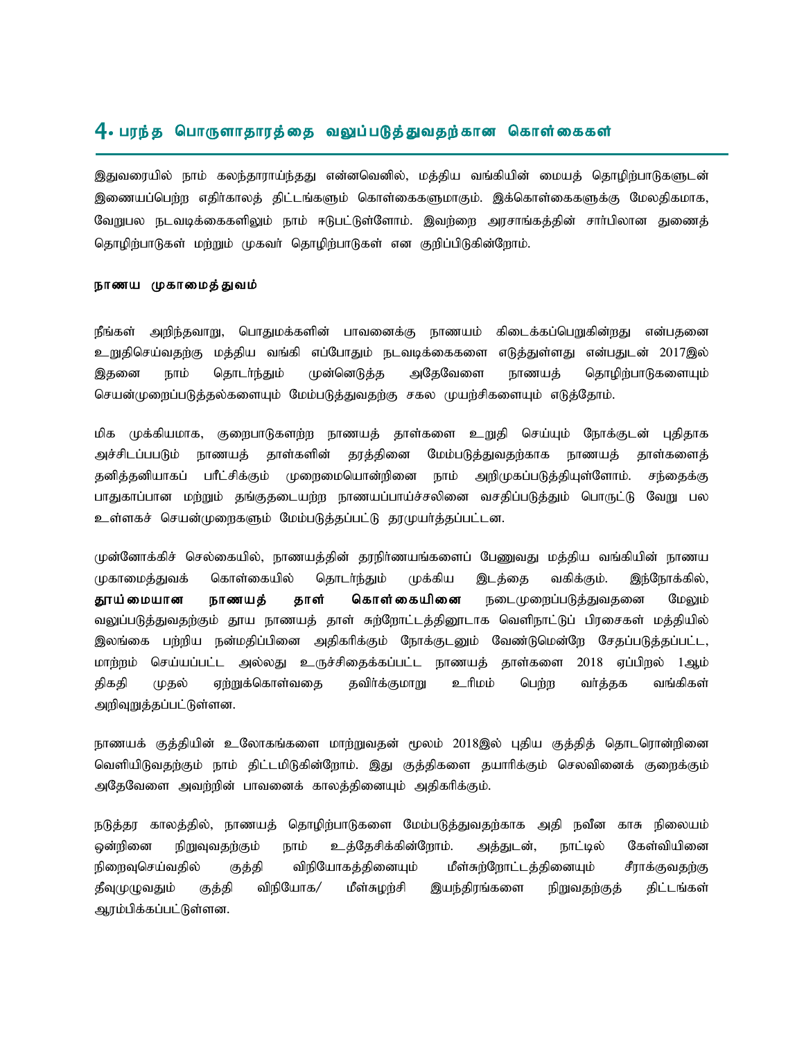## 4. பரந்த பொருளாதாரத்தை வலுப்படுத்துவதற்கான கொள்கைகள்

இதுவரையில் நாம் கலந்தாராய்ந்தது என்னவெனில், மத்திய வங்கியின் மையத் தொழிற்பாடுகளுடன் இணையப்பெற்ற எதிர்காலத் திட்டங்களும் கொள்கைகளுமாகும். இக்கொள்கைகளுக்கு மேலதிகமாக, வேறுபல நடவடிக்கைகளிலும் நாம் ஈடுபட்டுள்ளோம். இவற்றை அரசாங்கத்தின் சார்பிலான துணைத் தொழிற்பாடுகள் மற்றும் முகவர் தொழிற்பாடுகள் என குறிப்பிடுகின்றோம்.

**நாணய முகாமைத்துவம்**

நீங்கள் அறிந்தவாறு, பொதுமக்களின் பாவனைக்கு நாணயம் கிடைக்கப்பெறுகின்றது என்பதனை உறுதிசெய்வதற்கு மத்திய வங்கி எப்போதும் நடவடிக்கைகளை எடுத்துள்ளது என்பதுடன் 2017இல் இதனை நாம் தொடர்ந்தும் முன்னெடுத்த அதேவேளை நாணயத் தொழிற்பாடுகளையும் செயன்முறைப்படுத்தல்களையும் மேம்படுத்துவதற்கு சகல முயற்சிகளையும் எடுத்தோம்.

மிக முக்கியமாக, குறைபாடுகளற்ற நாணயத் தாள்களை உறுதி செய்யும் நோக்குடன் புதிதாக அச்சிடப்படும் நாணயத் தாள்களின் தரத்தினை மேம்படுத்துவதற்காக நாணயத் தாள்களைத் தனித்தனியாகப் பரீட்சிக்கும் முறைமையொன்றினை நாம் அறிமுகப்படுத்தியுள்ளோம். சந்தைக்கு பாதுகாப்பான மற்றும் தங்குதடையற்ற நாணயப்பாய்ச்சலினை வசதிப்படுத்தும் பொருட்டு வேறு பல உள்ளகச் செயன்முறைகளும் மேம்படுத்தப்பட்டு தரமுயர்த்தப்பட்டன.

முன்னோக்கிச் செல்கையில், நாணயத்தின் தரநிர்ணயங்களைப் பேணுவது மத்திய வங்கியின் நாணய முகாமைத்துவக் கொள்கையில் தொடர்ந்தும் முக்கிய இடத்தை வகிக்கும். இந்நோக்கில், **தூய்மையான நாணயத் தாள் கொள்கையினை** நடைமுறைப்படுத்துவதனை மேலும் வலுப்படுத்துவதற்கும் தூய நாணயத் தாள் சுற்றோட்டத்தினூடாக வெளிநாட்டுப் பிரசைகள் மத்தியில் இலங்கை பற்றிய நன்மதிப்பினை அதிகரிக்கும் நோக்குடனும் வேண்டுமென்றே சேதப்படுத்தப்பட்ட, மாற்றம் செய்யப்பட்ட அல்லது உருச்சிதைக்கப்பட்ட நாணயத் தாள்களை 2018 ஏப்பிறல் 1ஆம் திகதி முதல் ஏற்றுக்கொள்வதை தவிர்க்குமாறு உரிமம் பெற்ற வர்த்தக வங்கிகள் அறிவுறுத்தப்பட்டுள்ளன.

நாணயக் குத்தியின் உலோகங்களை மாற்றுவதன் மூலம் 2018இல் புதிய குத்தித் தொடரொன்றினை வெளியிடுவதற்கும் நாம் திட்டமிடுகின்றோம். இது குத்திகளை தயாரிக்கும் செலவினைக் குறைக்கும் அதேவேளை அவற்றின் பாவனைக் காலத்தினையும் அதிகரிக்கும்.

நடுத்தர காலத்தில், நாணயத் தொழிற்பாடுகளை மேம்படுத்துவதற்காக அதி நவீன காசு நிலையம் ஒன்றினை நிறுவுவதற்கும் நாம் உத்தேசிக்கின்றோம். அத்துடன், நாட்டில் கேள்வியினை நிறைவுசெய்வதில் குத்தி விநியோகத்தினையும் மீள்சுற்றோட்டத்தினையும் சீராக்குவதற்கு தீவுமுழுவதும் குத்தி விநியோக/ மீள்சுழற்சி இயந்திரங்களை நிறுவதற்குத் திட்டங்கள் ஆரம்பிக்கப்பட்டுள்ளன.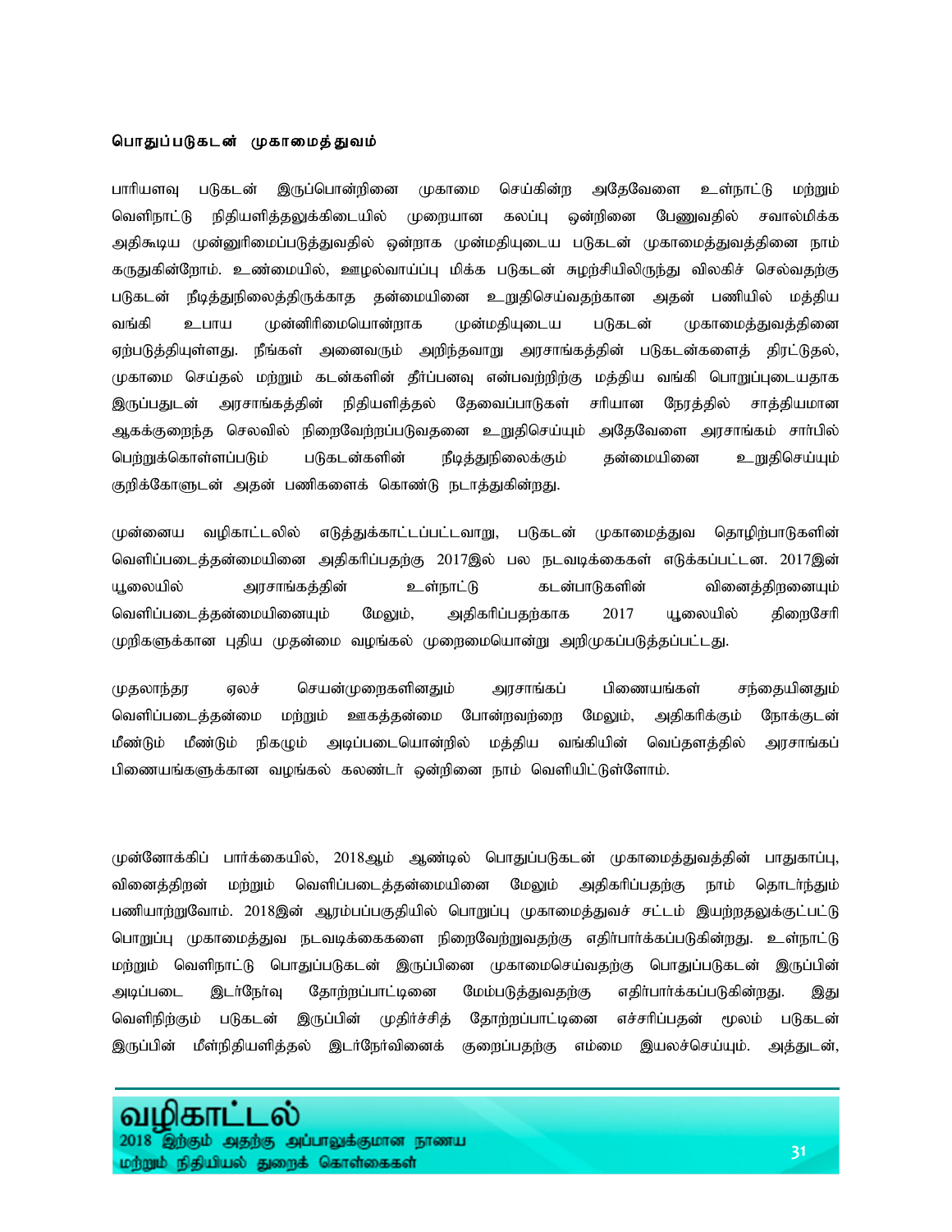**பொதுப்படுகடன் முகாமைத்துவம்**

பாரியளவு படுகடன் இருப்பொன்றினை முகாமை செய்கின்ற அதேவேளை உள்நாட்டு மற்றும் வெளிநாட்டு நிதியளித்தலுக்கிடையில் முறையான கலப்பு ஒன்றினை பேணுவதில் சவால்மிக்க அதிகூடிய முன்னுரிமைப்படுத்துவதில் ஒன்றாக முன்மதியுடைய படுகடன் முகாமைத்துவத்தினை நாம் கருதுகின்றோம். உண்மையில், ஊழல்வாய்ப்பு மிக்க படுகடன் சுழற்சியிலிருந்து விலகிச் செல்வதற்கு படுகடன் நீடித்துநிலைத்திருக்காத தன்மையினை உறுதிசெய்வதற்கான அதன் பணியில் மத்திய வங்கி உபாய முன்னிரிமையொன்றாக முன்மதியுடைய படுகடன் முகாமைத்துவத்தினை ஏற்படுத்தியுள்ளது. நீங்கள் அனைவரும் அறிந்தவாறு அரசாங்கத்தின் படுகடன்களைத் திரட்டுதல், முகாமை செய்தல் மற்றும் கடன்களின் தீர்ப்பனவு என்பவற்றிற்கு மத்திய வங்கி பொறுப்புடையதாக இருப்பதுடன் அரசாங்கத்தின் நிதியளித்தல் தேவைப்பாடுகள் சரியான நேரத்தில் சாத்தியமான ஆகக்குறைந்த செலவில் நிறைவேற்றப்படுவதனை உறுதிசெய்யும் அதேவேளை அரசாங்கம் சார்பில் பெற்றுக்கொள்ளப்படும் படுகடன்களின் நீடித்துநிலைக்கும் தன்மையினை உறுதிசெய்யும் குறிக்கோளுடன் அதன் பணிகளைக் கொண்டு நடாத்துகின்றது.

முன்னைய வழிகாட்டலில் எடுத்துக்காட்டப்பட்டவாறு, படுகடன் முகாமைத்துவ தொழிற்பாடுகளின் வெளிப்படைத்தன்மையினை அதிகரிப்பதற்கு 2017இல் பல நடவடிக்கைகள் எடுக்கப்பட்டன. 2017இன் யூலையில் அரசாங்கத்தின் உள்நாட்டு கடன்பாடுகளின் வினைத்திறனையும் வெளிப்படைத்தன்மையினையும் மேலும், அதிகரிப்பதற்காக 2017 யூலையில் திறைசேரி முறிகளுக்கான புதிய முதன்மை வழங்கல் முறைமையொன்று அறிமுகப்படுத்தப்பட்டது.

முதலாந்தர ஏலச் செயன்முறைகளினதும் அரசாங்கப் பிணையங்கள் சந்தையினதும் வெளிப்படைத்தன்மை மற்றும் ஊகத்தன்மை போன்றவற்றை மேலும், அதிகரிக்கும் நோக்குடன் மீண்டும் மீண்டும் நிகழும் அடிப்படையொன்றில் மத்திய வங்கியின் வெப்தளத்தில் அரசாங்கப் பிணையங்களுக்கான வழங்கல் கலண்டர் ஒன்றினை நாம் வெளியிட்டுள்ளோம்.

முன்னோக்கிப் பார்க்கையில், 2018ஆம் ஆண்டில் பொதுப்படுகடன் முகாமைத்துவத்தின் பாதுகாப்பு, வினைத்திறன் மற்றும் வெளிப்படைத்தன்மையினை மேலும் அதிகரிப்பதற்கு நாம் தொடர்ந்தும் பணியாற்றுவோம். 2018இன் ஆரம்பப்பகுதியில் பொறுப்பு முகாமைத்துவச் சட்டம் இயற்றதலுக்குட்பட்டு பொறுப்பு முகாமைத்துவ நடவடிக்கைகளை நிறைவேற்றுவதற்கு எதிர்பார்க்கப்படுகின்றது. உள்நாட்டு மற்றும் வெளிநாட்டு பொதுப்படுகடன் இருப்பினை முகாமைசெய்வதற்கு பொதுப்படுகடன் இருப்பின் அடிப்படை இடர்நேர்வு தோற்றப்பாட்டினை மேம்படுத்துவதற்கு எதிர்பார்க்கப்படுகின்றது. இது வெளிநிற்கும் படுகடன் இருப்பின் முதிர்ச்சித் தோற்றப்பாட்டினை எச்சரிப்பதன் மூலம் படுகடன் இருப்பின் மீள்நிதியளித்தல் இடர்நேர்வினைக் குறைப்பதற்கு எம்மை இயலச்செய்யும். அத்துடன்,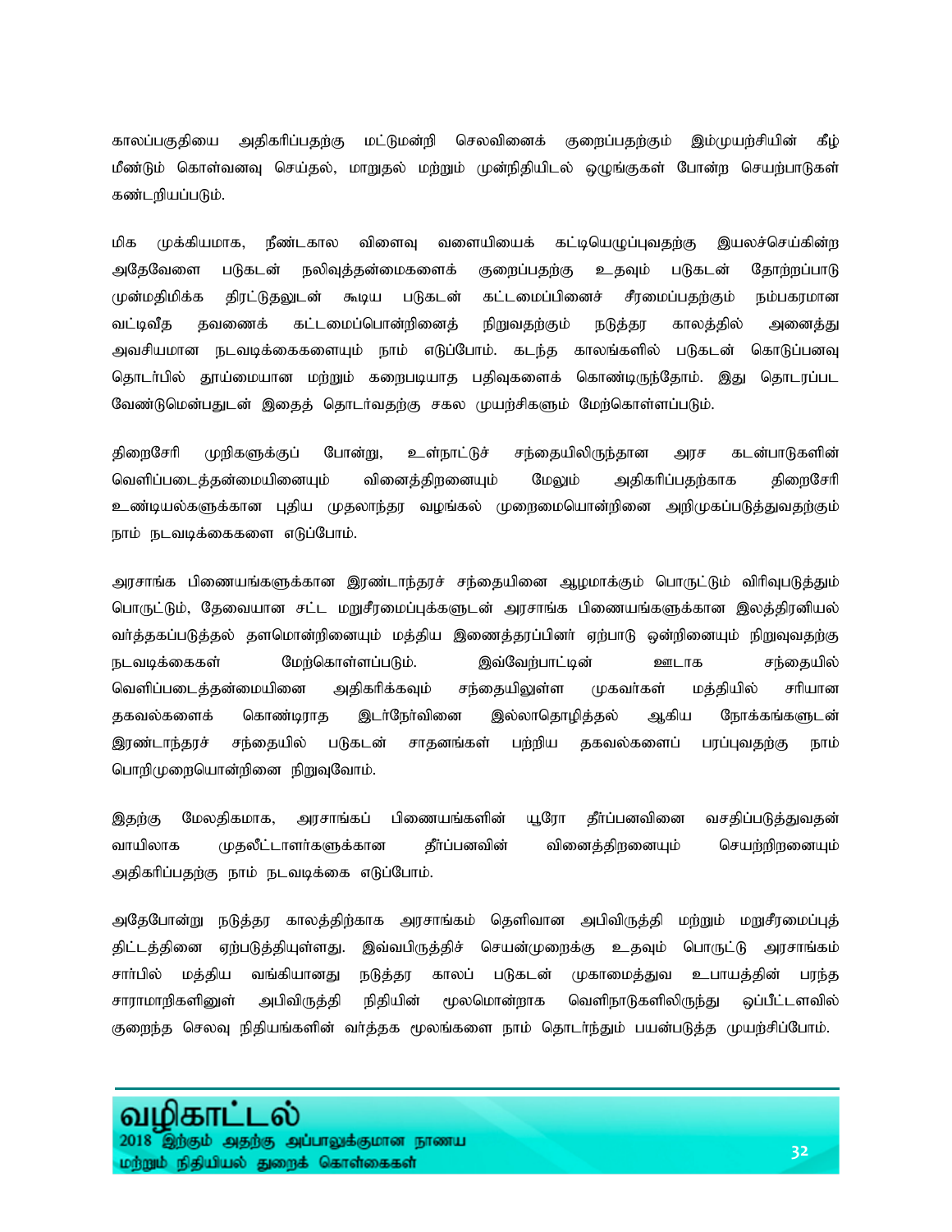காலப்பகுதியை அதிகரிப்பதற்கு மட்டுமன்றி செலவினைக் குறைப்பதற்கும் இம்முயற்சியின் கீழ் மீண்டும் கொள்வனவு செய்தல், மாறுதல் மற்றும் முன்நிதியிடல் ஒழுங்குகள் போன்ற செயற்பாடுகள் கண்டறியப்படும்.

மிக முக்கியமாக, நீண்டகால விளைவு வளையியைக் கட்டியெழுப்புவதற்கு இயலச்செய்கின்ற அதேவேளை படுகடன் நலிவுத்தன்மைகளைக் குறைப்பதற்கு உதவும் படுகடன் தோற்றப்பாடு முன்மதிமிக்க திரட்டுதலுடன் கூடிய படுகடன் கட்டமைப்பினைச் சீரமைப்பதற்கும் நம்பகரமான வட்டிவீத தவணைக் கட்டமைப்பொன்றினைத் நிறுவுவதற்கும் நடுத்தர காலத்தில் அனைத்து அவசியமான நடவடிக்கைகளையும் நாம் எடுப்போம். கடந்த காலங்களில் படுகடன் கொடுப்பனவு தொடர்பில் தூய்மையான மற்றும் கறைபடியாத பதிவுகளைக் கொண்டிருந்தோம். இது தொடரப்பட வேண்டுமென்பதுடன் இதைத் தொடர்வதற்கு சகல முயற்சிகளும் மேற்கொள்ளப்படும்.

திறைசேரி முறிகளுக்குப் போன்று, உள்நாட்டுச் சந்தையிலிருந்தான அரச கடன்பாடுகளின் வெளிப்படைத்தன்மையினையும் வினைத்திறனையும் மேலும் அதிகரிப்பதற்காக திறைசேரி உண்டியல்களுக்கான புதிய முதலாந்தர வழங்கல் முறைமையொன்றினை அறிமுகப்படுத்துவதற்கும் நாம் நடவடிக்கைகளை எடுப்போம்.

அரசாங்க பிணையங்களுக்கான இரண்டாந்தரச் சந்தையினை ஆழமாக்கும் பொருட்டும் விரிவுபடுத்தும் பொருட்டும், தேவையான சட்ட மறுசீரமைப்புக்களுடன் அரசாங்க பிணையங்களுக்கான இலத்திரனியல் வர்த்தகப்படுத்தல் தளமொன்றினையும் மத்திய இணைத்தரப்பினர் ஏற்பாடு ஒன்றினையும் நிறுவுவதற்கு நடவடிக்கைகள் மேற்கொள்ளப்படும். இவ்வேற்பாட்டின் ஊடாக சந்தையில் வெளிப்படைத்தன்மையினை அதிகரிக்கவும் சந்தையிலுள்ள முகவர்கள் மத்தியில் சரியான தகவல்களைக் கொண்டிராத இடர்நேர்வினை இல்லாதொழித்தல் ஆகிய நோக்கங்களுடன் இரண்டாந்தரச் சந்தையில் படுகடன் சாதனங்கள் பற்றிய தகவல்களைப் பரப்புவதற்கு நாம் பொறிமுறையொன்றினை நிறுவுவோம்.

இதற்கு மேலதிகமாக, அரசாங்கப் பிணையங்களின் யூரோ தீர்ப்பனவினை வசதிப்படுத்துவதன் வாயிலாக முதலீட்டாளர்களுக்கான தீர்ப்பனவின் வினைத்திறனையும் செயற்றிறனையும் அதிகரிப்பதற்கு நாம் நடவடிக்கை எடுப்போம்.

அதேபோன்று நடுத்தர காலத்திற்காக அரசாங்கம் தெளிவான அபிவிருத்தி மற்றும் மறுசீரமைப்புத் திட்டத்தினை ஏற்படுத்தியுள்ளது. இவ்வபிவிருத்திச் செயன்முறைக்கு உதவும் பொருட்டு அரசாங்கம் சார்பில் மத்திய வங்கியானது நடுத்தர காலப் படுகடன் முகாமைத்துவ உபாயத்தின் பரந்த சாராமாறிகளினுள் அபிவிருத்தி நிதியின் மூலமொன்றாக வெளிநாடுகளிலிருந்து ஒப்பீட்டளவில் குறைந்த செலவு நிதியங்களின் வர்த்தக மூலங்களை நாம் தொடர்ந்தும் பயன்படுத்த முயற்சிப்போம்.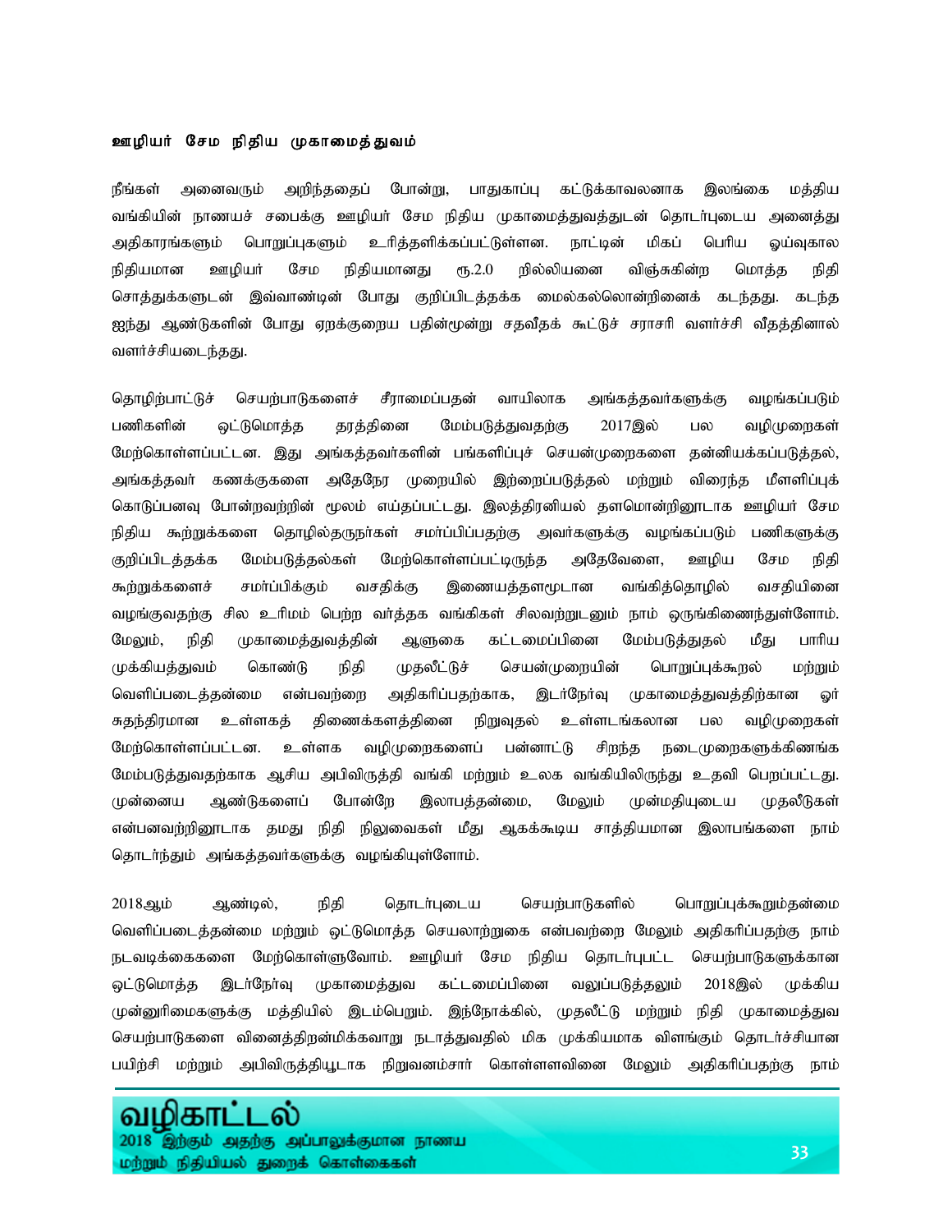**ஊழியர் சேம நிதிய முகாமைத்துவம்**

நீங்கள் அனைவரும் அறிந்ததைப் போன்று, பாதுகாப்பு கட்டுக்காவலனாக இலங்கை மத்திய வங்கியின் நாணயச் சபைக்கு ஊழியர் சேம நிதிய முகாமைத்துவத்துடன் தொடர்புடைய அனைத்து அதிகாரங்களும் பொறுப்புகளும் உரித்தளிக்கப்பட்டுள்ளன. நாட்டின் மிகப் பெரிய ஓய்வுகால நிதியமான ஊழியர் சேம நிதியமானது ரூ.2.0 றில்லியனை விஞ்சுகின்ற மொத்த நிதி சொத்துக்களுடன் இவ்வாண்டின் போது குறிப்பிடத்தக்க மைல்கல்லொன்றினைக் கடந்தது. கடந்த ஐந்து ஆண்டுகளின் போது ஏறக்குறைய பதின்மூன்று சதவீதக் கூட்டுச் சராசரி வளர்ச்சி வீதத்தினால் வளர்ச்சியடைந்தது.

தொழிற்பாட்டுச் செயற்பாடுகளைச் சீராமைப்பதன் வாயிலாக அங்கத்தவர்களுக்கு வழங்கப்படும் பணிகளின் ஒட்டுமொத்த தரத்தினை மேம்படுத்துவதற்கு 2017இல் பல வழிமுறைகள் மேற்கொள்ளப்பட்டன. இது அங்கத்தவர்களின் பங்களிப்புச் செயன்முறைகளை தன்னியக்கப்படுத்தல், அங்கத்தவர் கணக்குகளை அதேநேர முறையில் இற்றைப்படுத்தல் மற்றும் விரைந்த மீளளிப்புக் கொடுப்பனவு போன்றவற்றின் மூலம் எய்தப்பட்டது. இலத்திரனியல் தளமொன்றினூடாக ஊழியர் சேம நிதிய கூற்றுக்களை தொழில்தருநர்கள் சமர்ப்பிப்பதற்கு அவர்களுக்கு வழங்கப்படும் பணிகளுக்கு குறிப்பிடத்தக்க மேம்படுத்தல்கள் மேற்கொள்ளப்பட்டிருந்த அதேவேளை, ஊழிய சேம நிதி கூற்றுக்களைச் சமர்ப்பிக்கும் வசதிக்கு இணையத்தளமூடான வங்கித்தொழில் வசதியினை வழங்குவதற்கு சில உரிமம் பெற்ற வர்த்தக வங்கிகள் சிலவற்றுடனும் நாம் ஒருங்கிணைந்துள்ளோம். மேலும், நிதி முகாமைத்துவத்தின் ஆளுகை கட்டமைப்பினை மேம்படுத்துதல் மீது பாரிய முக்கியத்துவம் கொண்டு நிதி முதலீட்டுச் செயன்முறையின் பொறுப்புக்கூறல் மற்றும் வெளிப்படைத்தன்மை என்பவற்றை அதிகரிப்பதற்காக, இடர்நேர்வு முகாமைத்துவத்திற்கான ஓர் சுதந்திரமான உள்ளகத் திணைக்களத்தினை நிறுவுதல் உள்ளடங்கலான பல வழிமுறைகள் மேற்கொள்ளப்பட்டன. உள்ளக வழிமுறைகளைப் பன்னாட்டு சிறந்த நடைமுறைகளுக்கிணங்க மேம்படுத்துவதற்காக ஆசிய அபிவிருத்தி வங்கி மற்றும் உலக வங்கியிலிருந்து உதவி பெறப்பட்டது. முன்னைய ஆண்டுகளைப் போன்றே இலாபத்தன்மை, மேலும் முன்மதியுடைய முதலீடுகள் என்பனவற்றினூடாக தமது நிதி நிலுவைகள் மீது ஆகக்கூடிய சாத்தியமான இலாபங்களை நாம் தொடர்ந்தும் அங்கத்தவர்களுக்கு வழங்கியுள்ளோம்.

2018ஆம் ஆண்டில், நிதி தொடர்புடைய செயற்பாடுகளில் பொறுப்புக்கூறும்தன்மை வெளிப்படைத்தன்மை மற்றும் ஒட்டுமொத்த செயலாற்றுகை என்பவற்றை மேலும் அதிகரிப்பதற்கு நாம் நடவடிக்கைகளை மேற்கொள்ளுவோம். ஊழியர் சேம நிதிய தொடர்புபட்ட செயற்பாடுகளுக்கான ஒட்டுமொத்த இடர்நேர்வு முகாமைத்துவ கட்டமைப்பினை வலுப்படுத்தலும் 2018இல் முக்கிய முன்னுரிமைகளுக்கு மத்தியில் இடம்பெறும். இந்நோக்கில், முதலீட்டு மற்றும் நிதி முகாமைத்துவ செயற்பாடுகளை வினைத்திறன்மிக்கவாறு நடாத்துவதில் மிக முக்கியமாக விளங்கும் தொடர்ச்சியான பயிற்சி மற்றும் அபிவிருத்தியூடாக நிறுவனம்சார் கொள்ளளவினை மேலும் அதிகரிப்பதற்கு நாம்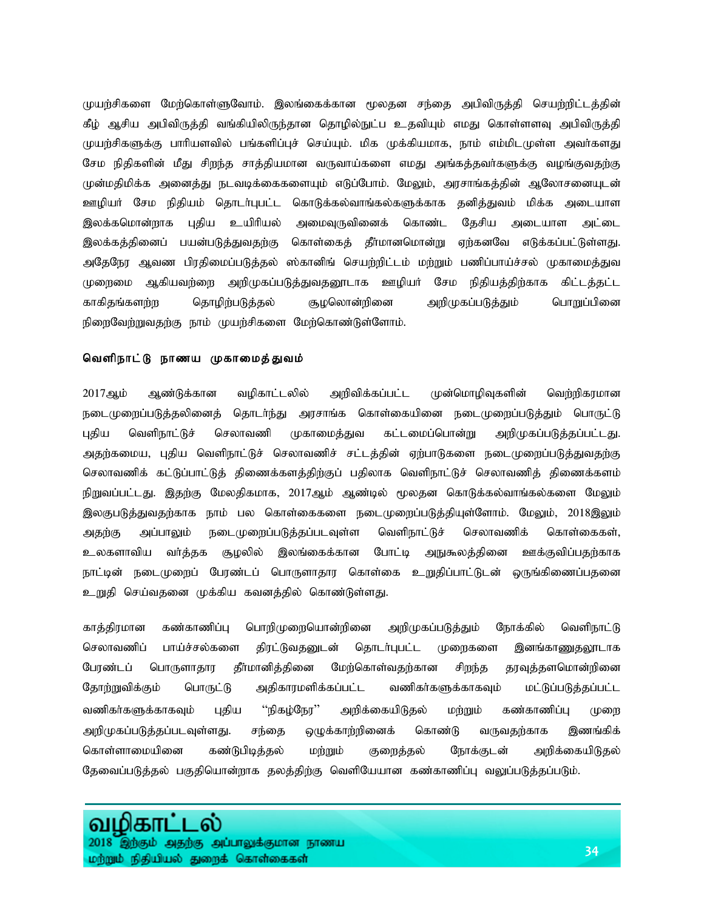முயற்சிகளை மேற்கொள்ளுவோம். இலங்கைக்கான மூலதன சந்தை அபிவிருத்தி செயற்றிட்டத்தின் கீழ் ஆசிய அபிவிருத்தி வங்கியிலிருந்தான தொழில்நுட்ப உதவியும் எமது கொள்ளளவு அபிவிருத்தி முயற்சிகளுக்கு பாரியளவில் பங்களிப்புச் செய்யும். மிக முக்கியமாக, நாம் எம்மிடமுள்ள அவர்களது சேம நிதிகளின் மீது சிறந்த சாத்தியமான வருவாய்களை எமது அங்கத்தவர்களுக்கு வழங்குவதற்கு முன்மதிமிக்க அனைத்து நடவடிக்கைகளையும் எடுப்போம். மேலும், அரசாங்கத்தின் ஆலோசனையுடன் ஊழியர் சேம நிதியம் தொடர்புபட்ட கொடுக்கல்வாங்கல்களுக்காக தனித்துவம் மிக்க அடையாள இலக்கமொன்றாக புதிய உயிரியல் அமைவுருவினைக் கொண்ட தேசிய அடையாள அட்டை இலக்கத்தினைப் பயன்படுத்துவதற்கு கொள்கைத் தீர்மானமொன்று ஏற்கனவே எடுக்கப்பட்டுள்ளது. அதேநேர ஆவண பிரதிமைப்படுத்தல் ஸ்கானிங் செயற்றிட்டம் மற்றும் பணிப்பாய்ச்சல் முகாமைத்துவ முறைமை ஆகியவற்றை அறிமுகப்படுத்துவதனூடாக ஊழியர் சேம நிதியத்திற்காக கிட்டத்தட்ட காகிதங்களற்ற தொழிற்படுத்தல் சூழலொன்றினை அறிமுகப்படுத்தும் பொறுப்பினை நிறைவேற்றுவதற்கு நாம் முயற்சிகளை மேற்கொண்டுள்ளோம்.

**வெளிநாட்டு நாணய முகாமைத்துவம்**

2017ஆம் ஆண்டுக்கான வழிகாட்டலில் அறிவிக்கப்பட்ட முன்மொழிவுகளின் வெற்றிகரமான நடைமுறைப்படுத்தலினைத் தொடர்ந்து அரசாங்க கொள்கையினை நடைமுறைப்படுத்தும் பொருட்டு புதிய வெளிநாட்டுச் செலாவணி முகாமைத்துவ கட்டமைப்பொன்று அறிமுகப்படுத்தப்பட்டது. அதற்கமைய, புதிய வெளிநாட்டுச் செலாவணிச் சட்டத்தின் ஏற்பாடுகளை நடைமுறைப்படுத்துவதற்கு செலாவணிக் கட்டுப்பாட்டுத் திணைக்களத்திற்குப் பதிலாக வெளிநாட்டுச் செலாவணித் திணைக்களம் நிறுவப்பட்டது. இதற்கு மேலதிகமாக, 2017ஆம் ஆண்டில் மூலதன கொடுக்கல்வாங்கல்களை மேலும் இலகுபடுத்துவதற்காக நாம் பல கொள்கைகளை நடைமுறைப்படுத்தியுள்ளோம். மேலும், 2018இலும் அதற்கு அப்பாலும் நடைமுறைப்படுத்தப்படவுள்ள வெளிநாட்டுச் செலாவணிக் கொள்கைகள், உலகளாவிய வர்த்தக சூழலில் இலங்கைக்கான போட்டி அநுகூலத்தினை ஊக்குவிப்பதற்காக நாட்டின் நடைமுறைப் பேரண்டப் பொருளாதார கொள்கை உறுதிப்பாட்டுடன் ஒருங்கிணைப்பதனை உறுதி செய்வதனை முக்கிய கவனத்தில் கொண்டுள்ளது.

காத்திரமான கண்காணிப்பு பொறிமுறையொன்றினை அறிமுகப்படுத்தும் நோக்கில் வெளிநாட்டு செலாவணிப் பாய்ச்சல்களை திரட்டுவதனுடன் தொடர்புபட்ட முறைகளை இனங்காணுதலூடாக பேரண்டப் பொருளாதார தீர்மானித்தினை மேற்கொள்வதற்கான சிறந்த தரவுத்தளமொன்றினை தோற்றுவிக்கும் பொருட்டு அதிகாரமளிக்கப்பட்ட வணிகர்களுக்காகவும் மட்டுப்படுத்தப்பட்ட வணிகர்களுக்காகவும் புதிய “நிகழ்நேர” அறிக்கையிடுதல் மற்றும் கண்காணிப்பு முறை அறிமுகப்படுத்தப்படவுள்ளது. சந்தை ஒழுக்காற்றினைக் கொண்டு வருவதற்காக இணங்கிக் கொள்ளாமையினை கண்டுபிடித்தல் மற்றும் குறைத்தல் நோக்குடன் அறிக்கையிடுதல் தேவைப்படுத்தல் பகுதியொன்றாக தலத்திற்கு வெளியேயான கண்காணிப்பு வலுப்படுத்தப்படும்.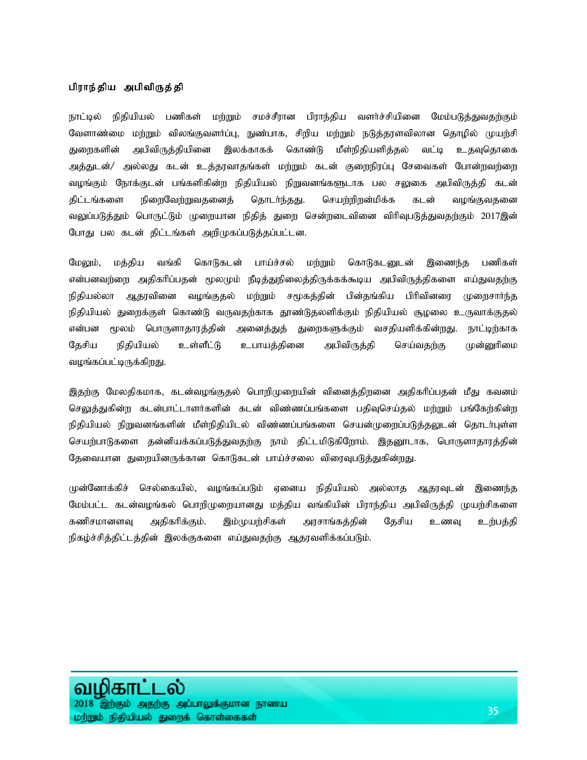**பிராந்திய அபிவிருத்தி**

நாட்டில் நிதியியல் பணிகள் மற்றும் சமச்சீரான பிராந்திய வளர்ச்சியினை மேம்படுத்துவதற்கும் வேளாண்மை மற்றும் விலங்குவளர்ப்பு, நுண்பாக, சிறிய மற்றும் நடுத்தரளவிலான தொழில் முயற்சி துறைகளின் அபிவிருத்தியினை இலக்காகக் கொண்டு மீள்நிதியளித்தல் வட்டி உதவுதொகை அத்துடன்/ அல்லது கடன் உத்தரவாதங்கள் மற்றும் கடன் குறைநிரப்பு சேவைகள் போன்றவற்றை வழங்கும் நோக்குடன் பங்களிகின்ற நிதியியல் நிறுவனங்களூடாக பல சலுகை அபிவிருத்தி கடன் திட்டங்களை நிறைவேற்றுவதனைத் தொடர்ந்தது. செயற்றிறன்மிக்க கடன் வழங்குவதனை வலுப்படுத்தும் பொருட்டும் முறையான நிதித் துறை சென்றடைவினை விரிவுபடுத்துவதற்கும் 2017இன் போது பல கடன் திட்டங்கள் அறிமுகப்படுத்தப்பட்டன.

மேலும், மத்திய வங்கி கொடுகடன் பாய்ச்சல் மற்றும் கொடுகடனுடன் இணைந்த பணிகள் என்பனவற்றை அதிகரிப்பதன் மூலமும் நீடித்துநிலைத்திருக்கக்கூடிய அபிவிருத்திகளை எய்துவதற்கு நிதியல்லா ஆதரவினை வழங்குதல் மற்றும் சமூகத்தின் பின்தங்கிய பிரிவினரை முறைசார்ந்த நிதியியல் துறைக்குள் கொண்டு வருவதற்காக தூண்டுதலளிக்கும் நிதியியல் சூழலை உருவாக்குதல் என்பன மூலம் பொருளாதாரத்தின் அனைத்துத் துறைகளுக்கும் வசதியளிக்கின்றது. நாட்டிற்காக தேசிய நிதியியல் உள்ளீட்டு உபாயத்தினை அபிவிருத்தி செய்வதற்கு முன்னுரிமை வழங்கப்பட்டிருக்கிறது.

இதற்கு மேலதிகமாக, கடன்வழங்குதல் பொறிமுறையின் வினைத்திறனை அதிகரிப்பதன் மீது கவனம் செலுத்துகின்ற கடன்பாட்டாளர்களின் கடன் விண்ணப்பங்களை பதிவுசெய்தல் மற்றும் பங்கேற்கின்ற நிதியியல் நிறுவனங்களின் மீள்நிதியிடல் விண்ணப்பங்களை செயன்முறைப்படுத்தலுடன் தொடர்புள்ள செயற்பாடுகளை தன்னியக்கப்படுத்துவதற்கு நாம் திட்டமிடுகிறோம். இதனூடாக, பொருளாதாரத்தின் தேவையான துறையினருக்கான கொடுகடன் பாய்ச்சலை விரைவுபடுத்துகின்றது.

முன்னோக்கிச் செல்கையில், வழங்கப்படும் ஏனைய நிதியியல் அல்லாத ஆதரவுடன் இணைந்த மேம்பட்ட கடன்வழங்கல் பொறிமுறையானது மத்திய வங்கியின் பிராந்திய அபிவிருத்தி முயற்சிகளை கணிசமானளவு அதிகரிக்கும். இம்முயற்சிகள் அரசாங்கத்தின் தேசிய உணவு உற்பத்தி நிகழ்ச்சித்திட்டத்தின் இலக்குகளை எய்துவதற்கு ஆதரவளிக்கப்படும்.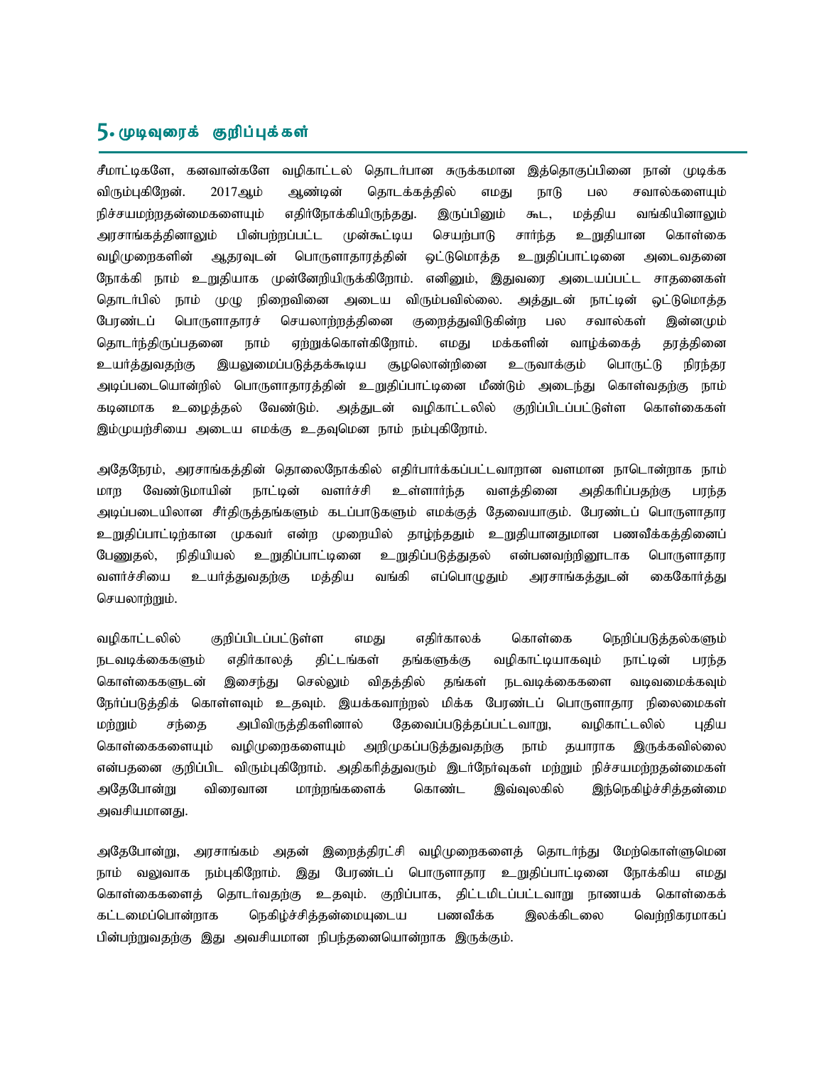## 5. முடிவுரைக் குறிப்புக்கள்

சீமாட்டிகளே, கனவான்களே வழிகாட்டல் தொடர்பான சுருக்கமான இத்தொகுப்பினை நான் முடிக்க விரும்புகிறேன். 2017ஆம் ஆண்டின் தொடக்கத்தில் எமது நாடு பல சவால்களையும் நிச்சயமற்றதன்மைகளையும் எதிர்நோக்கியிருந்தது. இருப்பினும் கூட, மத்திய வங்கியினாலும் அரசாங்கத்தினாலும் பின்பற்றப்பட்ட முன்கூட்டிய செயற்பாடு சார்ந்த உறுதியான கொள்கை வழிமுறைகளின் ஆதரவுடன் பொருளாதாரத்தின் ஒட்டுமொத்த உறுதிப்பாட்டினை அடைவதனை நோக்கி நாம் உறுதியாக முன்னேறியிருக்கிறோம். எனினும், இதுவரை அடையப்பட்ட சாதனைகள் தொடர்பில் நாம் முழு நிறைவினை அடைய விரும்பவில்லை. அத்துடன் நாட்டின் ஒட்டுமொத்த பேரண்டப் பொருளாதாரச் செயலாற்றத்தினை குறைத்துவிடுகின்ற பல சவால்கள் இன்னமும் தொடர்ந்திருப்பதனை நாம் ஏற்றுக்கொள்கிறோம். எமது மக்களின் வாழ்க்கைத் தரத்தினை உயர்த்துவதற்கு இயலுமைப்படுத்தக்கூடிய சூழலொன்றினை உருவாக்கும் பொருட்டு நிரந்தர அடிப்படையொன்றில் பொருளாதாரத்தின் உறுதிப்பாட்டினை மீண்டும் அடைந்து கொள்வதற்கு நாம் கடினமாக உழைத்தல் வேண்டும். அத்துடன் வழிகாட்டலில் குறிப்பிடப்பட்டுள்ள கொள்கைகள் இம்முயற்சியை அடைய எமக்கு உதவுமென நாம் நம்புகிறோம்.

அதேநேரம், அரசாங்கத்தின் தொலைநோக்கில் எதிர்பார்க்கப்பட்டவாறான வளமான நாடொன்றாக நாம் மாற வேண்டுமாயின் நாட்டின் வளர்ச்சி உள்ளார்ந்த வளத்தினை அதிகரிப்பதற்கு பரந்த அடிப்படையிலான சீர்திருத்தங்களும் கடப்பாடுகளும் எமக்குத் தேவையாகும். பேரண்டப் பொருளாதார உறுதிப்பாட்டிற்கான முகவர் என்ற முறையில் தாழ்ந்ததும் உறுதியானதுமான பணவீக்கத்தினைப் பேணுதல், நிதியியல் உறுதிப்பாட்டினை உறுதிப்படுத்துதல் என்பனவற்றினூடாக பொருளாதார வளர்ச்சியை உயர்த்துவதற்கு மத்திய வங்கி எப்பொழுதும் அரசாங்கத்துடன் கைகோர்த்து செயலாற்றும்.

வழிகாட்டலில் குறிப்பிடப்பட்டுள்ள எமது எதிர்காலக் கொள்கை நெறிப்படுத்தல்களும் நடவடிக்கைகளும் எதிர்காலத் திட்டங்கள் தங்களுக்கு வழிகாட்டியாகவும் நாட்டின் பரந்த கொள்கைகளுடன் இசைந்து செல்லும் விதத்தில் தங்கள் நடவடிக்கைகளை வடிவமைக்கவும் நேர்ப்படுத்திக் கொள்ளவும் உதவும். இயக்கவாற்றல் மிக்க பேரண்டப் பொருளாதார நிலைமைகள் மற்றும் சந்தை அபிவிருத்திகளினால் தேவைப்படுத்தப்பட்டவாறு, வழிகாட்டலில் புதிய கொள்கைகளையும் வழிமுறைகளையும் அறிமுகப்படுத்துவதற்கு நாம் தயாராக இருக்கவில்லை என்பதனை குறிப்பிட விரும்புகிறோம். அதிகரித்துவரும் இடர்நேர்வுகள் மற்றும் நிச்சயமற்றதன்மைகள் அதேபோன்று விரைவான மாற்றங்களைக் கொண்ட இவ்வுலகில் இந்நெகிழ்ச்சித்தன்மை அவசியமானது.

அதேபோன்று, அரசாங்கம் அதன் இறைத்திரட்சி வழிமுறைகளைத் தொடர்ந்து மேற்கொள்ளுமென நாம் வலுவாக நம்புகிறோம். இது பேரண்டப் பொருளாதார உறுதிப்பாட்டினை நோக்கிய எமது கொள்கைகளைத் தொடர்வதற்கு உதவும். குறிப்பாக, திட்டமிடப்பட்டவாறு நாணயக் கொள்கைக் கட்டமைப்பொன்றாக நெகிழ்ச்சித்தன்மையுடைய பணவீக்க இலக்கிடலை வெற்றிகரமாகப் பின்பற்றுவதற்கு இது அவசியமான நிபந்தனையொன்றாக இருக்கும்.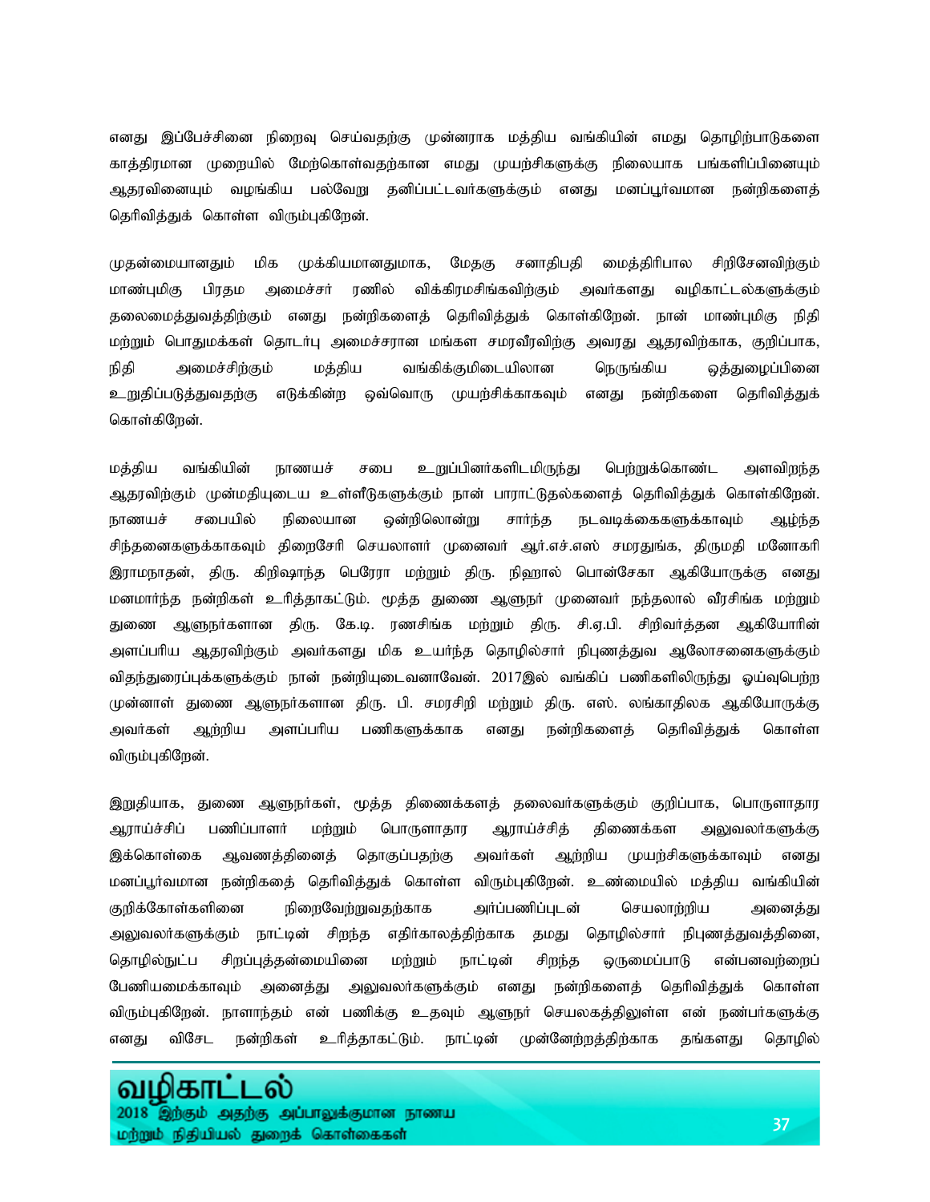எனது இப்பேச்சினை நிறைவு செய்வதற்கு முன்னராக மத்திய வங்கியின் எமது தொழிற்பாடுகளை காத்திரமான முறையில் மேற்கொள்வதற்கான எமது முயற்சிகளுக்கு நிலையாக பங்களிப்பினையும் ஆதரவினையும் வழங்கிய பல்வேறு தனிப்பட்டவர்களுக்கும் எனது மனப்பூர்வமான நன்றிகளைத் தெரிவித்துக் கொள்ள விரும்புகிறேன்.

முதன்மையானதும் மிக முக்கியமானதுமாக, மேதகு சனாதிபதி மைத்திரிபால சிறிசேனவிற்கும் மாண்புமிகு பிரதம அமைச்சர் ரணில் விக்கிரமசிங்கவிற்கும் அவர்களது வழிகாட்டல்களுக்கும் தலைமைத்துவத்திற்கும் எனது நன்றிகளைத் தெரிவித்துக் கொள்கிறேன். நான் மாண்புமிகு நிதி மற்றும் பொதுமக்கள் தொடர்பு அமைச்சரான மங்கள சமரவீரவிற்கு அவரது ஆதரவிற்காக, குறிப்பாக, நிதி அமைச்சிற்கும் மத்திய வங்கிக்குமிடையிலான நெருங்கிய ஒத்துழைப்பினை உறுதிப்படுத்துவதற்கு எடுக்கின்ற ஒவ்வொரு முயற்சிக்காகவும் எனது நன்றிகளை தெரிவித்துக் கொள்கிறேன்.

மத்திய வங்கியின் நாணயச் சபை உறுப்பினர்களிடமிருந்து பெற்றுக்கொண்ட அளவிறந்த ஆதரவிற்கும் முன்மதியுடைய உள்ளீடுகளுக்கும் நான் பாராட்டுதல்களைத் தெரிவித்துக் கொள்கிறேன். நாணயச் சபையில் நிலையான ஒன்றிலொன்று சார்ந்த நடவடிக்கைகளுக்காவும் ஆழ்ந்த சிந்தனைகளுக்காகவும் திறைசேரி செயலாளர் முனைவர் ஆர்.எச்.எஸ் சமரதுங்க, திருமதி மனோகரி இராமநாதன், திரு. கிறிஷாந்த பெரேரா மற்றும் திரு. நிஹால் பொன்சேகா ஆகியோருக்கு எனது மனமார்ந்த நன்றிகள் உரித்தாகட்டும். மூத்த துணை ஆளுநர் முனைவர் நந்தலால் வீரசிங்க மற்றும் துணை ஆளுநர்களான திரு. கே.டி. ரணசிங்க மற்றும் திரு. சி.ஏ.பி. சிறிவர்த்தன ஆகியோரின் அளப்பரிய ஆதரவிற்கும் அவர்களது மிக உயர்ந்த தொழில்சார் நிபுணத்துவ ஆலோசனைகளுக்கும் விதந்துரைப்புக்களுக்கும் நான் நன்றியுடைவனாவேன். 2017இல் வங்கிப் பணிகளிலிருந்து ஓய்வுபெற்ற முன்னாள் துணை ஆளுநர்களான திரு. பி. சமரசிறி மற்றும் திரு. எஸ். லங்காதிலக ஆகியோருக்கு அவர்கள் ஆற்றிய அளப்பரிய பணிகளுக்காக எனது நன்றிகளைத் தெரிவித்துக் கொள்ள விரும்புகிறேன்.

இறுதியாக, துணை ஆளுநர்கள், மூத்த திணைக்களத் தலைவர்களுக்கும் குறிப்பாக, பொருளாதார ஆராய்ச்சிப் பணிப்பாளர் மற்றும் பொருளாதார ஆராய்ச்சித் திணைக்கள அலுவலர்களுக்கு இக்கொள்கை ஆவணத்தினைத் தொகுப்பதற்கு அவர்கள் ஆற்றிய முயற்சிகளுக்காவும் எனது மனப்பூர்வமான நன்றிகதைத் தெரிவித்துக் கொள்ள விரும்புகிறேன். உண்மையில் மத்திய வங்கியின் குறிக்கோள்களினை நிறைவேற்றுவதற்காக அர்ப்பணிப்புடன் செயலாற்றிய அனைத்து அலுவலர்களுக்கும் நாட்டின் சிறந்த எதிர்காலத்திற்காக தமது தொழில்சார் நிபுணத்துவத்தினை, தொழில்நுட்ப சிறப்புத்தன்மையினை மற்றும் நாட்டின் சிறந்த ஒருமைப்பாடு என்பனவற்றைப் பேணியமைக்காவும் அனைத்து அலுவலர்களுக்கும் எனது நன்றிகளைத் தெரிவித்துக் கொள்ள விரும்புகிறேன். நாளாந்தம் என் பணிக்கு உதவும் ஆளுநர் செயலகத்திலுள்ள என் நண்பர்களுக்கு எனது விசேட நன்றிகள் உரித்தாகட்டும். நாட்டின் முன்னேற்றத்திற்காக தங்களது தொழில்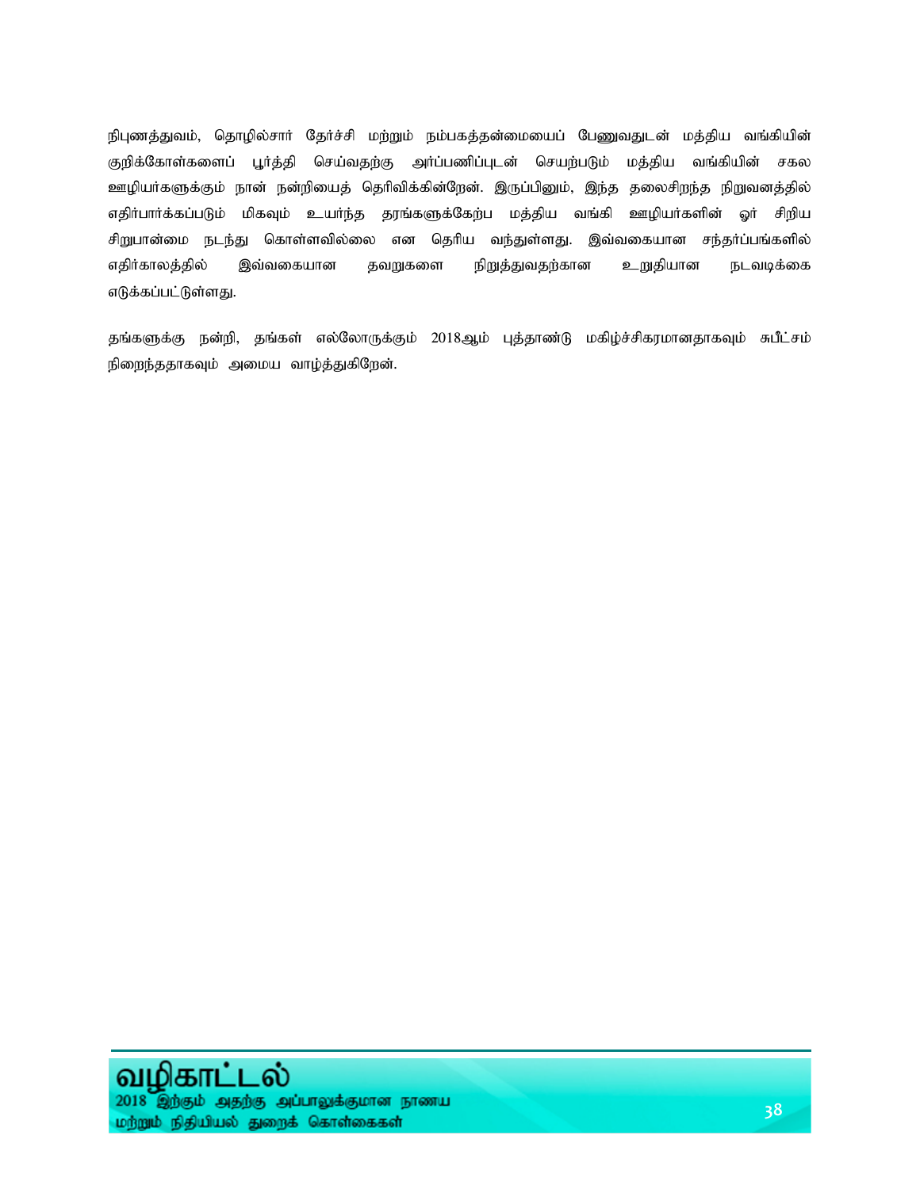நிபுணத்துவம், தொழில்சார் தேர்ச்சி மற்றும் நம்பகத்தன்மையைப் பேணுவதுடன் மத்திய வங்கியின் குறிக்கோள்களைப் பூர்த்தி செய்வதற்கு அர்ப்பணிப்புடன் செயற்படும் மத்திய வங்கியின் சகல ஊழியர்களுக்கும் நான் நன்றியைத் தெரிவிக்கின்றேன். இருப்பினும், இந்த தலைசிறந்த நிறுவனத்தில் எதிர்பார்க்கப்படும் மிகவும் உயர்ந்த தரங்களுக்கேற்ப மத்திய வங்கி ஊழியர்களின் ஓர் சிறிய சிறுபான்மை நடந்து கொள்ளவில்லை என தெரிய வந்துள்ளது. இவ்வகையான சந்தர்ப்பங்களில் எதிர்காலத்தில் இவ்வகையான தவறுகளை நிறுத்துவதற்கான உறுதியான நடவடிக்கை எடுக்கப்பட்டுள்ளது.

தங்களுக்கு நன்றி, தங்கள் எல்லோருக்கும் 2018ஆம் புத்தாண்டு மகிழ்ச்சிகரமானதாகவும் சுபீட்சம் நிறைந்ததாகவும் அமைய வாழ்த்துகிறேன்.